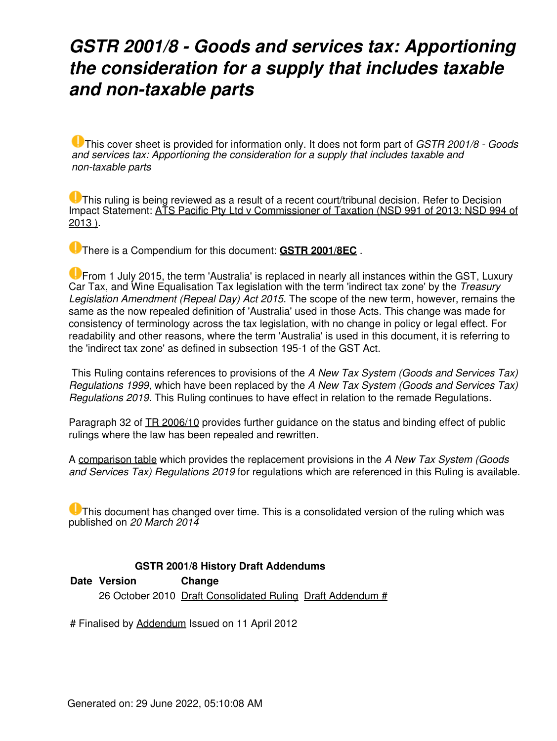# *GSTR 2001/8 - Goods and services tax: Apportioning the consideration for a supply that includes taxable and non-taxable parts*

This cover sheet is provided for information only. It does not form part of *GSTR 2001/8 - Goods and services tax: Apportioning the consideration for a supply that includes taxable and non-taxable parts*

This ruling is being reviewed as a result of a recent court/tribunal decision. Refer to Decision Impact Statement: ATS Pacific Pty Ltd v Commissioner of Taxation (NSD 991 of 2013; NSD 994 of 2013 ).

There is a Compendium for this document: **GSTR 2001/8EC** .

From 1 July 2015, the term 'Australia' is replaced in nearly all instances within the GST, Luxury Car Tax, and Wine Equalisation Tax legislation with the term 'indirect tax zone' by the *Treasury Legislation Amendment (Repeal Day) Act 2015*. The scope of the new term, however, remains the same as the now repealed definition of 'Australia' used in those Acts. This change was made for consistency of terminology across the tax legislation, with no change in policy or legal effect. For readability and other reasons, where the term 'Australia' is used in this document, it is referring to the 'indirect tax zone' as defined in subsection 195-1 of the GST Act.

This Ruling contains references to provisions of the *A New Tax System (Goods and Services Tax) Regulations 1999,* which have been replaced by the *A New Tax System (Goods and Services Tax) Regulations 2019*. This Ruling continues to have effect in relation to the remade Regulations.

Paragraph 32 of TR 2006/10 provides further guidance on the status and binding effect of public rulings where the law has been repealed and rewritten.

A comparison table which provides the replacement provisions in the *A New Tax System (Goods and Services Tax) Regulations 2019* for regulations which are referenced in this Ruling is available.

This document has changed over time. This is a consolidated version of the ruling which was published on *20 March 2014*

**GSTR 2001/8 History Draft Addendums**

| Date | Version | Change |
|---|---|---|
| | 26 October 2010 | Draft Consolidated Ruling Draft Addendum # |

# Finalised by Addendum Issued on 11 April 2012

Generated on: 29 June 2022, 05:10:08 AM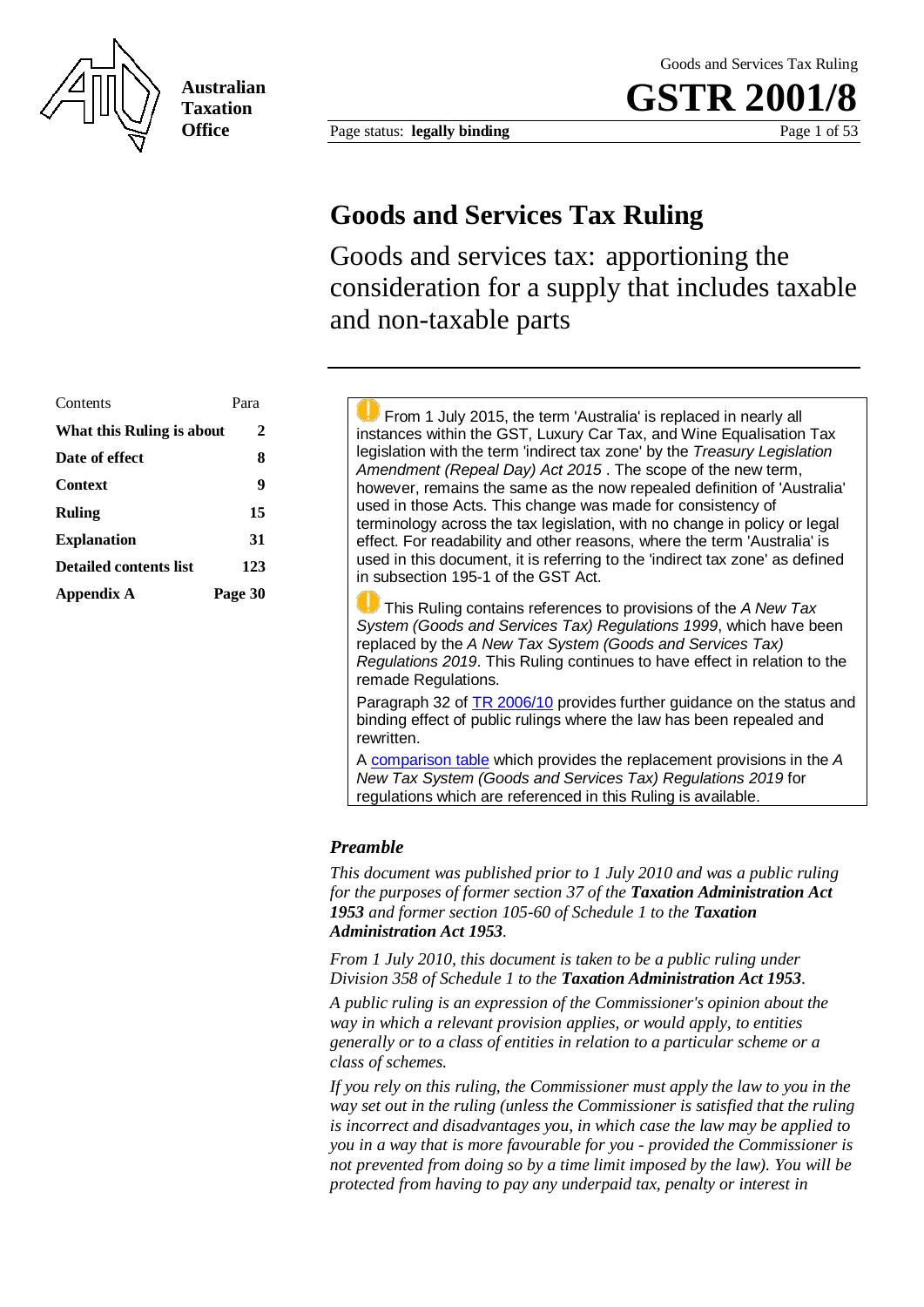# Goods and Services Tax Ruling

Goods and services tax: apportioning the consideration for a supply that includes taxable and non-taxable parts

| Contents | Para |
| --- | --- |
| **What this Ruling is about** | **2** |
| **Date of effect** | **8** |
| **Context** | **9** |
| **Ruling** | **15** |
| **Explanation** | **31** |
| **Detailed contents list** | **123** |
| **Appendix A** | **Page 30** |

From 1 July 2015, the term 'Australia' is replaced in nearly all instances within the GST, Luxury Car Tax, and Wine Equalisation Tax legislation with the term 'indirect tax zone' by the *Treasury Legislation Amendment (Repeal Day) Act 2015* . The scope of the new term, however, remains the same as the now repealed definition of 'Australia' used in those Acts. This change was made for consistency of terminology across the tax legislation, with no change in policy or legal effect. For readability and other reasons, where the term 'Australia' is used in this document, it is referring to the 'indirect tax zone' as defined in subsection 195-1 of the GST Act.

This Ruling contains references to provisions of the *A New Tax System (Goods and Services Tax) Regulations 1999*, which have been replaced by the *A New Tax System (Goods and Services Tax) Regulations 2019*. This Ruling continues to have effect in relation to the remade Regulations.

Paragraph 32 of TR 2006/10 provides further guidance on the status and binding effect of public rulings where the law has been repealed and rewritten.

A comparison table which provides the replacement provisions in the *A New Tax System (Goods and Services Tax) Regulations 2019* for regulations which are referenced in this Ruling is available.

### *Preamble*

*This document was published prior to 1 July 2010 and was a public ruling for the purposes of former section 37 of the* ***Taxation Administration Act 1953*** *and former section 105-60 of Schedule 1 to the* ***Taxation Administration Act 1953****.*

*From 1 July 2010, this document is taken to be a public ruling under Division 358 of Schedule 1 to the* ***Taxation Administration Act 1953****.*

*A public ruling is an expression of the Commissioner's opinion about the way in which a relevant provision applies, or would apply, to entities generally or to a class of entities in relation to a particular scheme or a class of schemes.*

*If you rely on this ruling, the Commissioner must apply the law to you in the way set out in the ruling (unless the Commissioner is satisfied that the ruling is incorrect and disadvantages you, in which case the law may be applied to you in a way that is more favourable for you - provided the Commissioner is not prevented from doing so by a time limit imposed by the law). You will be protected from having to pay any underpaid tax, penalty or interest in*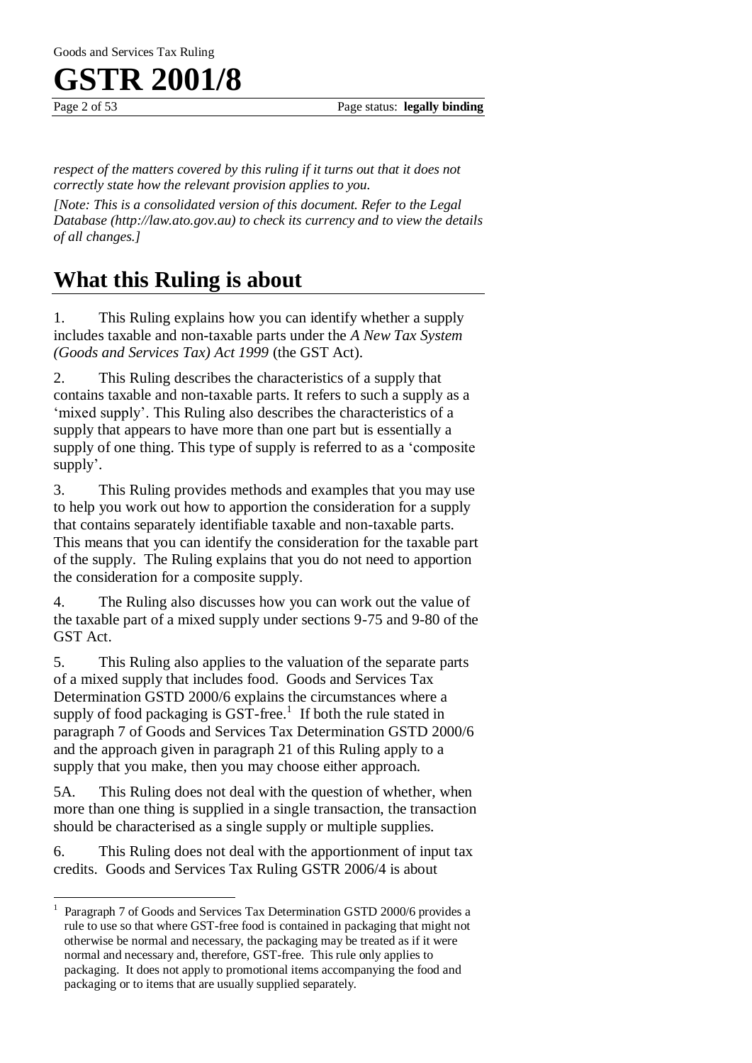*respect of the matters covered by this ruling if it turns out that it does not correctly state how the relevant provision applies to you.*

*[Note: This is a consolidated version of this document. Refer to the Legal Database (http://law.ato.gov.au) to check its currency and to view the details of all changes.]*

# What this Ruling is about

1. This Ruling explains how you can identify whether a supply includes taxable and non-taxable parts under the *A New Tax System (Goods and Services Tax) Act 1999* (the GST Act).

2. This Ruling describes the characteristics of a supply that contains taxable and non-taxable parts. It refers to such a supply as a 'mixed supply'. This Ruling also describes the characteristics of a supply that appears to have more than one part but is essentially a supply of one thing. This type of supply is referred to as a 'composite supply'.

3. This Ruling provides methods and examples that you may use to help you work out how to apportion the consideration for a supply that contains separately identifiable taxable and non-taxable parts. This means that you can identify the consideration for the taxable part of the supply. The Ruling explains that you do not need to apportion the consideration for a composite supply.

4. The Ruling also discusses how you can work out the value of the taxable part of a mixed supply under sections 9-75 and 9-80 of the GST Act.

5. This Ruling also applies to the valuation of the separate parts of a mixed supply that includes food. Goods and Services Tax Determination GSTD 2000/6 explains the circumstances where a supply of food packaging is GST-free.[1] If both the rule stated in paragraph 7 of Goods and Services Tax Determination GSTD 2000/6 and the approach given in paragraph 21 of this Ruling apply to a supply that you make, then you may choose either approach.

5A. This Ruling does not deal with the question of whether, when more than one thing is supplied in a single transaction, the transaction should be characterised as a single supply or multiple supplies.

6. This Ruling does not deal with the apportionment of input tax credits. Goods and Services Tax Ruling GSTR 2006/4 is about

---

[1] Paragraph 7 of Goods and Services Tax Determination GSTD 2000/6 provides a rule to use so that where GST-free food is contained in packaging that might not otherwise be normal and necessary, the packaging may be treated as if it were normal and necessary and, therefore, GST-free. This rule only applies to packaging. It does not apply to promotional items accompanying the food and packaging or to items that are usually supplied separately.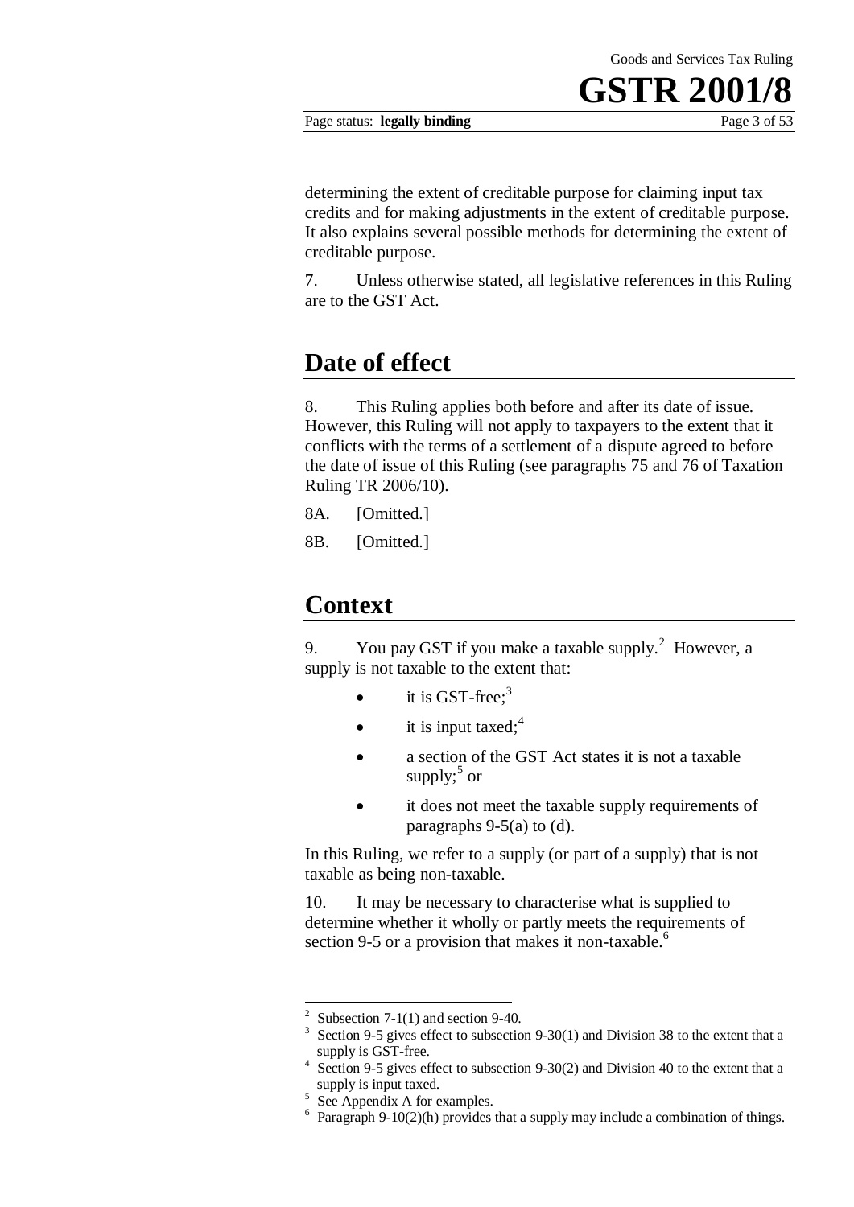determining the extent of creditable purpose for claiming input tax credits and for making adjustments in the extent of creditable purpose. It also explains several possible methods for determining the extent of creditable purpose.

7. Unless otherwise stated, all legislative references in this Ruling are to the GST Act.

## Date of effect

8. This Ruling applies both before and after its date of issue. However, this Ruling will not apply to taxpayers to the extent that it conflicts with the terms of a settlement of a dispute agreed to before the date of issue of this Ruling (see paragraphs 75 and 76 of Taxation Ruling TR 2006/10).

8A. [Omitted.]

8B. [Omitted.]

## Context

9. You pay GST if you make a taxable supply.[2] However, a supply is not taxable to the extent that:

- it is GST-free;[3]
- it is input taxed;[4]
- a section of the GST Act states it is not a taxable supply;[5] or
- it does not meet the taxable supply requirements of paragraphs 9-5(a) to (d).

In this Ruling, we refer to a supply (or part of a supply) that is not taxable as being non-taxable.

10. It may be necessary to characterise what is supplied to determine whether it wholly or partly meets the requirements of section 9-5 or a provision that makes it non-taxable.[6]

---

[2] Subsection 7-1(1) and section 9-40.

[3] Section 9-5 gives effect to subsection 9-30(1) and Division 38 to the extent that a supply is GST-free.

[4] Section 9-5 gives effect to subsection 9-30(2) and Division 40 to the extent that a supply is input taxed.

[5] See Appendix A for examples.

[6] Paragraph 9-10(2)(h) provides that a supply may include a combination of things.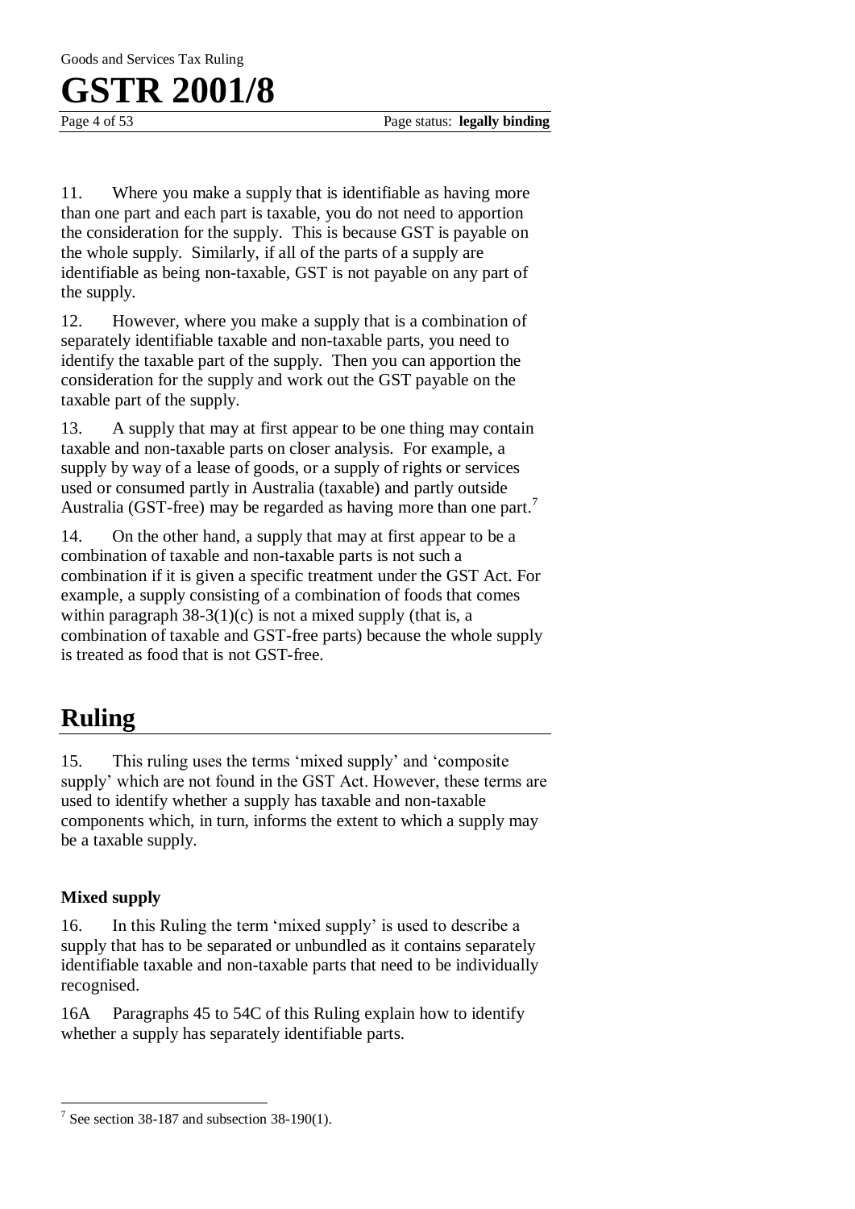11. Where you make a supply that is identifiable as having more than one part and each part is taxable, you do not need to apportion the consideration for the supply. This is because GST is payable on the whole supply. Similarly, if all of the parts of a supply are identifiable as being non-taxable, GST is not payable on any part of the supply.

12. However, where you make a supply that is a combination of separately identifiable taxable and non-taxable parts, you need to identify the taxable part of the supply. Then you can apportion the consideration for the supply and work out the GST payable on the taxable part of the supply.

13. A supply that may at first appear to be one thing may contain taxable and non-taxable parts on closer analysis. For example, a supply by way of a lease of goods, or a supply of rights or services used or consumed partly in Australia (taxable) and partly outside Australia (GST-free) may be regarded as having more than one part.[7]

14. On the other hand, a supply that may at first appear to be a combination of taxable and non-taxable parts is not such a combination if it is given a specific treatment under the GST Act. For example, a supply consisting of a combination of foods that comes within paragraph 38-3(1)(c) is not a mixed supply (that is, a combination of taxable and GST-free parts) because the whole supply is treated as food that is not GST-free.

## Ruling

15. This ruling uses the terms 'mixed supply' and 'composite supply' which are not found in the GST Act. However, these terms are used to identify whether a supply has taxable and non-taxable components which, in turn, informs the extent to which a supply may be a taxable supply.

### Mixed supply

16. In this Ruling the term 'mixed supply' is used to describe a supply that has to be separated or unbundled as it contains separately identifiable taxable and non-taxable parts that need to be individually recognised.

16A Paragraphs 45 to 54C of this Ruling explain how to identify whether a supply has separately identifiable parts.

[7] See section 38-187 and subsection 38-190(1).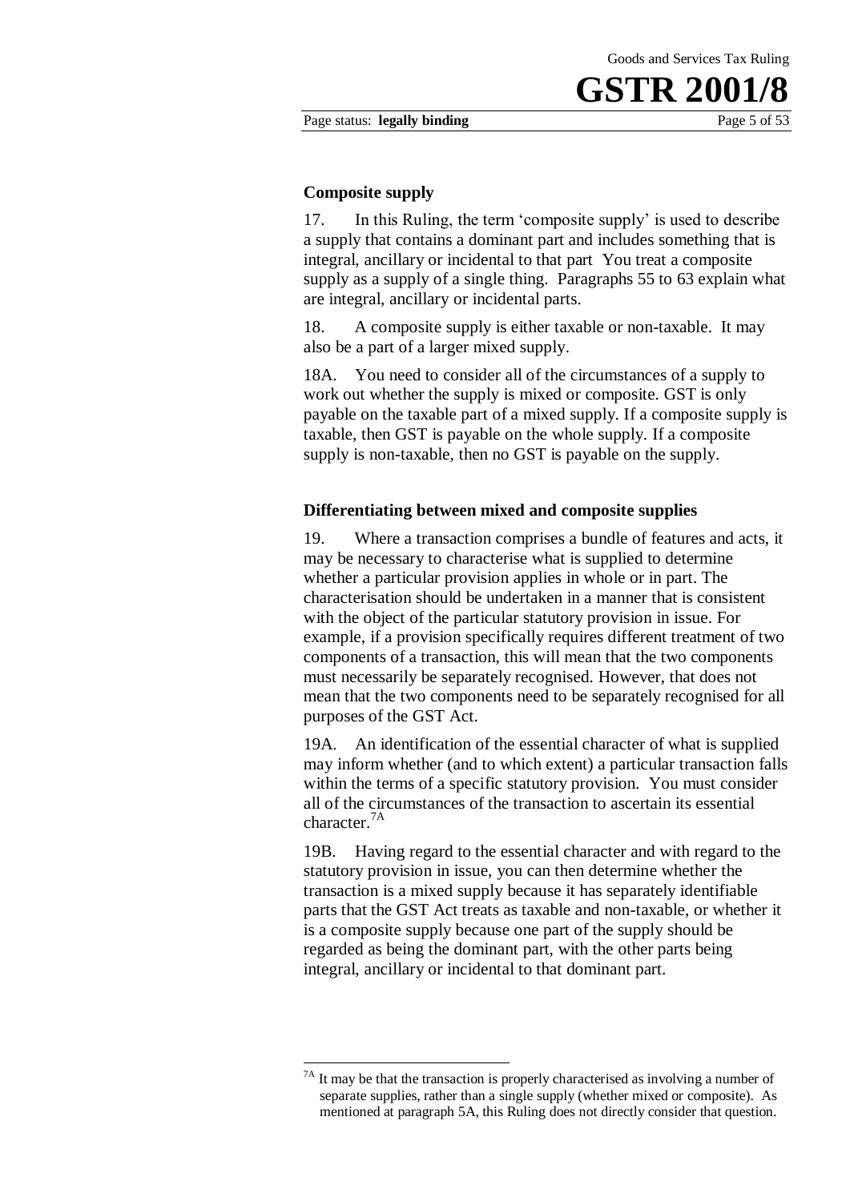### Composite supply

17. In this Ruling, the term 'composite supply' is used to describe a supply that contains a dominant part and includes something that is integral, ancillary or incidental to that part You treat a composite supply as a supply of a single thing. Paragraphs 55 to 63 explain what are integral, ancillary or incidental parts.

18. A composite supply is either taxable or non-taxable. It may also be a part of a larger mixed supply.

18A. You need to consider all of the circumstances of a supply to work out whether the supply is mixed or composite. GST is only payable on the taxable part of a mixed supply. If a composite supply is taxable, then GST is payable on the whole supply. If a composite supply is non-taxable, then no GST is payable on the supply.

### Differentiating between mixed and composite supplies

19. Where a transaction comprises a bundle of features and acts, it may be necessary to characterise what is supplied to determine whether a particular provision applies in whole or in part. The characterisation should be undertaken in a manner that is consistent with the object of the particular statutory provision in issue. For example, if a provision specifically requires different treatment of two components of a transaction, this will mean that the two components must necessarily be separately recognised. However, that does not mean that the two components need to be separately recognised for all purposes of the GST Act.

19A. An identification of the essential character of what is supplied may inform whether (and to which extent) a particular transaction falls within the terms of a specific statutory provision. You must consider all of the circumstances of the transaction to ascertain its essential character.[7A]

19B. Having regard to the essential character and with regard to the statutory provision in issue, you can then determine whether the transaction is a mixed supply because it has separately identifiable parts that the GST Act treats as taxable and non-taxable, or whether it is a composite supply because one part of the supply should be regarded as being the dominant part, with the other parts being integral, ancillary or incidental to that dominant part.

---

[7A] It may be that the transaction is properly characterised as involving a number of separate supplies, rather than a single supply (whether mixed or composite). As mentioned at paragraph 5A, this Ruling does not directly consider that question.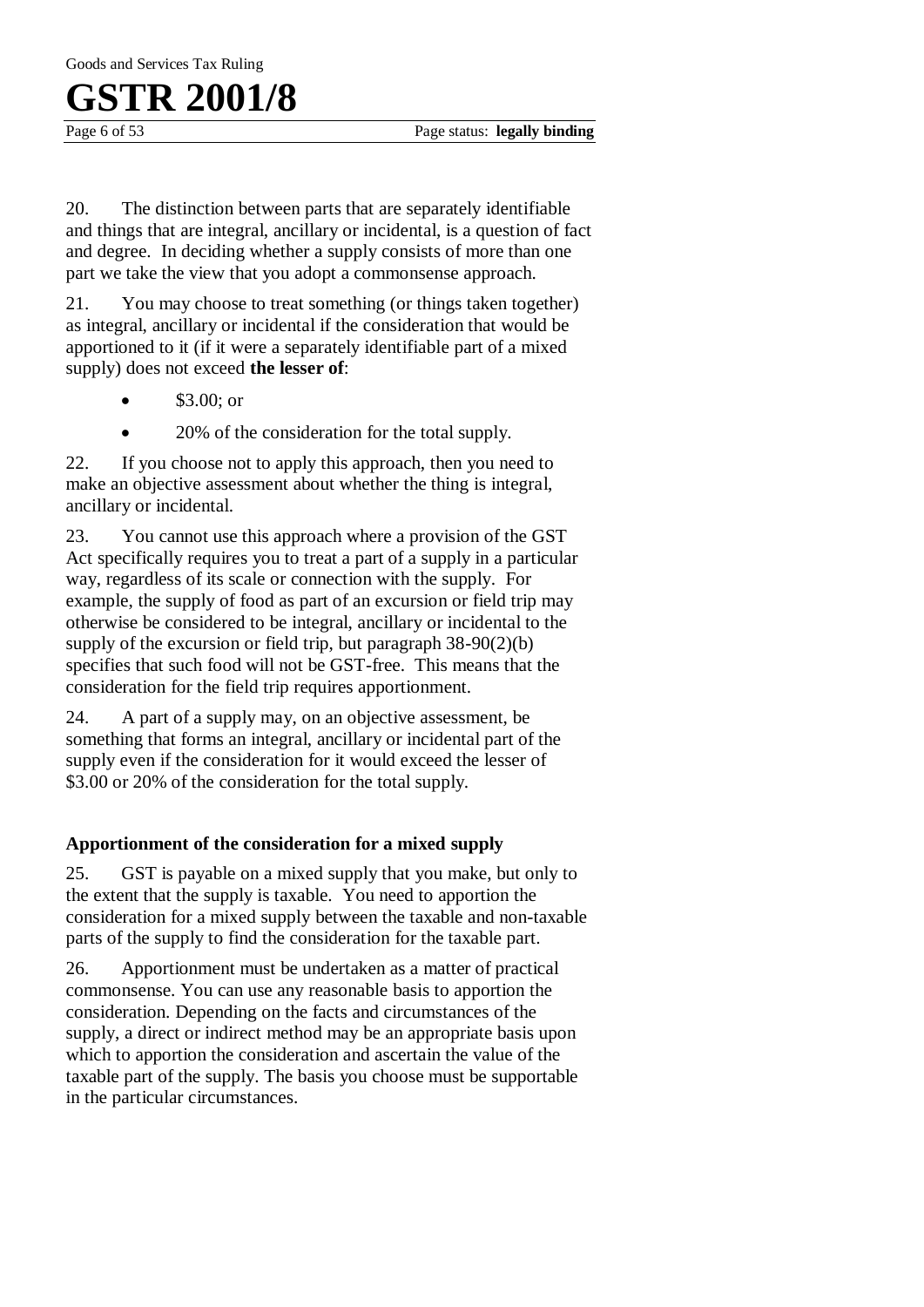20. The distinction between parts that are separately identifiable and things that are integral, ancillary or incidental, is a question of fact and degree. In deciding whether a supply consists of more than one part we take the view that you adopt a commonsense approach.

21. You may choose to treat something (or things taken together) as integral, ancillary or incidental if the consideration that would be apportioned to it (if it were a separately identifiable part of a mixed supply) does not exceed **the lesser of**:

- $3.00; or
- 20% of the consideration for the total supply.

22. If you choose not to apply this approach, then you need to make an objective assessment about whether the thing is integral, ancillary or incidental.

23. You cannot use this approach where a provision of the GST Act specifically requires you to treat a part of a supply in a particular way, regardless of its scale or connection with the supply. For example, the supply of food as part of an excursion or field trip may otherwise be considered to be integral, ancillary or incidental to the supply of the excursion or field trip, but paragraph 38-90(2)(b) specifies that such food will not be GST-free. This means that the consideration for the field trip requires apportionment.

24. A part of a supply may, on an objective assessment, be something that forms an integral, ancillary or incidental part of the supply even if the consideration for it would exceed the lesser of $3.00 or 20% of the consideration for the total supply.

### Apportionment of the consideration for a mixed supply

25. GST is payable on a mixed supply that you make, but only to the extent that the supply is taxable. You need to apportion the consideration for a mixed supply between the taxable and non-taxable parts of the supply to find the consideration for the taxable part.

26. Apportionment must be undertaken as a matter of practical commonsense. You can use any reasonable basis to apportion the consideration. Depending on the facts and circumstances of the supply, a direct or indirect method may be an appropriate basis upon which to apportion the consideration and ascertain the value of the taxable part of the supply. The basis you choose must be supportable in the particular circumstances.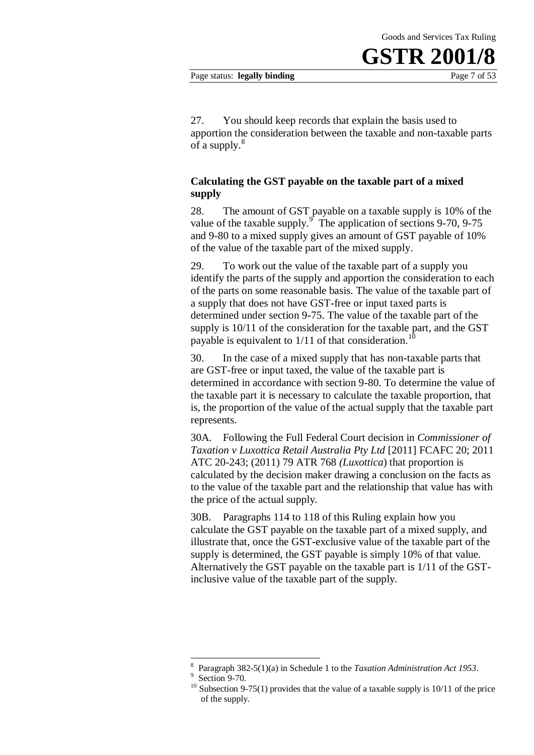27. You should keep records that explain the basis used to apportion the consideration between the taxable and non-taxable parts of a supply.[8]

**Calculating the GST payable on the taxable part of a mixed supply**

28. The amount of GST payable on a taxable supply is 10% of the value of the taxable supply.[9] The application of sections 9-70, 9-75 and 9-80 to a mixed supply gives an amount of GST payable of 10% of the value of the taxable part of the mixed supply.

29. To work out the value of the taxable part of a supply you identify the parts of the supply and apportion the consideration to each of the parts on some reasonable basis. The value of the taxable part of a supply that does not have GST-free or input taxed parts is determined under section 9-75. The value of the taxable part of the supply is 10/11 of the consideration for the taxable part, and the GST payable is equivalent to 1/11 of that consideration.[10]

30. In the case of a mixed supply that has non-taxable parts that are GST-free or input taxed, the value of the taxable part is determined in accordance with section 9-80. To determine the value of the taxable part it is necessary to calculate the taxable proportion, that is, the proportion of the value of the actual supply that the taxable part represents.

30A. Following the Full Federal Court decision in *Commissioner of Taxation v Luxottica Retail Australia Pty Ltd* [2011] FCAFC 20; 2011 ATC 20-243; (2011) 79 ATR 768 *(Luxottica*) that proportion is calculated by the decision maker drawing a conclusion on the facts as to the value of the taxable part and the relationship that value has with the price of the actual supply.

30B. Paragraphs 114 to 118 of this Ruling explain how you calculate the GST payable on the taxable part of a mixed supply, and illustrate that, once the GST-exclusive value of the taxable part of the supply is determined, the GST payable is simply 10% of that value. Alternatively the GST payable on the taxable part is 1/11 of the GST-inclusive value of the taxable part of the supply.

---

[8] Paragraph 382-5(1)(a) in Schedule 1 to the *Taxation Administration Act 1953*.

[9] Section 9-70.

[10] Subsection 9-75(1) provides that the value of a taxable supply is 10/11 of the price of the supply.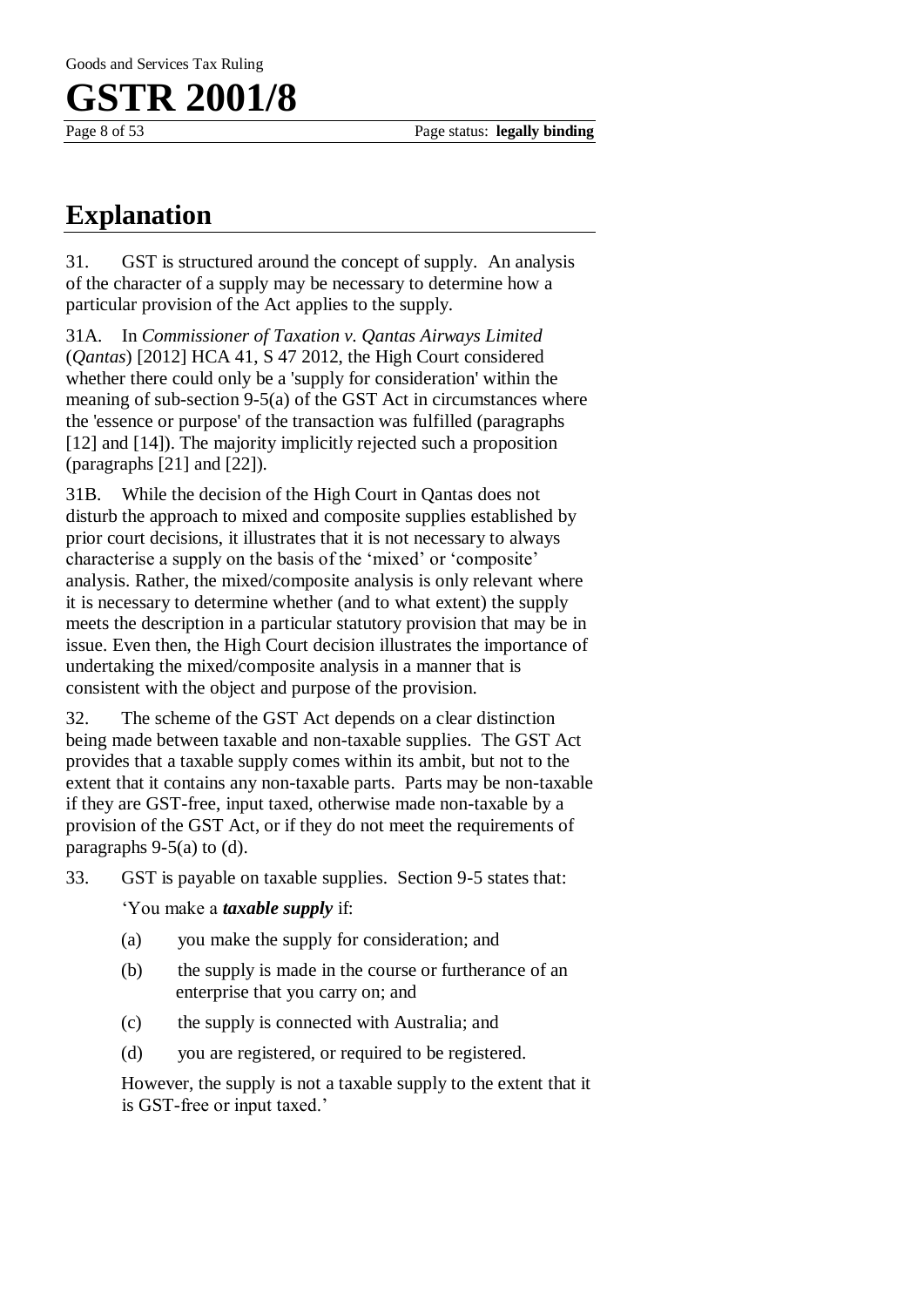## Explanation

31. GST is structured around the concept of supply. An analysis of the character of a supply may be necessary to determine how a particular provision of the Act applies to the supply.

31A. In *Commissioner of Taxation v. Qantas Airways Limited* (*Qantas*) [2012] HCA 41, S 47 2012, the High Court considered whether there could only be a 'supply for consideration' within the meaning of sub-section 9-5(a) of the GST Act in circumstances where the 'essence or purpose' of the transaction was fulfilled (paragraphs [12] and [14]). The majority implicitly rejected such a proposition (paragraphs [21] and [22]).

31B. While the decision of the High Court in Qantas does not disturb the approach to mixed and composite supplies established by prior court decisions, it illustrates that it is not necessary to always characterise a supply on the basis of the 'mixed' or 'composite' analysis. Rather, the mixed/composite analysis is only relevant where it is necessary to determine whether (and to what extent) the supply meets the description in a particular statutory provision that may be in issue. Even then, the High Court decision illustrates the importance of undertaking the mixed/composite analysis in a manner that is consistent with the object and purpose of the provision.

32. The scheme of the GST Act depends on a clear distinction being made between taxable and non-taxable supplies. The GST Act provides that a taxable supply comes within its ambit, but not to the extent that it contains any non-taxable parts. Parts may be non-taxable if they are GST-free, input taxed, otherwise made non-taxable by a provision of the GST Act, or if they do not meet the requirements of paragraphs 9-5(a) to (d).

33. GST is payable on taxable supplies. Section 9-5 states that:

> 'You make a ***taxable supply*** if:
>
> (a) you make the supply for consideration; and
>
> (b) the supply is made in the course or furtherance of an enterprise that you carry on; and
>
> (c) the supply is connected with Australia; and
>
> (d) you are registered, or required to be registered.
>
> However, the supply is not a taxable supply to the extent that it is GST-free or input taxed.'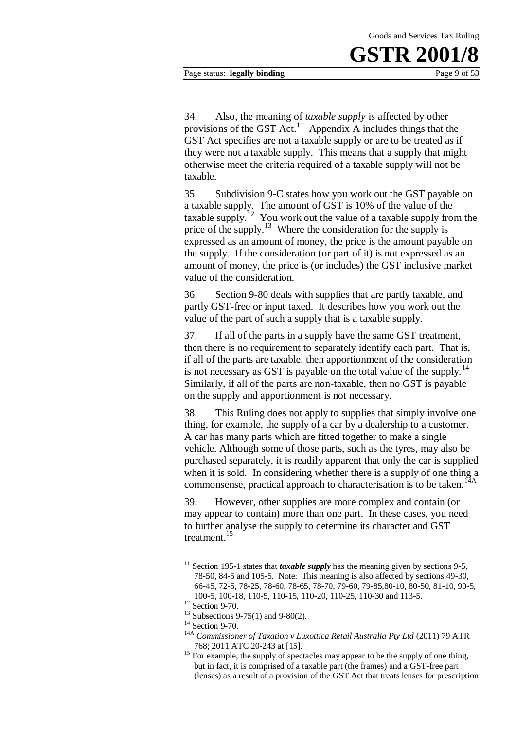34. Also, the meaning of *taxable supply* is affected by other provisions of the GST Act.[11] Appendix A includes things that the GST Act specifies are not a taxable supply or are to be treated as if they were not a taxable supply. This means that a supply that might otherwise meet the criteria required of a taxable supply will not be taxable.

35. Subdivision 9-C states how you work out the GST payable on a taxable supply. The amount of GST is 10% of the value of the taxable supply.[12] You work out the value of a taxable supply from the price of the supply.[13] Where the consideration for the supply is expressed as an amount of money, the price is the amount payable on the supply. If the consideration (or part of it) is not expressed as an amount of money, the price is (or includes) the GST inclusive market value of the consideration.

36. Section 9-80 deals with supplies that are partly taxable, and partly GST-free or input taxed. It describes how you work out the value of the part of such a supply that is a taxable supply.

37. If all of the parts in a supply have the same GST treatment, then there is no requirement to separately identify each part. That is, if all of the parts are taxable, then apportionment of the consideration is not necessary as GST is payable on the total value of the supply.[14] Similarly, if all of the parts are non-taxable, then no GST is payable on the supply and apportionment is not necessary.

38. This Ruling does not apply to supplies that simply involve one thing, for example, the supply of a car by a dealership to a customer. A car has many parts which are fitted together to make a single vehicle. Although some of those parts, such as the tyres, may also be purchased separately, it is readily apparent that only the car is supplied when it is sold. In considering whether there is a supply of one thing a commonsense, practical approach to characterisation is to be taken.[14A]

39. However, other supplies are more complex and contain (or may appear to contain) more than one part. In these cases, you need to further analyse the supply to determine its character and GST treatment.[15]

---

[11] Section 195-1 states that ***taxable supply*** has the meaning given by sections 9-5, 78-50, 84-5 and 105-5. Note: This meaning is also affected by sections 49-30, 66-45, 72-5, 78-25, 78-60, 78-65, 78-70, 79-60, 79-85,80-10, 80-50, 81-10, 90-5, 100-5, 100-18, 110-5, 110-15, 110-20, 110-25, 110-30 and 113-5.

[12] Section 9-70.

[13] Subsections 9-75(1) and 9-80(2).

[14] Section 9-70.

[14A] *Commissioner of Taxation v Luxottica Retail Australia Pty Ltd* (2011) 79 ATR 768; 2011 ATC 20-243 at [15].

[15] For example, the supply of spectacles may appear to be the supply of one thing, but in fact, it is comprised of a taxable part (the frames) and a GST-free part (lenses) as a result of a provision of the GST Act that treats lenses for prescription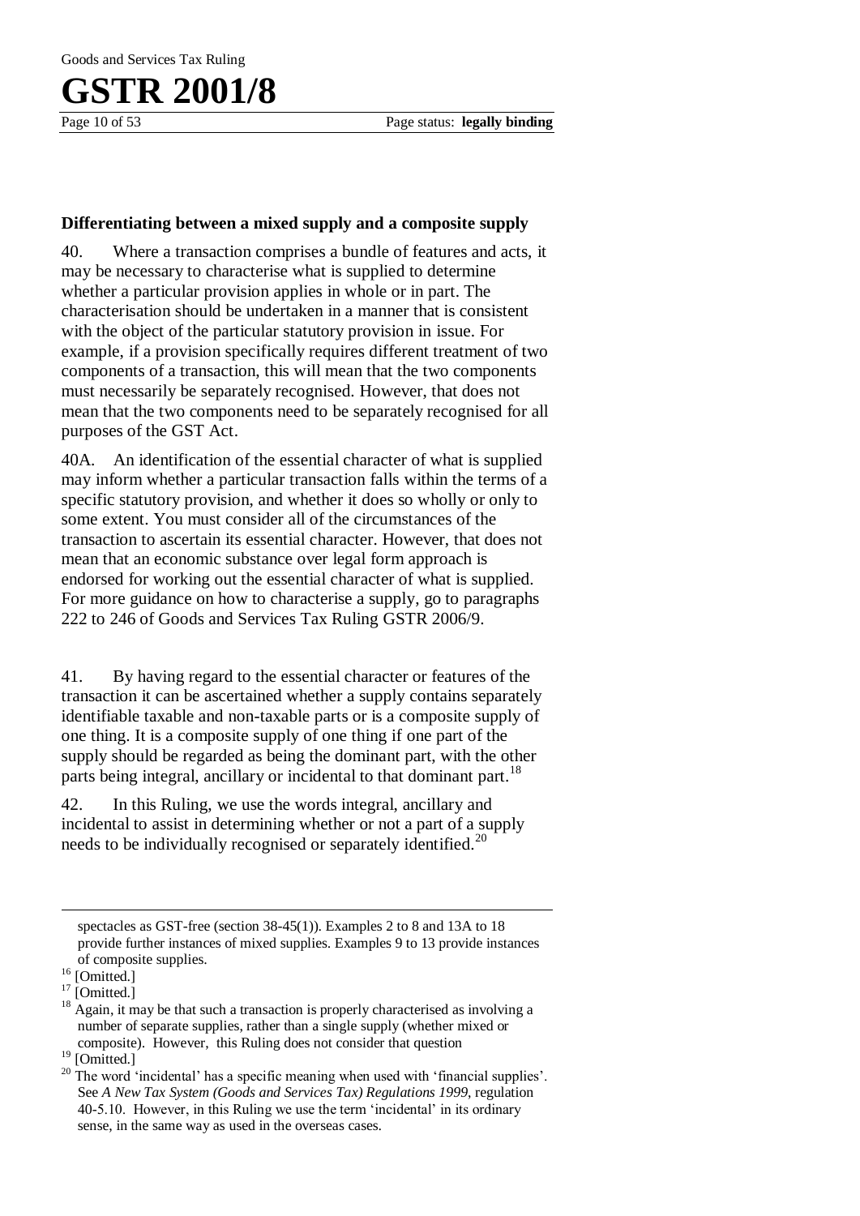## Differentiating between a mixed supply and a composite supply

40. Where a transaction comprises a bundle of features and acts, it may be necessary to characterise what is supplied to determine whether a particular provision applies in whole or in part. The characterisation should be undertaken in a manner that is consistent with the object of the particular statutory provision in issue. For example, if a provision specifically requires different treatment of two components of a transaction, this will mean that the two components must necessarily be separately recognised. However, that does not mean that the two components need to be separately recognised for all purposes of the GST Act.

40A. An identification of the essential character of what is supplied may inform whether a particular transaction falls within the terms of a specific statutory provision, and whether it does so wholly or only to some extent. You must consider all of the circumstances of the transaction to ascertain its essential character. However, that does not mean that an economic substance over legal form approach is endorsed for working out the essential character of what is supplied. For more guidance on how to characterise a supply, go to paragraphs 222 to 246 of Goods and Services Tax Ruling GSTR 2006/9.

41. By having regard to the essential character or features of the transaction it can be ascertained whether a supply contains separately identifiable taxable and non-taxable parts or is a composite supply of one thing. It is a composite supply of one thing if one part of the supply should be regarded as being the dominant part, with the other parts being integral, ancillary or incidental to that dominant part.[18]

42. In this Ruling, we use the words integral, ancillary and incidental to assist in determining whether or not a part of a supply needs to be individually recognised or separately identified.[20]

---

spectacles as GST-free (section 38-45(1)). Examples 2 to 8 and 13A to 18 provide further instances of mixed supplies. Examples 9 to 13 provide instances of composite supplies.

[16] [Omitted.]

[17] [Omitted.]

[18] Again, it may be that such a transaction is properly characterised as involving a number of separate supplies, rather than a single supply (whether mixed or composite). However, this Ruling does not consider that question

[19] [Omitted.]

[20] The word 'incidental' has a specific meaning when used with 'financial supplies'. See *A New Tax System (Goods and Services Tax) Regulations 1999*, regulation 40-5.10. However, in this Ruling we use the term 'incidental' in its ordinary sense, in the same way as used in the overseas cases.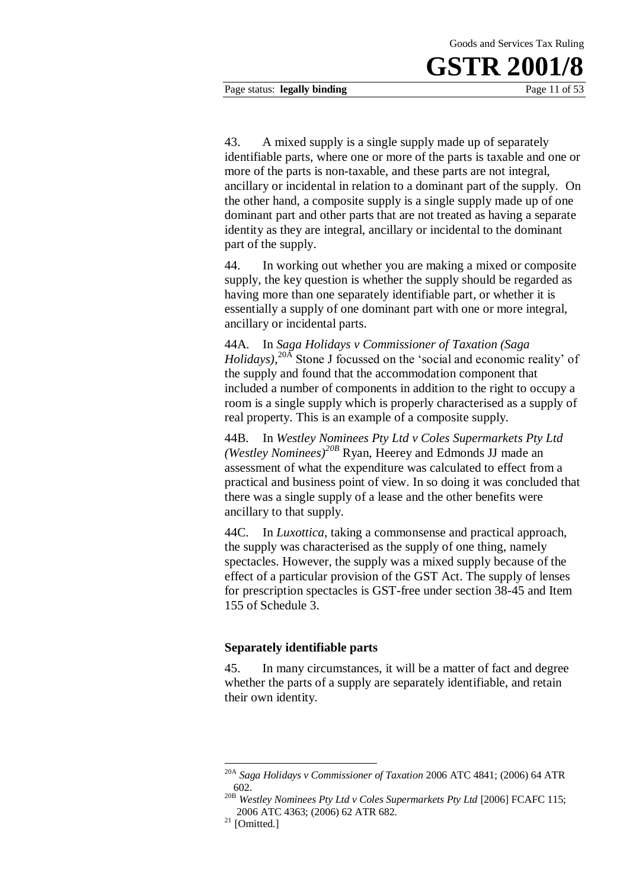43. A mixed supply is a single supply made up of separately identifiable parts, where one or more of the parts is taxable and one or more of the parts is non-taxable, and these parts are not integral, ancillary or incidental in relation to a dominant part of the supply. On the other hand, a composite supply is a single supply made up of one dominant part and other parts that are not treated as having a separate identity as they are integral, ancillary or incidental to the dominant part of the supply.

44. In working out whether you are making a mixed or composite supply, the key question is whether the supply should be regarded as having more than one separately identifiable part, or whether it is essentially a supply of one dominant part with one or more integral, ancillary or incidental parts.

44A. In *Saga Holidays v Commissioner of Taxation (Saga Holidays)*,[20A] Stone J focussed on the 'social and economic reality' of the supply and found that the accommodation component that included a number of components in addition to the right to occupy a room is a single supply which is properly characterised as a supply of real property. This is an example of a composite supply.

44B. In *Westley Nominees Pty Ltd v Coles Supermarkets Pty Ltd (Westley Nominees)*[20B] Ryan, Heerey and Edmonds JJ made an assessment of what the expenditure was calculated to effect from a practical and business point of view. In so doing it was concluded that there was a single supply of a lease and the other benefits were ancillary to that supply.

44C. In *Luxottica*, taking a commonsense and practical approach, the supply was characterised as the supply of one thing, namely spectacles. However, the supply was a mixed supply because of the effect of a particular provision of the GST Act. The supply of lenses for prescription spectacles is GST-free under section 38-45 and Item 155 of Schedule 3.

### Separately identifiable parts

45. In many circumstances, it will be a matter of fact and degree whether the parts of a supply are separately identifiable, and retain their own identity.

---

[20A] *Saga Holidays v Commissioner of Taxation* 2006 ATC 4841; (2006) 64 ATR 602.

[20B] *Westley Nominees Pty Ltd v Coles Supermarkets Pty Ltd* [2006] FCAFC 115; 2006 ATC 4363; (2006) 62 ATR 682.

[21] [Omitted.]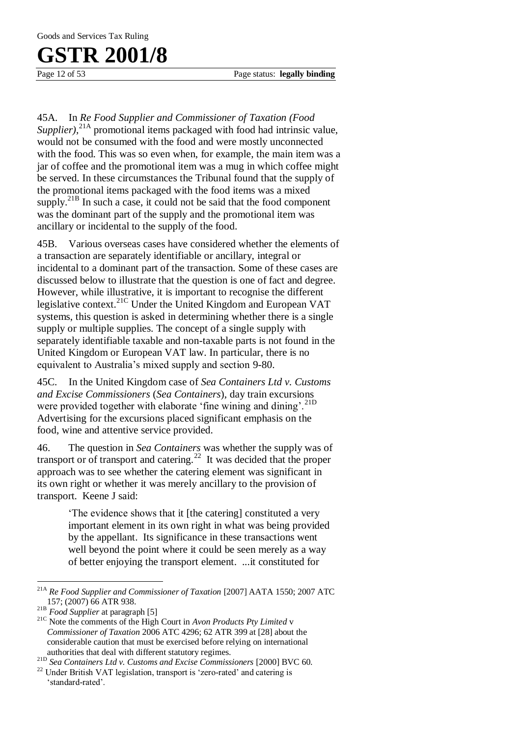45A. In *Re Food Supplier and Commissioner of Taxation (Food Supplier)*,[21A] promotional items packaged with food had intrinsic value, would not be consumed with the food and were mostly unconnected with the food. This was so even when, for example, the main item was a jar of coffee and the promotional item was a mug in which coffee might be served. In these circumstances the Tribunal found that the supply of the promotional items packaged with the food items was a mixed supply.[21B] In such a case, it could not be said that the food component was the dominant part of the supply and the promotional item was ancillary or incidental to the supply of the food.

45B. Various overseas cases have considered whether the elements of a transaction are separately identifiable or ancillary, integral or incidental to a dominant part of the transaction. Some of these cases are discussed below to illustrate that the question is one of fact and degree. However, while illustrative, it is important to recognise the different legislative context.[21C] Under the United Kingdom and European VAT systems, this question is asked in determining whether there is a single supply or multiple supplies. The concept of a single supply with separately identifiable taxable and non-taxable parts is not found in the United Kingdom or European VAT law. In particular, there is no equivalent to Australia's mixed supply and section 9-80.

45C. In the United Kingdom case of *Sea Containers Ltd v. Customs and Excise Commissioners* (*Sea Containers*), day train excursions were provided together with elaborate 'fine wining and dining'.[21D] Advertising for the excursions placed significant emphasis on the food, wine and attentive service provided.

46. The question in *Sea Containers* was whether the supply was of transport or of transport and catering.[22] It was decided that the proper approach was to see whether the catering element was significant in its own right or whether it was merely ancillary to the provision of transport. Keene J said:

> 'The evidence shows that it [the catering] constituted a very important element in its own right in what was being provided by the appellant. Its significance in these transactions went well beyond the point where it could be seen merely as a way of better enjoying the transport element. ...it constituted for

---

[21A] *Re Food Supplier and Commissioner of Taxation* [2007] AATA 1550; 2007 ATC 157; (2007) 66 ATR 938.

[21B] *Food Supplier* at paragraph [5]

[21C] Note the comments of the High Court in *Avon Products Pty Limited* v *Commissioner of Taxation* 2006 ATC 4296; 62 ATR 399 at [28] about the considerable caution that must be exercised before relying on international authorities that deal with different statutory regimes.

[21D] *Sea Containers Ltd v. Customs and Excise Commissioners* [2000] BVC 60.

[22] Under British VAT legislation, transport is 'zero-rated' and catering is 'standard-rated'.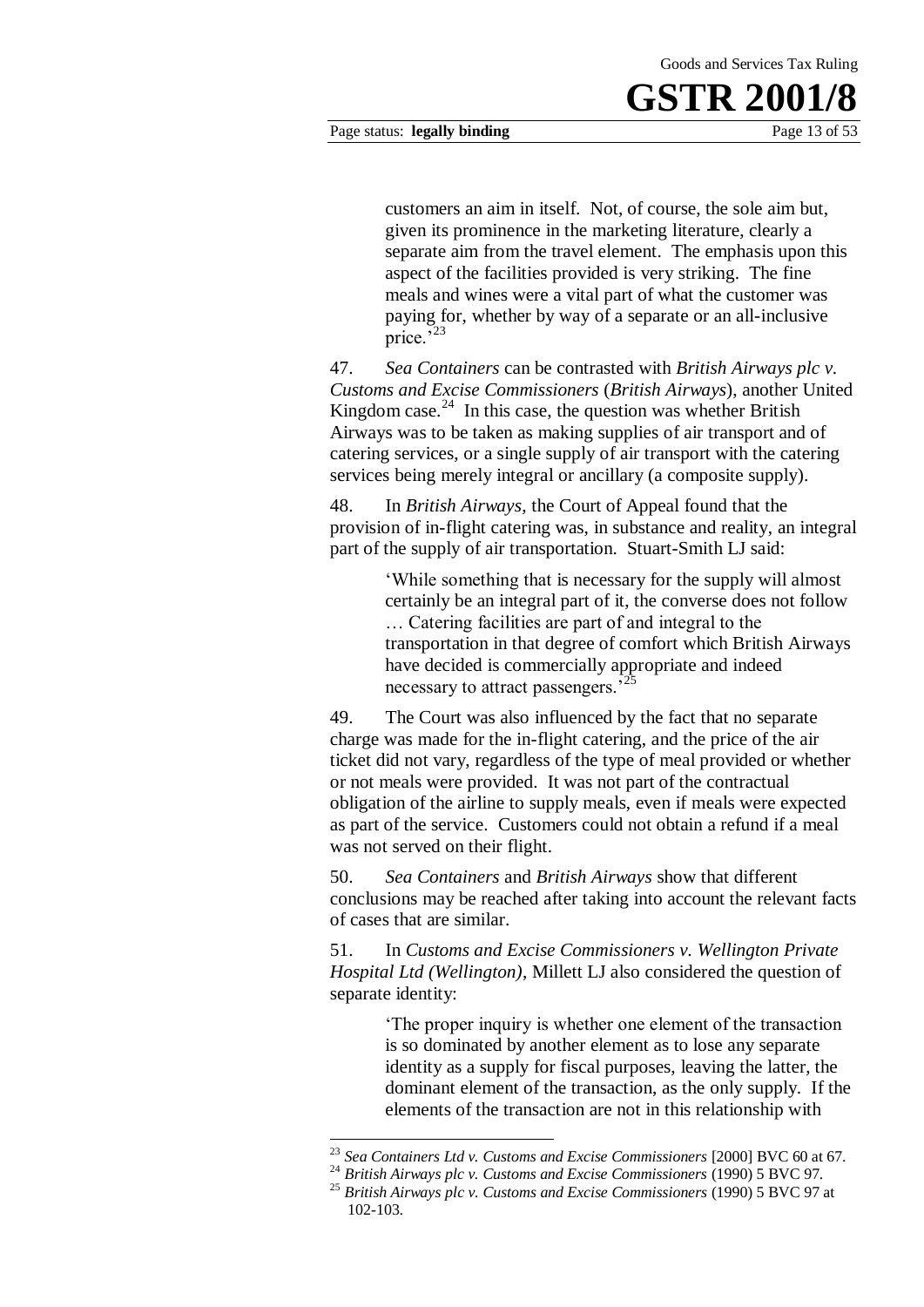> customers an aim in itself. Not, of course, the sole aim but, given its prominence in the marketing literature, clearly a separate aim from the travel element. The emphasis upon this aspect of the facilities provided is very striking. The fine meals and wines were a vital part of what the customer was paying for, whether by way of a separate or an all-inclusive price.'[23]

47. *Sea Containers* can be contrasted with *British Airways plc v. Customs and Excise Commissioners* (*British Airways*), another United Kingdom case.[24] In this case, the question was whether British Airways was to be taken as making supplies of air transport and of catering services, or a single supply of air transport with the catering services being merely integral or ancillary (a composite supply).

48. In *British Airways*, the Court of Appeal found that the provision of in-flight catering was, in substance and reality, an integral part of the supply of air transportation. Stuart-Smith LJ said:

> 'While something that is necessary for the supply will almost certainly be an integral part of it, the converse does not follow … Catering facilities are part of and integral to the transportation in that degree of comfort which British Airways have decided is commercially appropriate and indeed necessary to attract passengers.'[25]

49. The Court was also influenced by the fact that no separate charge was made for the in-flight catering, and the price of the air ticket did not vary, regardless of the type of meal provided or whether or not meals were provided. It was not part of the contractual obligation of the airline to supply meals, even if meals were expected as part of the service. Customers could not obtain a refund if a meal was not served on their flight.

50. *Sea Containers* and *British Airways* show that different conclusions may be reached after taking into account the relevant facts of cases that are similar.

51. In *Customs and Excise Commissioners v. Wellington Private Hospital Ltd (Wellington)*, Millett LJ also considered the question of separate identity:

> 'The proper inquiry is whether one element of the transaction is so dominated by another element as to lose any separate identity as a supply for fiscal purposes, leaving the latter, the dominant element of the transaction, as the only supply. If the elements of the transaction are not in this relationship with

---

[23] *Sea Containers Ltd v. Customs and Excise Commissioners* [2000] BVC 60 at 67.

[24] *British Airways plc v. Customs and Excise Commissioners* (1990) 5 BVC 97.

[25] *British Airways plc v. Customs and Excise Commissioners* (1990) 5 BVC 97 at 102-103.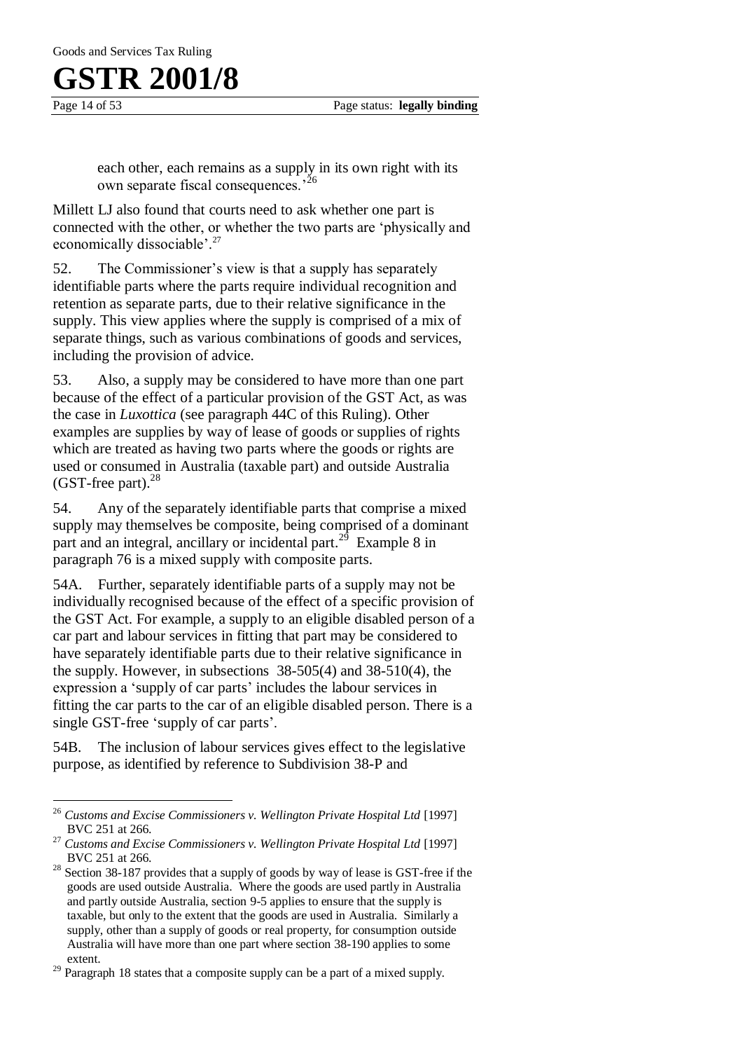each other, each remains as a supply in its own right with its own separate fiscal consequences.'[26]

Millett LJ also found that courts need to ask whether one part is connected with the other, or whether the two parts are 'physically and economically dissociable'.[27]

52. The Commissioner's view is that a supply has separately identifiable parts where the parts require individual recognition and retention as separate parts, due to their relative significance in the supply. This view applies where the supply is comprised of a mix of separate things, such as various combinations of goods and services, including the provision of advice.

53. Also, a supply may be considered to have more than one part because of the effect of a particular provision of the GST Act, as was the case in *Luxottica* (see paragraph 44C of this Ruling). Other examples are supplies by way of lease of goods or supplies of rights which are treated as having two parts where the goods or rights are used or consumed in Australia (taxable part) and outside Australia (GST-free part).[28]

54. Any of the separately identifiable parts that comprise a mixed supply may themselves be composite, being comprised of a dominant part and an integral, ancillary or incidental part.[29] Example 8 in paragraph 76 is a mixed supply with composite parts.

54A. Further, separately identifiable parts of a supply may not be individually recognised because of the effect of a specific provision of the GST Act. For example, a supply to an eligible disabled person of a car part and labour services in fitting that part may be considered to have separately identifiable parts due to their relative significance in the supply. However, in subsections 38-505(4) and 38-510(4), the expression a 'supply of car parts' includes the labour services in fitting the car parts to the car of an eligible disabled person. There is a single GST-free 'supply of car parts'.

54B. The inclusion of labour services gives effect to the legislative purpose, as identified by reference to Subdivision 38-P and

---

[26] *Customs and Excise Commissioners v. Wellington Private Hospital Ltd* [1997] BVC 251 at 266.

[27] *Customs and Excise Commissioners v. Wellington Private Hospital Ltd* [1997] BVC 251 at 266.

[28] Section 38-187 provides that a supply of goods by way of lease is GST-free if the goods are used outside Australia. Where the goods are used partly in Australia and partly outside Australia, section 9-5 applies to ensure that the supply is taxable, but only to the extent that the goods are used in Australia. Similarly a supply, other than a supply of goods or real property, for consumption outside Australia will have more than one part where section 38-190 applies to some extent.

[29] Paragraph 18 states that a composite supply can be a part of a mixed supply.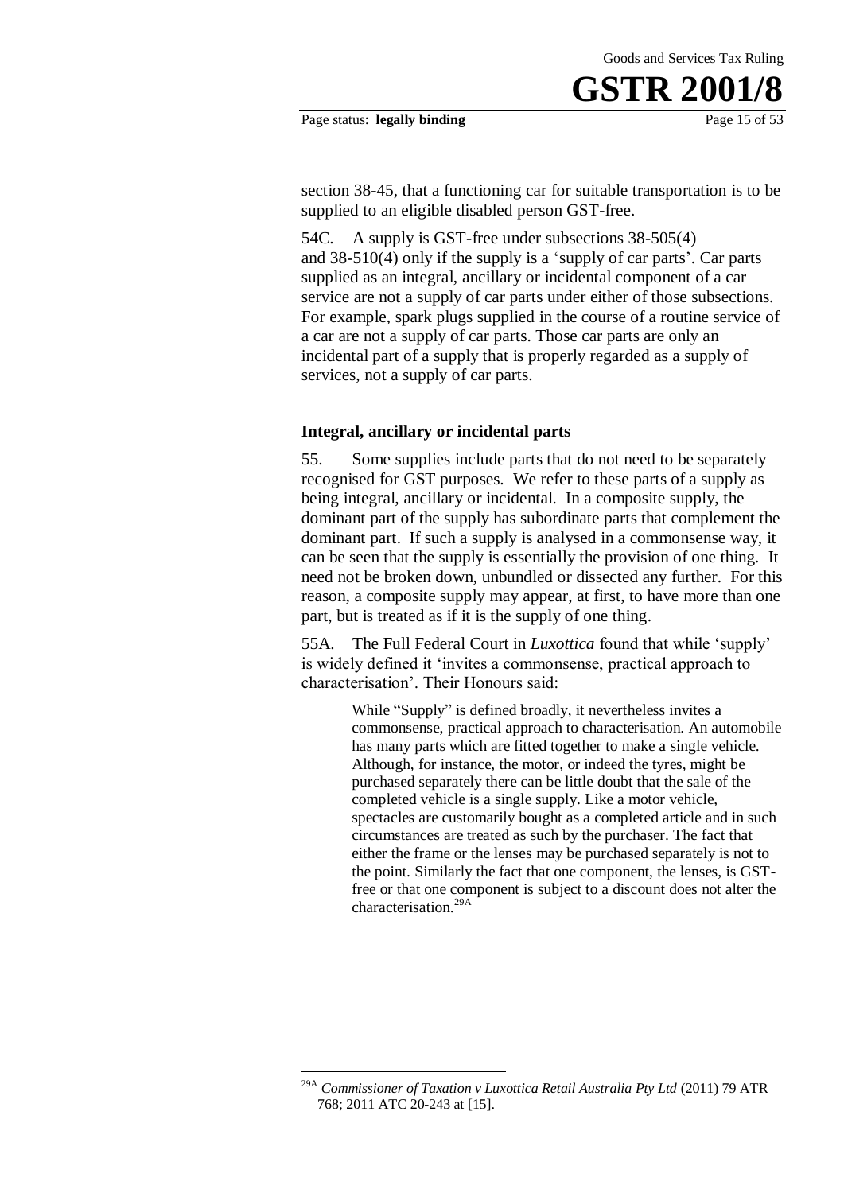section 38-45, that a functioning car for suitable transportation is to be supplied to an eligible disabled person GST-free.

54C. A supply is GST-free under subsections 38-505(4) and 38-510(4) only if the supply is a 'supply of car parts'. Car parts supplied as an integral, ancillary or incidental component of a car service are not a supply of car parts under either of those subsections. For example, spark plugs supplied in the course of a routine service of a car are not a supply of car parts. Those car parts are only an incidental part of a supply that is properly regarded as a supply of services, not a supply of car parts.

### Integral, ancillary or incidental parts

55. Some supplies include parts that do not need to be separately recognised for GST purposes. We refer to these parts of a supply as being integral, ancillary or incidental. In a composite supply, the dominant part of the supply has subordinate parts that complement the dominant part. If such a supply is analysed in a commonsense way, it can be seen that the supply is essentially the provision of one thing. It need not be broken down, unbundled or dissected any further. For this reason, a composite supply may appear, at first, to have more than one part, but is treated as if it is the supply of one thing.

55A. The Full Federal Court in *Luxottica* found that while 'supply' is widely defined it 'invites a commonsense, practical approach to characterisation'. Their Honours said:

> While "Supply" is defined broadly, it nevertheless invites a commonsense, practical approach to characterisation. An automobile has many parts which are fitted together to make a single vehicle. Although, for instance, the motor, or indeed the tyres, might be purchased separately there can be little doubt that the sale of the completed vehicle is a single supply. Like a motor vehicle, spectacles are customarily bought as a completed article and in such circumstances are treated as such by the purchaser. The fact that either the frame or the lenses may be purchased separately is not to the point. Similarly the fact that one component, the lenses, is GST-free or that one component is subject to a discount does not alter the characterisation.[29A]

---

[29A] *Commissioner of Taxation v Luxottica Retail Australia Pty Ltd* (2011) 79 ATR 768; 2011 ATC 20-243 at [15].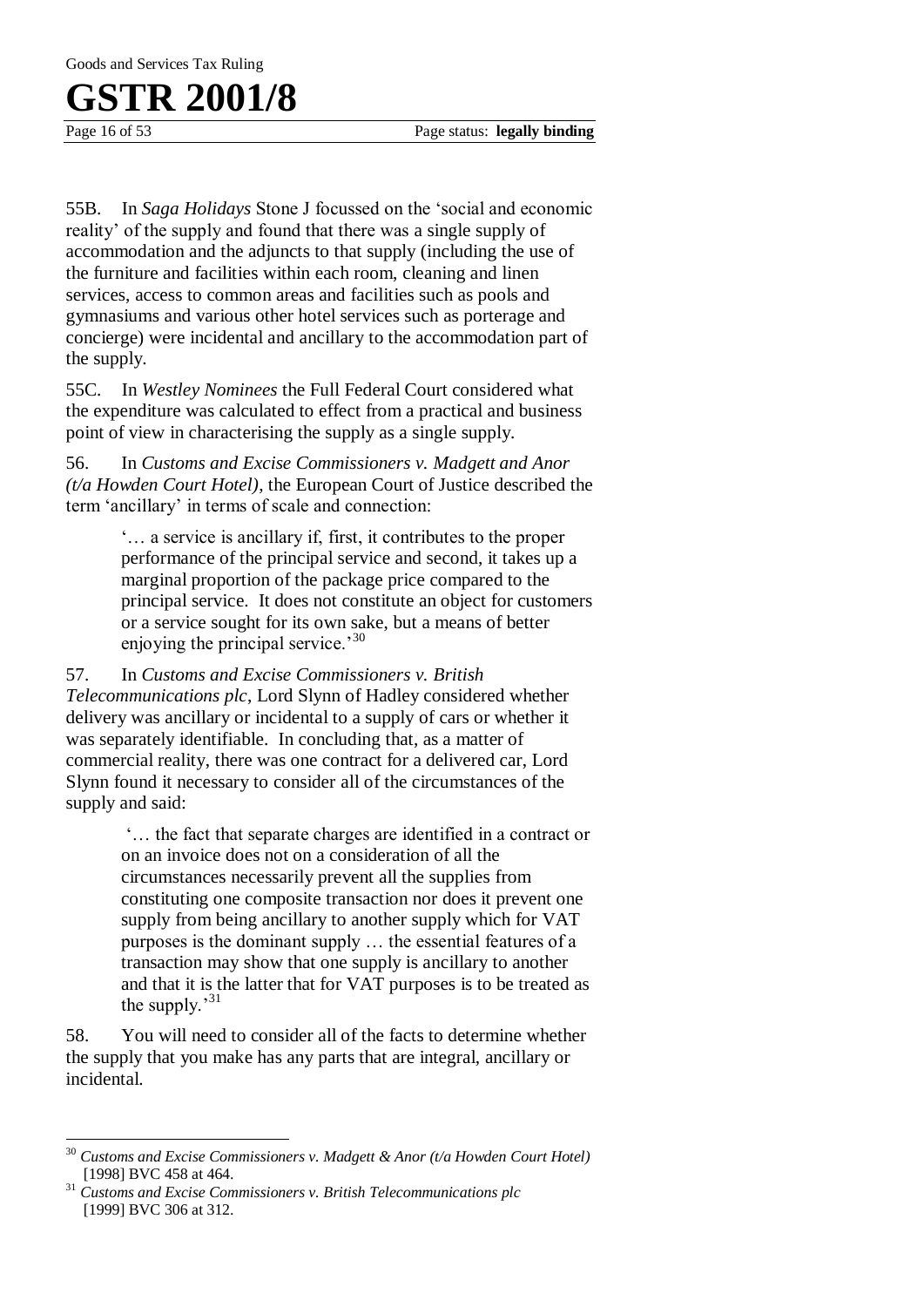55B. In *Saga Holidays* Stone J focussed on the 'social and economic reality' of the supply and found that there was a single supply of accommodation and the adjuncts to that supply (including the use of the furniture and facilities within each room, cleaning and linen services, access to common areas and facilities such as pools and gymnasiums and various other hotel services such as porterage and concierge) were incidental and ancillary to the accommodation part of the supply.

55C. In *Westley Nominees* the Full Federal Court considered what the expenditure was calculated to effect from a practical and business point of view in characterising the supply as a single supply.

56. In *Customs and Excise Commissioners v. Madgett and Anor (t/a Howden Court Hotel)*, the European Court of Justice described the term 'ancillary' in terms of scale and connection:

> '… a service is ancillary if, first, it contributes to the proper performance of the principal service and second, it takes up a marginal proportion of the package price compared to the principal service. It does not constitute an object for customers or a service sought for its own sake, but a means of better enjoying the principal service.'[30]

57. In *Customs and Excise Commissioners v. British Telecommunications plc*, Lord Slynn of Hadley considered whether delivery was ancillary or incidental to a supply of cars or whether it was separately identifiable. In concluding that, as a matter of commercial reality, there was one contract for a delivered car, Lord Slynn found it necessary to consider all of the circumstances of the supply and said:

> '… the fact that separate charges are identified in a contract or on an invoice does not on a consideration of all the circumstances necessarily prevent all the supplies from constituting one composite transaction nor does it prevent one supply from being ancillary to another supply which for VAT purposes is the dominant supply … the essential features of a transaction may show that one supply is ancillary to another and that it is the latter that for VAT purposes is to be treated as the supply.'[31]

58. You will need to consider all of the facts to determine whether the supply that you make has any parts that are integral, ancillary or incidental.

---

[30] *Customs and Excise Commissioners v. Madgett & Anor (t/a Howden Court Hotel)* [1998] BVC 458 at 464.

[31] *Customs and Excise Commissioners v. British Telecommunications plc* [1999] BVC 306 at 312.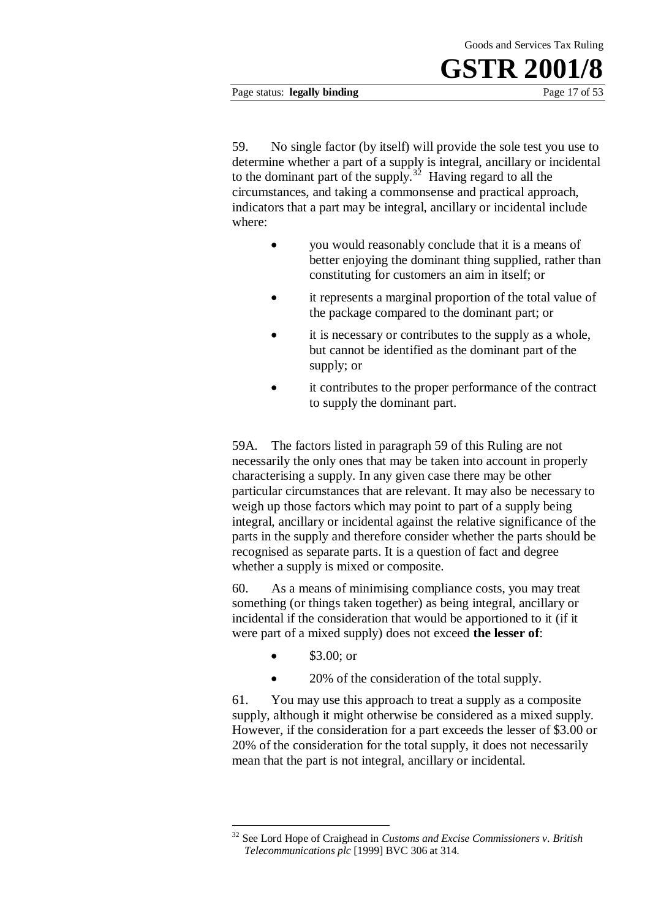59. No single factor (by itself) will provide the sole test you use to determine whether a part of a supply is integral, ancillary or incidental to the dominant part of the supply.[32] Having regard to all the circumstances, and taking a commonsense and practical approach, indicators that a part may be integral, ancillary or incidental include where:

- you would reasonably conclude that it is a means of better enjoying the dominant thing supplied, rather than constituting for customers an aim in itself; or
- it represents a marginal proportion of the total value of the package compared to the dominant part; or
- it is necessary or contributes to the supply as a whole, but cannot be identified as the dominant part of the supply; or
- it contributes to the proper performance of the contract to supply the dominant part.

59A. The factors listed in paragraph 59 of this Ruling are not necessarily the only ones that may be taken into account in properly characterising a supply. In any given case there may be other particular circumstances that are relevant. It may also be necessary to weigh up those factors which may point to part of a supply being integral, ancillary or incidental against the relative significance of the parts in the supply and therefore consider whether the parts should be recognised as separate parts. It is a question of fact and degree whether a supply is mixed or composite.

60. As a means of minimising compliance costs, you may treat something (or things taken together) as being integral, ancillary or incidental if the consideration that would be apportioned to it (if it were part of a mixed supply) does not exceed **the lesser of**:

- \$3.00; or
- 20% of the consideration of the total supply.

61. You may use this approach to treat a supply as a composite supply, although it might otherwise be considered as a mixed supply. However, if the consideration for a part exceeds the lesser of \$3.00 or 20% of the consideration for the total supply, it does not necessarily mean that the part is not integral, ancillary or incidental.

---

[32] See Lord Hope of Craighead in *Customs and Excise Commissioners v. British Telecommunications plc* [1999] BVC 306 at 314.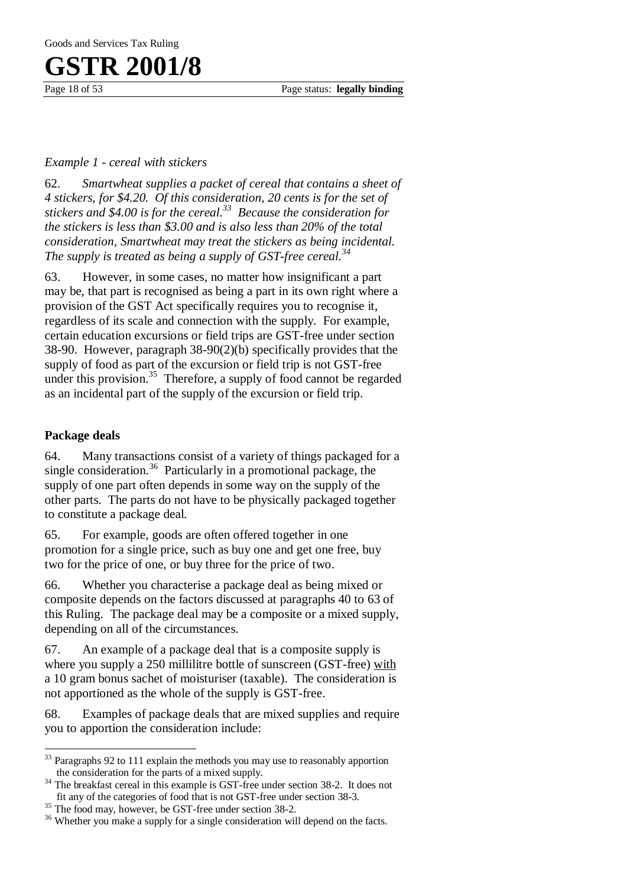*Example 1 - cereal with stickers*

62. *Smartwheat supplies a packet of cereal that contains a sheet of 4 stickers, for $4.20. Of this consideration, 20 cents is for the set of stickers and $4.00 is for the cereal.*[33] *Because the consideration for the stickers is less than $3.00 and is also less than 20% of the total consideration, Smartwheat may treat the stickers as being incidental. The supply is treated as being a supply of GST-free cereal.*[34]

63. However, in some cases, no matter how insignificant a part may be, that part is recognised as being a part in its own right where a provision of the GST Act specifically requires you to recognise it, regardless of its scale and connection with the supply. For example, certain education excursions or field trips are GST-free under section 38-90. However, paragraph 38-90(2)(b) specifically provides that the supply of food as part of the excursion or field trip is not GST-free under this provision.[35] Therefore, a supply of food cannot be regarded as an incidental part of the supply of the excursion or field trip.

**Package deals**

64. Many transactions consist of a variety of things packaged for a single consideration.[36] Particularly in a promotional package, the supply of one part often depends in some way on the supply of the other parts. The parts do not have to be physically packaged together to constitute a package deal.

65. For example, goods are often offered together in one promotion for a single price, such as buy one and get one free, buy two for the price of one, or buy three for the price of two.

66. Whether you characterise a package deal as being mixed or composite depends on the factors discussed at paragraphs 40 to 63 of this Ruling. The package deal may be a composite or a mixed supply, depending on all of the circumstances.

67. An example of a package deal that is a composite supply is where you supply a 250 millilitre bottle of sunscreen (GST-free) <u>with</u> a 10 gram bonus sachet of moisturiser (taxable). The consideration is not apportioned as the whole of the supply is GST-free.

68. Examples of package deals that are mixed supplies and require you to apportion the consideration include:

---

[33] Paragraphs 92 to 111 explain the methods you may use to reasonably apportion the consideration for the parts of a mixed supply.

[34] The breakfast cereal in this example is GST-free under section 38-2. It does not fit any of the categories of food that is not GST-free under section 38-3.

[35] The food may, however, be GST-free under section 38-2.

[36] Whether you make a supply for a single consideration will depend on the facts.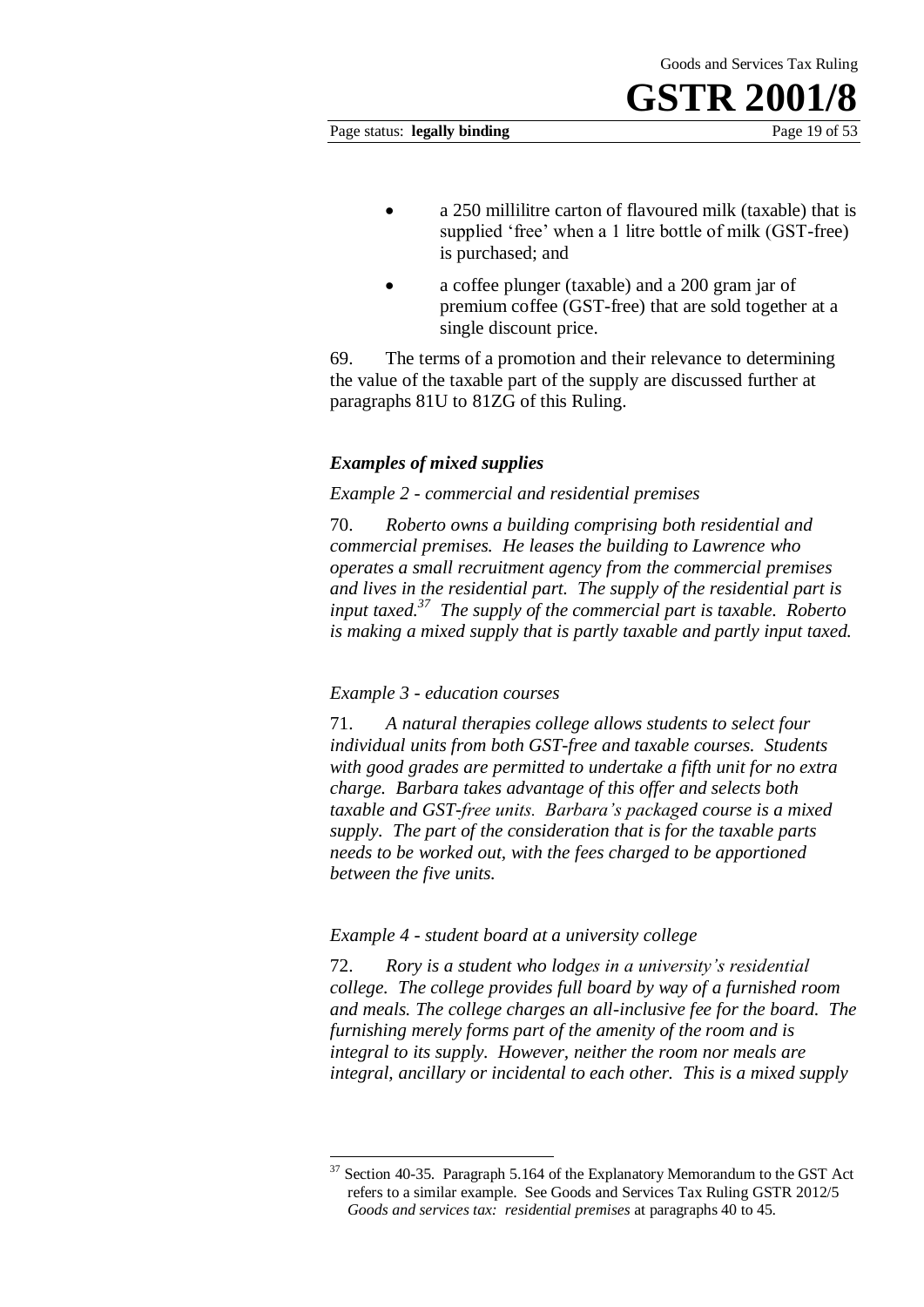- a 250 millilitre carton of flavoured milk (taxable) that is supplied 'free' when a 1 litre bottle of milk (GST-free) is purchased; and
- a coffee plunger (taxable) and a 200 gram jar of premium coffee (GST-free) that are sold together at a single discount price.

69. The terms of a promotion and their relevance to determining the value of the taxable part of the supply are discussed further at paragraphs 81U to 81ZG of this Ruling.

### *Examples of mixed supplies*

*Example 2 - commercial and residential premises*

70. *Roberto owns a building comprising both residential and commercial premises. He leases the building to Lawrence who operates a small recruitment agency from the commercial premises and lives in the residential part. The supply of the residential part is input taxed.*[37] *The supply of the commercial part is taxable. Roberto is making a mixed supply that is partly taxable and partly input taxed.*

*Example 3 - education courses*

71. *A natural therapies college allows students to select four individual units from both GST-free and taxable courses. Students with good grades are permitted to undertake a fifth unit for no extra charge. Barbara takes advantage of this offer and selects both taxable and GST-free units. Barbara's packaged course is a mixed supply. The part of the consideration that is for the taxable parts needs to be worked out, with the fees charged to be apportioned between the five units.*

*Example 4 - student board at a university college*

72. *Rory is a student who lodges in a university's residential college. The college provides full board by way of a furnished room and meals. The college charges an all-inclusive fee for the board. The furnishing merely forms part of the amenity of the room and is integral to its supply. However, neither the room nor meals are integral, ancillary or incidental to each other. This is a mixed supply*

---

[37] Section 40-35. Paragraph 5.164 of the Explanatory Memorandum to the GST Act refers to a similar example. See Goods and Services Tax Ruling GSTR 2012/5 *Goods and services tax: residential premises* at paragraphs 40 to 45.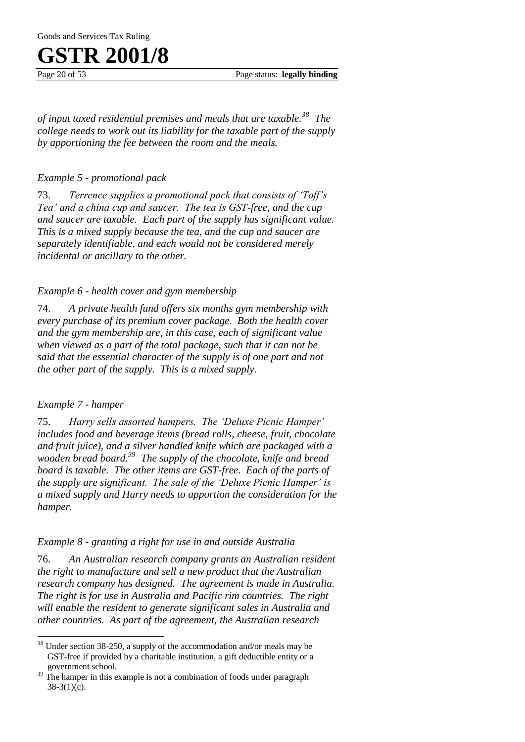*of input taxed residential premises and meals that are taxable.*[38] *The college needs to work out its liability for the taxable part of the supply by apportioning the fee between the room and the meals.*

*Example 5 - promotional pack*

73. *Terrence supplies a promotional pack that consists of 'Toff's Tea' and a china cup and saucer. The tea is GST-free, and the cup and saucer are taxable. Each part of the supply has significant value. This is a mixed supply because the tea, and the cup and saucer are separately identifiable, and each would not be considered merely incidental or ancillary to the other.*

*Example 6 - health cover and gym membership*

74. *A private health fund offers six months gym membership with every purchase of its premium cover package. Both the health cover and the gym membership are, in this case, each of significant value when viewed as a part of the total package, such that it can not be said that the essential character of the supply is of one part and not the other part of the supply. This is a mixed supply.*

*Example 7 - hamper*

75. *Harry sells assorted hampers. The 'Deluxe Picnic Hamper' includes food and beverage items (bread rolls, cheese, fruit, chocolate and fruit juice), and a silver handled knife which are packaged with a wooden bread board.*[39] *The supply of the chocolate, knife and bread board is taxable. The other items are GST-free. Each of the parts of the supply are significant. The sale of the 'Deluxe Picnic Hamper' is a mixed supply and Harry needs to apportion the consideration for the hamper.*

*Example 8 - granting a right for use in and outside Australia*

76. *An Australian research company grants an Australian resident the right to manufacture and sell a new product that the Australian research company has designed. The agreement is made in Australia. The right is for use in Australia and Pacific rim countries. The right will enable the resident to generate significant sales in Australia and other countries. As part of the agreement, the Australian research*

[38] Under section 38-250, a supply of the accommodation and/or meals may be GST-free if provided by a charitable institution, a gift deductible entity or a government school.

[39] The hamper in this example is not a combination of foods under paragraph 38-3(1)(c).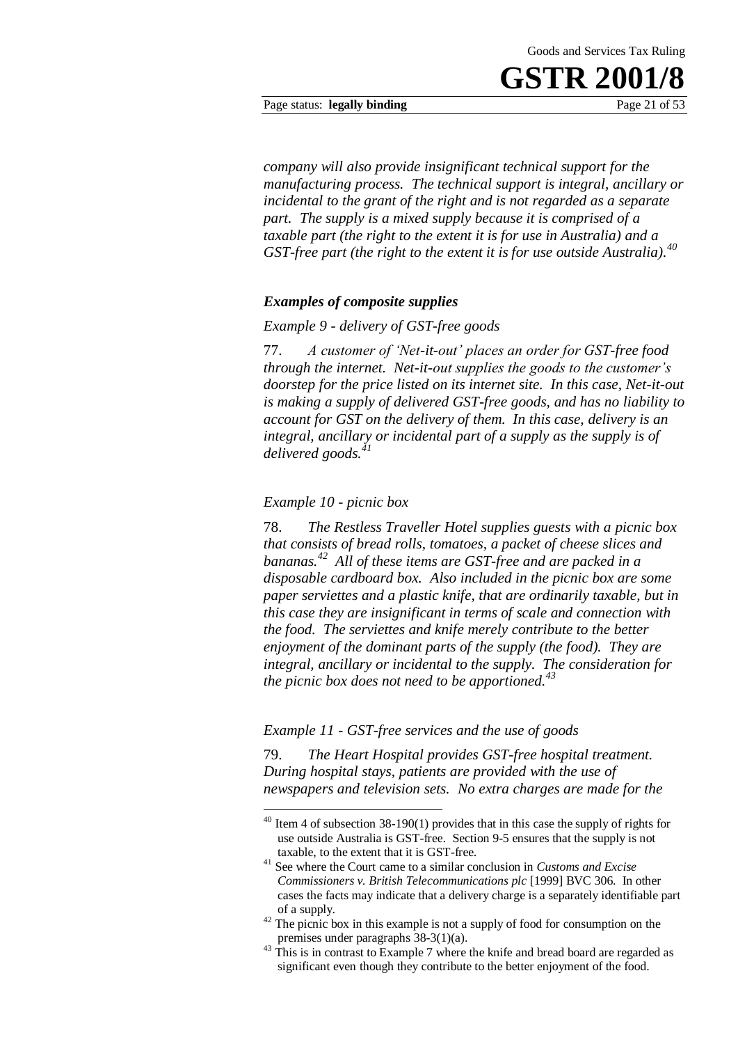*company will also provide insignificant technical support for the manufacturing process. The technical support is integral, ancillary or incidental to the grant of the right and is not regarded as a separate part. The supply is a mixed supply because it is comprised of a taxable part (the right to the extent it is for use in Australia) and a GST-free part (the right to the extent it is for use outside Australia).*[40]

### *Examples of composite supplies*

*Example 9 - delivery of GST-free goods*

77. *A customer of 'Net-it-out' places an order for GST-free food through the internet. Net-it-out supplies the goods to the customer's doorstep for the price listed on its internet site. In this case, Net-it-out is making a supply of delivered GST-free goods, and has no liability to account for GST on the delivery of them. In this case, delivery is an integral, ancillary or incidental part of a supply as the supply is of delivered goods.*[41]

*Example 10 - picnic box*

78. *The Restless Traveller Hotel supplies guests with a picnic box that consists of bread rolls, tomatoes, a packet of cheese slices and bananas.*[42] *All of these items are GST-free and are packed in a disposable cardboard box. Also included in the picnic box are some paper serviettes and a plastic knife, that are ordinarily taxable, but in this case they are insignificant in terms of scale and connection with the food. The serviettes and knife merely contribute to the better enjoyment of the dominant parts of the supply (the food). They are integral, ancillary or incidental to the supply. The consideration for the picnic box does not need to be apportioned.*[43]

*Example 11 - GST-free services and the use of goods*

79. *The Heart Hospital provides GST-free hospital treatment. During hospital stays, patients are provided with the use of newspapers and television sets. No extra charges are made for the*

---

[40] Item 4 of subsection 38-190(1) provides that in this case the supply of rights for use outside Australia is GST-free. Section 9-5 ensures that the supply is not taxable, to the extent that it is GST-free.

[41] See where the Court came to a similar conclusion in *Customs and Excise Commissioners v. British Telecommunications plc* [1999] BVC 306. In other cases the facts may indicate that a delivery charge is a separately identifiable part of a supply.

[42] The picnic box in this example is not a supply of food for consumption on the premises under paragraphs 38-3(1)(a).

[43] This is in contrast to Example 7 where the knife and bread board are regarded as significant even though they contribute to the better enjoyment of the food.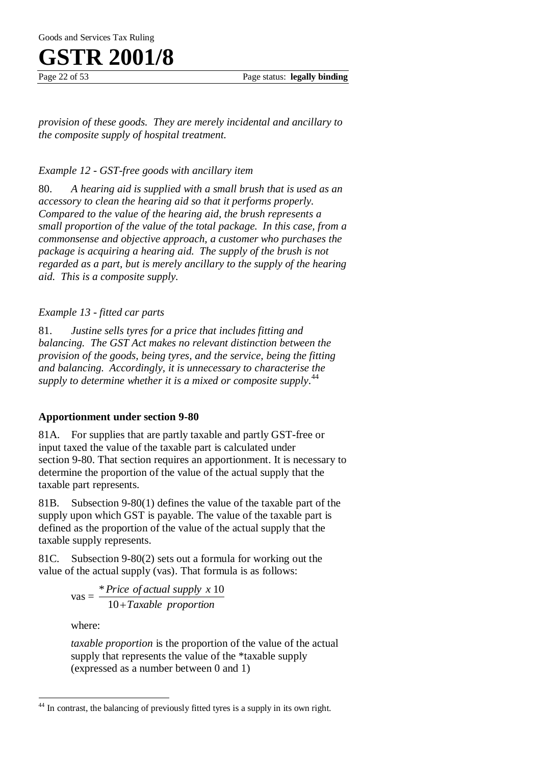*provision of these goods. They are merely incidental and ancillary to the composite supply of hospital treatment.*

*Example 12 - GST-free goods with ancillary item*

80. *A hearing aid is supplied with a small brush that is used as an accessory to clean the hearing aid so that it performs properly. Compared to the value of the hearing aid, the brush represents a small proportion of the value of the total package. In this case, from a commonsense and objective approach, a customer who purchases the package is acquiring a hearing aid. The supply of the brush is not regarded as a part, but is merely ancillary to the supply of the hearing aid. This is a composite supply.*

*Example 13 - fitted car parts*

81. *Justine sells tyres for a price that includes fitting and balancing. The GST Act makes no relevant distinction between the provision of the goods, being tyres, and the service, being the fitting and balancing. Accordingly, it is unnecessary to characterise the supply to determine whether it is a mixed or composite supply.*[44]

### Apportionment under section 9-80

81A. For supplies that are partly taxable and partly GST-free or input taxed the value of the taxable part is calculated under section 9-80. That section requires an apportionment. It is necessary to determine the proportion of the value of the actual supply that the taxable part represents.

81B. Subsection 9-80(1) defines the value of the taxable part of the supply upon which GST is payable. The value of the taxable part is defined as the proportion of the value of the actual supply that the taxable supply represents.

81C. Subsection 9-80(2) sets out a formula for working out the value of the actual supply (vas). That formula is as follows:

$$\text{vas} = \frac{{}^{*}\textit{Price of actual supply} \times 10}{10 + \textit{Taxable proportion}}$$

where:

*taxable proportion* is the proportion of the value of the actual supply that represents the value of the *taxable supply (expressed as a number between 0 and 1)

---

[44] In contrast, the balancing of previously fitted tyres is a supply in its own right.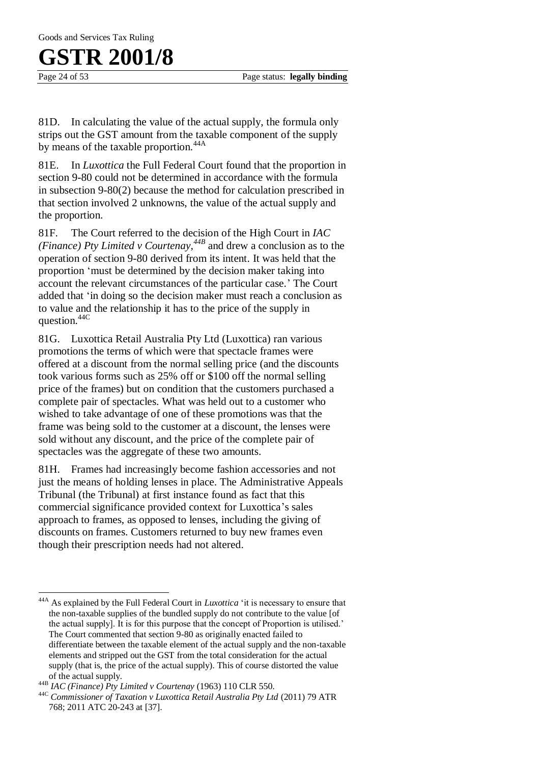81D. In calculating the value of the actual supply, the formula only strips out the GST amount from the taxable component of the supply by means of the taxable proportion.[44A]

81E. In *Luxottica* the Full Federal Court found that the proportion in section 9-80 could not be determined in accordance with the formula in subsection 9-80(2) because the method for calculation prescribed in that section involved 2 unknowns, the value of the actual supply and the proportion.

81F. The Court referred to the decision of the High Court in *IAC (Finance) Pty Limited v Courtenay,*[44B] and drew a conclusion as to the operation of section 9-80 derived from its intent. It was held that the proportion 'must be determined by the decision maker taking into account the relevant circumstances of the particular case.' The Court added that 'in doing so the decision maker must reach a conclusion as to value and the relationship it has to the price of the supply in question.[44C]

81G. Luxottica Retail Australia Pty Ltd (Luxottica) ran various promotions the terms of which were that spectacle frames were offered at a discount from the normal selling price (and the discounts took various forms such as 25% off or $100 off the normal selling price of the frames) but on condition that the customers purchased a complete pair of spectacles. What was held out to a customer who wished to take advantage of one of these promotions was that the frame was being sold to the customer at a discount, the lenses were sold without any discount, and the price of the complete pair of spectacles was the aggregate of these two amounts.

81H. Frames had increasingly become fashion accessories and not just the means of holding lenses in place. The Administrative Appeals Tribunal (the Tribunal) at first instance found as fact that this commercial significance provided context for Luxottica's sales approach to frames, as opposed to lenses, including the giving of discounts on frames. Customers returned to buy new frames even though their prescription needs had not altered.

---

[44A] As explained by the Full Federal Court in *Luxottica* 'it is necessary to ensure that the non-taxable supplies of the bundled supply do not contribute to the value [of the actual supply]. It is for this purpose that the concept of Proportion is utilised.' The Court commented that section 9-80 as originally enacted failed to differentiate between the taxable element of the actual supply and the non-taxable elements and stripped out the GST from the total consideration for the actual supply (that is, the price of the actual supply). This of course distorted the value of the actual supply.

[44B] *IAC (Finance) Pty Limited v Courtenay* (1963) 110 CLR 550.

[44C] *Commissioner of Taxation v Luxottica Retail Australia Pty Ltd* (2011) 79 ATR 768; 2011 ATC 20-243 at [37].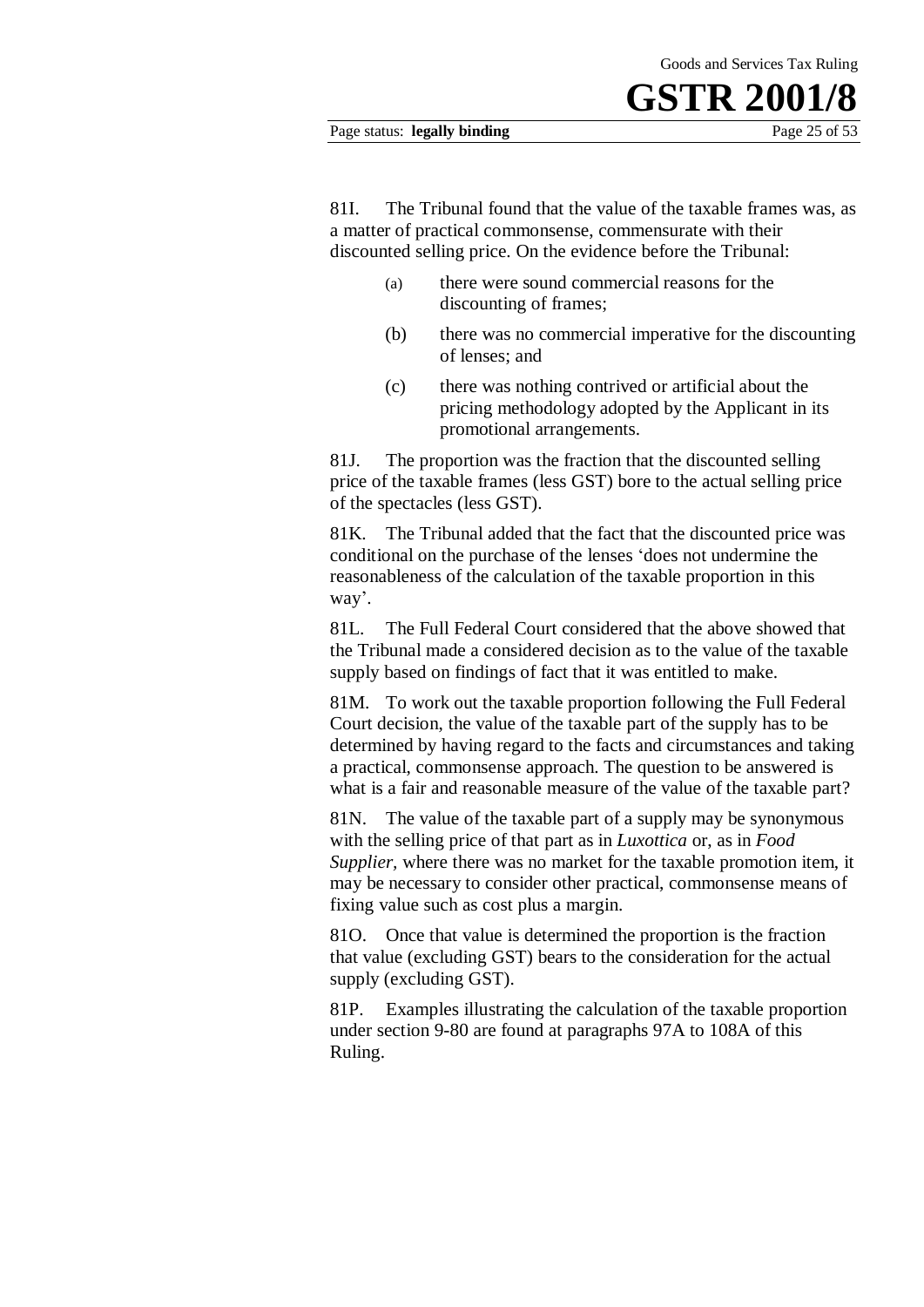81I. The Tribunal found that the value of the taxable frames was, as a matter of practical commonsense, commensurate with their discounted selling price. On the evidence before the Tribunal:

(a) there were sound commercial reasons for the discounting of frames;

(b) there was no commercial imperative for the discounting of lenses; and

(c) there was nothing contrived or artificial about the pricing methodology adopted by the Applicant in its promotional arrangements.

81J. The proportion was the fraction that the discounted selling price of the taxable frames (less GST) bore to the actual selling price of the spectacles (less GST).

81K. The Tribunal added that the fact that the discounted price was conditional on the purchase of the lenses 'does not undermine the reasonableness of the calculation of the taxable proportion in this way'.

81L. The Full Federal Court considered that the above showed that the Tribunal made a considered decision as to the value of the taxable supply based on findings of fact that it was entitled to make.

81M. To work out the taxable proportion following the Full Federal Court decision, the value of the taxable part of the supply has to be determined by having regard to the facts and circumstances and taking a practical, commonsense approach. The question to be answered is what is a fair and reasonable measure of the value of the taxable part?

81N. The value of the taxable part of a supply may be synonymous with the selling price of that part as in *Luxottica* or, as in *Food Supplier*, where there was no market for the taxable promotion item, it may be necessary to consider other practical, commonsense means of fixing value such as cost plus a margin.

81O. Once that value is determined the proportion is the fraction that value (excluding GST) bears to the consideration for the actual supply (excluding GST).

81P. Examples illustrating the calculation of the taxable proportion under section 9-80 are found at paragraphs 97A to 108A of this Ruling.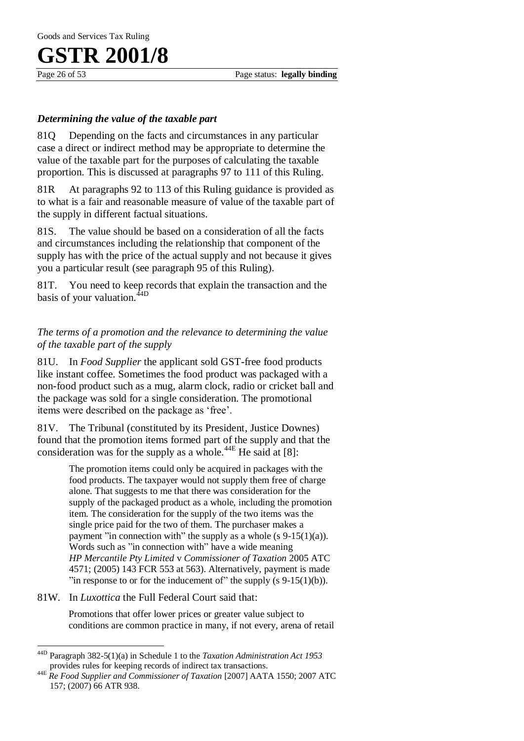### *Determining the value of the taxable part*

81Q Depending on the facts and circumstances in any particular case a direct or indirect method may be appropriate to determine the value of the taxable part for the purposes of calculating the taxable proportion. This is discussed at paragraphs 97 to 111 of this Ruling.

81R At paragraphs 92 to 113 of this Ruling guidance is provided as to what is a fair and reasonable measure of value of the taxable part of the supply in different factual situations.

81S. The value should be based on a consideration of all the facts and circumstances including the relationship that component of the supply has with the price of the actual supply and not because it gives you a particular result (see paragraph 95 of this Ruling).

81T. You need to keep records that explain the transaction and the basis of your valuation.[44D]

#### *The terms of a promotion and the relevance to determining the value of the taxable part of the supply*

81U. In *Food Supplier* the applicant sold GST-free food products like instant coffee. Sometimes the food product was packaged with a non-food product such as a mug, alarm clock, radio or cricket ball and the package was sold for a single consideration. The promotional items were described on the package as 'free'.

81V. The Tribunal (constituted by its President, Justice Downes) found that the promotion items formed part of the supply and that the consideration was for the supply as a whole.[44E] He said at [8]:

> The promotion items could only be acquired in packages with the food products. The taxpayer would not supply them free of charge alone. That suggests to me that there was consideration for the supply of the packaged product as a whole, including the promotion item. The consideration for the supply of the two items was the single price paid for the two of them. The purchaser makes a payment "in connection with" the supply as a whole (s 9-15(1)(a)). Words such as "in connection with" have a wide meaning *HP Mercantile Pty Limited* v *Commissioner of Taxation* 2005 ATC 4571; (2005) 143 FCR 553 at 563). Alternatively, payment is made "in response to or for the inducement of" the supply (s 9-15(1)(b)).

81W. In *Luxottica* the Full Federal Court said that:

> Promotions that offer lower prices or greater value subject to conditions are common practice in many, if not every, arena of retail

---

[44D] Paragraph 382-5(1)(a) in Schedule 1 to the *Taxation Administration Act 1953* provides rules for keeping records of indirect tax transactions.

[44E] *Re Food Supplier and Commissioner of Taxation* [2007] AATA 1550; 2007 ATC 157; (2007) 66 ATR 938.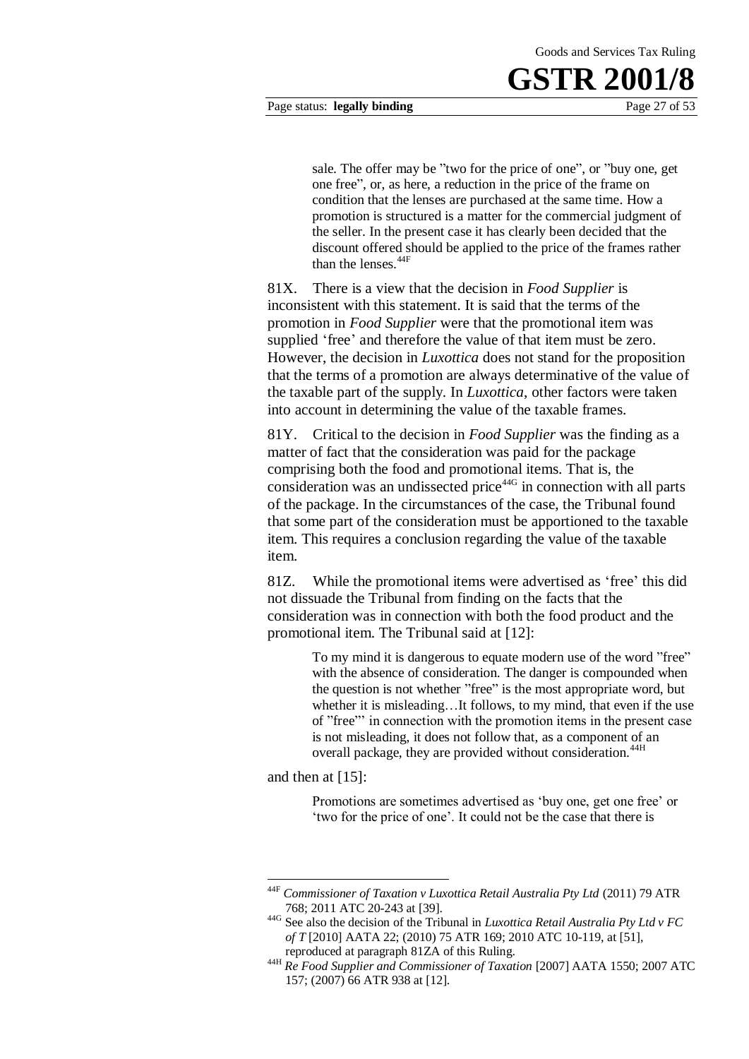sale. The offer may be "two for the price of one", or "buy one, get one free", or, as here, a reduction in the price of the frame on condition that the lenses are purchased at the same time. How a promotion is structured is a matter for the commercial judgment of the seller. In the present case it has clearly been decided that the discount offered should be applied to the price of the frames rather than the lenses.[44F]

81X. There is a view that the decision in *Food Supplier* is inconsistent with this statement. It is said that the terms of the promotion in *Food Supplier* were that the promotional item was supplied 'free' and therefore the value of that item must be zero. However, the decision in *Luxottica* does not stand for the proposition that the terms of a promotion are always determinative of the value of the taxable part of the supply. In *Luxottica*, other factors were taken into account in determining the value of the taxable frames.

81Y. Critical to the decision in *Food Supplier* was the finding as a matter of fact that the consideration was paid for the package comprising both the food and promotional items. That is, the consideration was an undissected price[44G] in connection with all parts of the package. In the circumstances of the case, the Tribunal found that some part of the consideration must be apportioned to the taxable item. This requires a conclusion regarding the value of the taxable item.

81Z. While the promotional items were advertised as 'free' this did not dissuade the Tribunal from finding on the facts that the consideration was in connection with both the food product and the promotional item. The Tribunal said at [12]:

> To my mind it is dangerous to equate modern use of the word "free" with the absence of consideration. The danger is compounded when the question is not whether "free" is the most appropriate word, but whether it is misleading…It follows, to my mind, that even if the use of "free"' in connection with the promotion items in the present case is not misleading, it does not follow that, as a component of an overall package, they are provided without consideration.[44H]

and then at [15]:

> Promotions are sometimes advertised as 'buy one, get one free' or 'two for the price of one'. It could not be the case that there is

---

[44F] *Commissioner of Taxation v Luxottica Retail Australia Pty Ltd* (2011) 79 ATR 768; 2011 ATC 20-243 at [39].

[44G] See also the decision of the Tribunal in *Luxottica Retail Australia Pty Ltd v FC of T* [2010] AATA 22; (2010) 75 ATR 169; 2010 ATC 10-119, at [51], reproduced at paragraph 81ZA of this Ruling.

[44H] *Re Food Supplier and Commissioner of Taxation* [2007] AATA 1550; 2007 ATC 157; (2007) 66 ATR 938 at [12].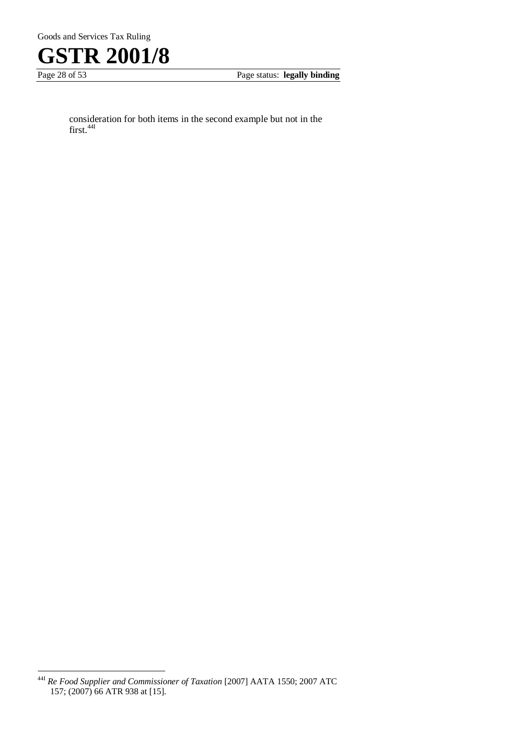consideration for both items in the second example but not in the first.[44I]

[44I] *Re Food Supplier and Commissioner of Taxation* [2007] AATA 1550; 2007 ATC 157; (2007) 66 ATR 938 at [15].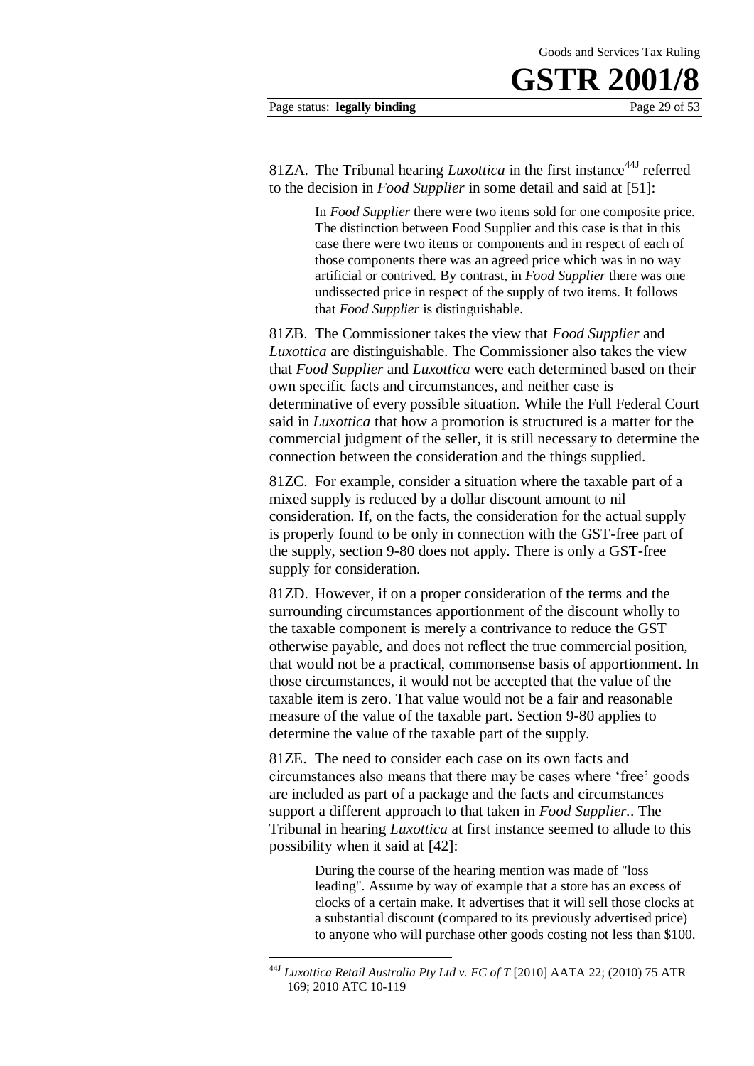81ZA. The Tribunal hearing *Luxottica* in the first instance[44J] referred to the decision in *Food Supplier* in some detail and said at [51]:

> In *Food Supplier* there were two items sold for one composite price. The distinction between Food Supplier and this case is that in this case there were two items or components and in respect of each of those components there was an agreed price which was in no way artificial or contrived. By contrast, in *Food Supplier* there was one undissected price in respect of the supply of two items. It follows that *Food Supplier* is distinguishable.

81ZB. The Commissioner takes the view that *Food Supplier* and *Luxottica* are distinguishable. The Commissioner also takes the view that *Food Supplier* and *Luxottica* were each determined based on their own specific facts and circumstances, and neither case is determinative of every possible situation. While the Full Federal Court said in *Luxottica* that how a promotion is structured is a matter for the commercial judgment of the seller, it is still necessary to determine the connection between the consideration and the things supplied.

81ZC. For example, consider a situation where the taxable part of a mixed supply is reduced by a dollar discount amount to nil consideration. If, on the facts, the consideration for the actual supply is properly found to be only in connection with the GST-free part of the supply, section 9-80 does not apply. There is only a GST-free supply for consideration.

81ZD. However, if on a proper consideration of the terms and the surrounding circumstances apportionment of the discount wholly to the taxable component is merely a contrivance to reduce the GST otherwise payable, and does not reflect the true commercial position, that would not be a practical, commonsense basis of apportionment. In those circumstances, it would not be accepted that the value of the taxable item is zero. That value would not be a fair and reasonable measure of the value of the taxable part. Section 9-80 applies to determine the value of the taxable part of the supply.

81ZE. The need to consider each case on its own facts and circumstances also means that there may be cases where 'free' goods are included as part of a package and the facts and circumstances support a different approach to that taken in *Food Supplier.*. The Tribunal in hearing *Luxottica* at first instance seemed to allude to this possibility when it said at [42]:

> During the course of the hearing mention was made of "loss leading". Assume by way of example that a store has an excess of clocks of a certain make. It advertises that it will sell those clocks at a substantial discount (compared to its previously advertised price) to anyone who will purchase other goods costing not less than $100.

---

[44J] *Luxottica Retail Australia Pty Ltd v. FC of T* [2010] AATA 22; (2010) 75 ATR 169; 2010 ATC 10-119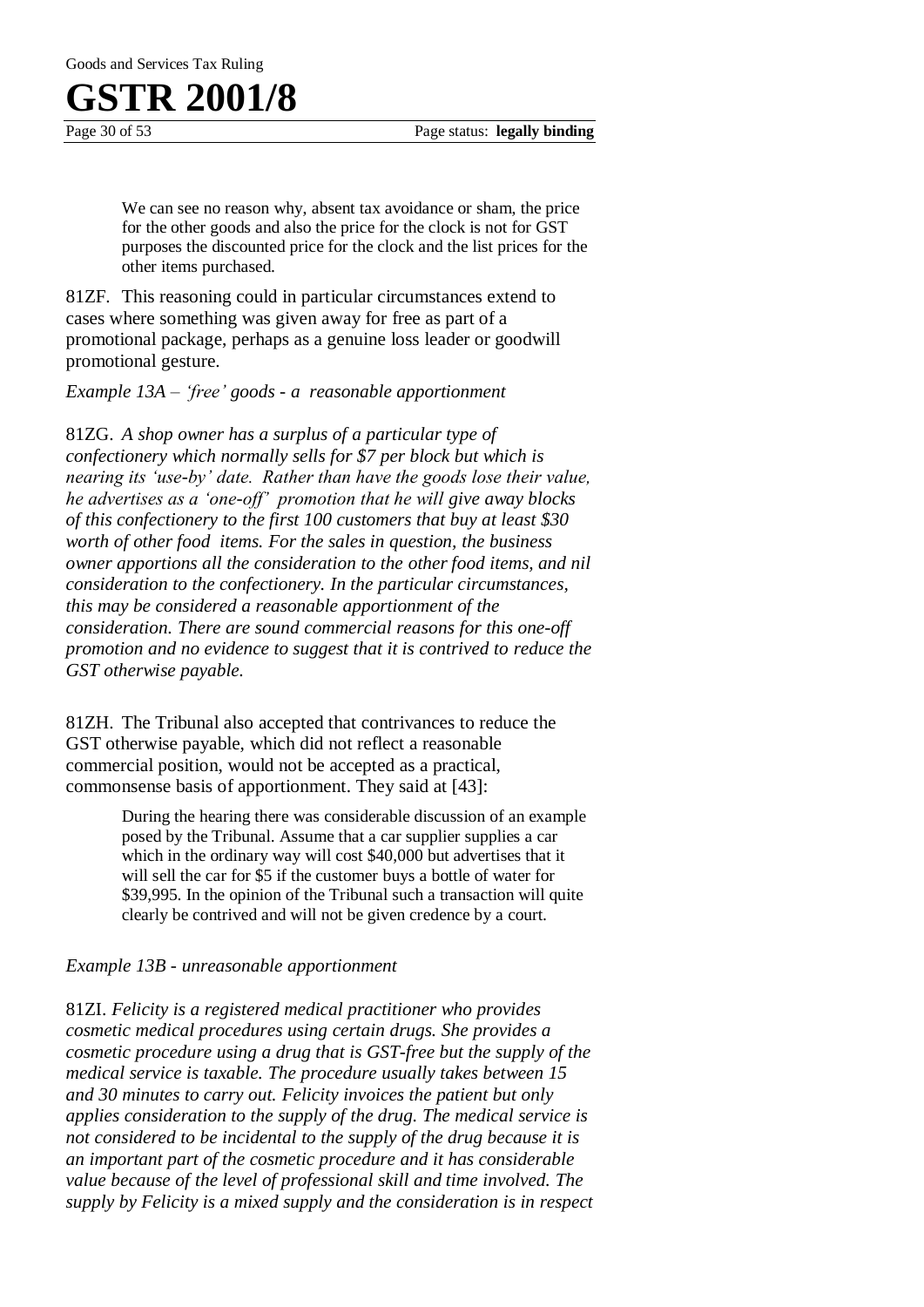> We can see no reason why, absent tax avoidance or sham, the price for the other goods and also the price for the clock is not for GST purposes the discounted price for the clock and the list prices for the other items purchased.

81ZF. This reasoning could in particular circumstances extend to cases where something was given away for free as part of a promotional package, perhaps as a genuine loss leader or goodwill promotional gesture.

*Example 13A – 'free' goods - a reasonable apportionment*

81ZG. *A shop owner has a surplus of a particular type of confectionery which normally sells for $7 per block but which is nearing its 'use-by' date. Rather than have the goods lose their value, he advertises as a 'one-off' promotion that he will give away blocks of this confectionery to the first 100 customers that buy at least $30 worth of other food items. For the sales in question, the business owner apportions all the consideration to the other food items, and nil consideration to the confectionery. In the particular circumstances, this may be considered a reasonable apportionment of the consideration. There are sound commercial reasons for this one-off promotion and no evidence to suggest that it is contrived to reduce the GST otherwise payable.*

81ZH. The Tribunal also accepted that contrivances to reduce the GST otherwise payable, which did not reflect a reasonable commercial position, would not be accepted as a practical, commonsense basis of apportionment. They said at [43]:

> During the hearing there was considerable discussion of an example posed by the Tribunal. Assume that a car supplier supplies a car which in the ordinary way will cost $40,000 but advertises that it will sell the car for $5 if the customer buys a bottle of water for $39,995. In the opinion of the Tribunal such a transaction will quite clearly be contrived and will not be given credence by a court.

*Example 13B - unreasonable apportionment*

81ZI. *Felicity is a registered medical practitioner who provides cosmetic medical procedures using certain drugs. She provides a cosmetic procedure using a drug that is GST-free but the supply of the medical service is taxable. The procedure usually takes between 15 and 30 minutes to carry out. Felicity invoices the patient but only applies consideration to the supply of the drug. The medical service is not considered to be incidental to the supply of the drug because it is an important part of the cosmetic procedure and it has considerable value because of the level of professional skill and time involved. The supply by Felicity is a mixed supply and the consideration is in respect*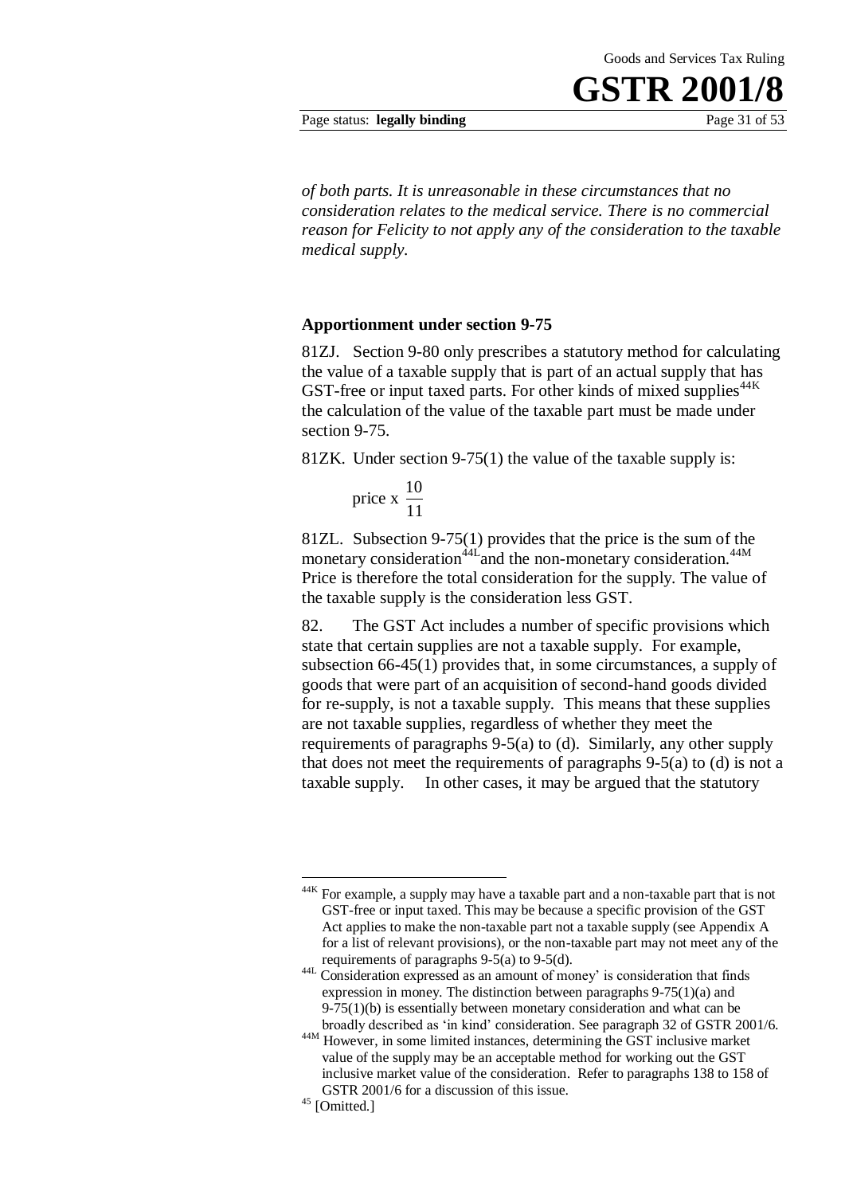*of both parts. It is unreasonable in these circumstances that no consideration relates to the medical service. There is no commercial reason for Felicity to not apply any of the consideration to the taxable medical supply.*

### Apportionment under section 9-75

81ZJ. Section 9-80 only prescribes a statutory method for calculating the value of a taxable supply that is part of an actual supply that has GST-free or input taxed parts. For other kinds of mixed supplies[44K] the calculation of the value of the taxable part must be made under section 9-75.

81ZK. Under section 9-75(1) the value of the taxable supply is:

$$\text{price x } \frac{10}{11}$$

81ZL. Subsection 9-75(1) provides that the price is the sum of the monetary consideration[44L] and the non-monetary consideration.[44M] Price is therefore the total consideration for the supply. The value of the taxable supply is the consideration less GST.

82. The GST Act includes a number of specific provisions which state that certain supplies are not a taxable supply. For example, subsection 66-45(1) provides that, in some circumstances, a supply of goods that were part of an acquisition of second-hand goods divided for re-supply, is not a taxable supply. This means that these supplies are not taxable supplies, regardless of whether they meet the requirements of paragraphs 9-5(a) to (d). Similarly, any other supply that does not meet the requirements of paragraphs 9-5(a) to (d) is not a taxable supply. In other cases, it may be argued that the statutory

---

[44K] For example, a supply may have a taxable part and a non-taxable part that is not GST-free or input taxed. This may be because a specific provision of the GST Act applies to make the non-taxable part not a taxable supply (see Appendix A for a list of relevant provisions), or the non-taxable part may not meet any of the requirements of paragraphs 9-5(a) to 9-5(d).

[44L] Consideration expressed as an amount of money' is consideration that finds expression in money. The distinction between paragraphs 9-75(1)(a) and 9-75(1)(b) is essentially between monetary consideration and what can be broadly described as 'in kind' consideration. See paragraph 32 of GSTR 2001/6.

[44M] However, in some limited instances, determining the GST inclusive market value of the supply may be an acceptable method for working out the GST inclusive market value of the consideration. Refer to paragraphs 138 to 158 of GSTR 2001/6 for a discussion of this issue.

[45] [Omitted.]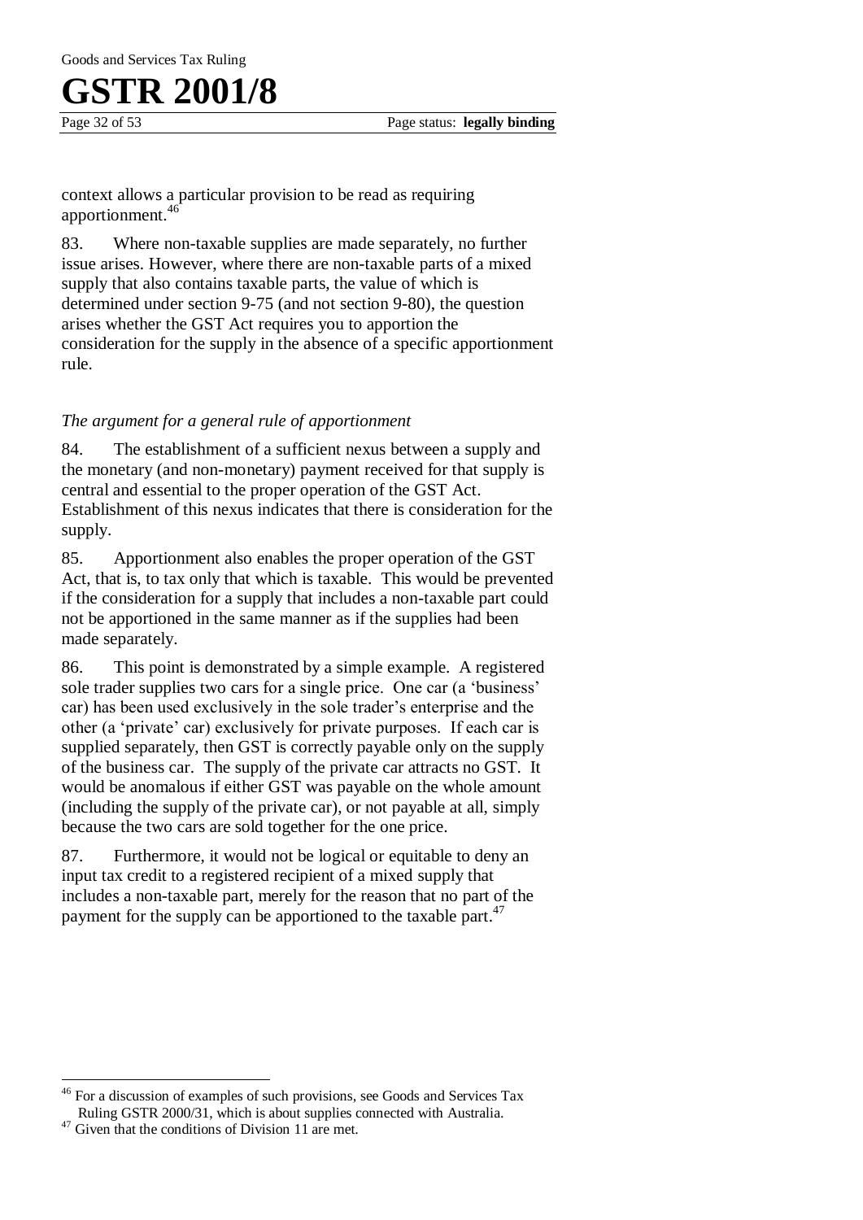context allows a particular provision to be read as requiring apportionment.[46]

83. Where non-taxable supplies are made separately, no further issue arises. However, where there are non-taxable parts of a mixed supply that also contains taxable parts, the value of which is determined under section 9-75 (and not section 9-80), the question arises whether the GST Act requires you to apportion the consideration for the supply in the absence of a specific apportionment rule.

*The argument for a general rule of apportionment*

84. The establishment of a sufficient nexus between a supply and the monetary (and non-monetary) payment received for that supply is central and essential to the proper operation of the GST Act. Establishment of this nexus indicates that there is consideration for the supply.

85. Apportionment also enables the proper operation of the GST Act, that is, to tax only that which is taxable. This would be prevented if the consideration for a supply that includes a non-taxable part could not be apportioned in the same manner as if the supplies had been made separately.

86. This point is demonstrated by a simple example. A registered sole trader supplies two cars for a single price. One car (a 'business' car) has been used exclusively in the sole trader's enterprise and the other (a 'private' car) exclusively for private purposes. If each car is supplied separately, then GST is correctly payable only on the supply of the business car. The supply of the private car attracts no GST. It would be anomalous if either GST was payable on the whole amount (including the supply of the private car), or not payable at all, simply because the two cars are sold together for the one price.

87. Furthermore, it would not be logical or equitable to deny an input tax credit to a registered recipient of a mixed supply that includes a non-taxable part, merely for the reason that no part of the payment for the supply can be apportioned to the taxable part.[47]

---

[46] For a discussion of examples of such provisions, see Goods and Services Tax Ruling GSTR 2000/31, which is about supplies connected with Australia.

[47] Given that the conditions of Division 11 are met.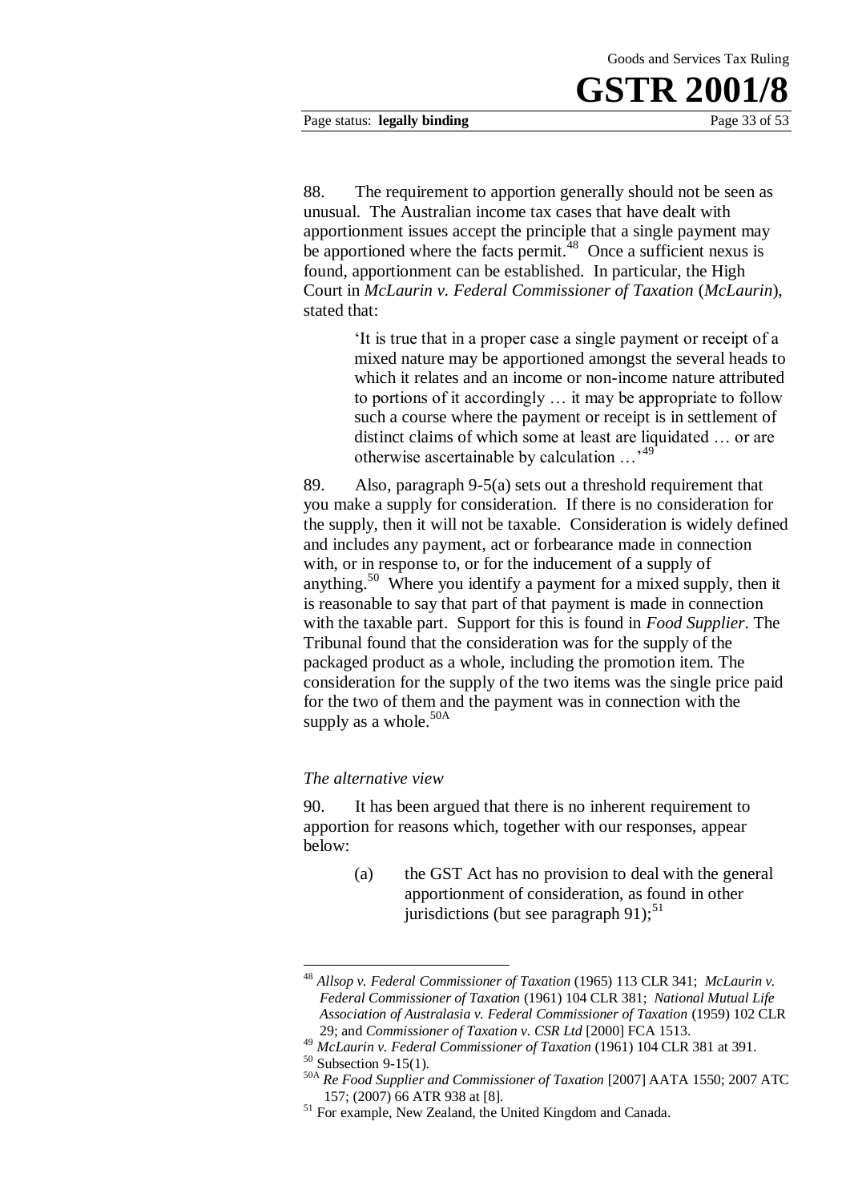88. The requirement to apportion generally should not be seen as unusual. The Australian income tax cases that have dealt with apportionment issues accept the principle that a single payment may be apportioned where the facts permit.[48] Once a sufficient nexus is found, apportionment can be established. In particular, the High Court in *McLaurin v. Federal Commissioner of Taxation* (*McLaurin*), stated that:

> 'It is true that in a proper case a single payment or receipt of a mixed nature may be apportioned amongst the several heads to which it relates and an income or non-income nature attributed to portions of it accordingly … it may be appropriate to follow such a course where the payment or receipt is in settlement of distinct claims of which some at least are liquidated … or are otherwise ascertainable by calculation …'[49]

89. Also, paragraph 9-5(a) sets out a threshold requirement that you make a supply for consideration. If there is no consideration for the supply, then it will not be taxable. Consideration is widely defined and includes any payment, act or forbearance made in connection with, or in response to, or for the inducement of a supply of anything.[50] Where you identify a payment for a mixed supply, then it is reasonable to say that part of that payment is made in connection with the taxable part. Support for this is found in *Food Supplier*. The Tribunal found that the consideration was for the supply of the packaged product as a whole, including the promotion item. The consideration for the supply of the two items was the single price paid for the two of them and the payment was in connection with the supply as a whole.[50A]

*The alternative view*

90. It has been argued that there is no inherent requirement to apportion for reasons which, together with our responses, appear below:

(a) the GST Act has no provision to deal with the general apportionment of consideration, as found in other jurisdictions (but see paragraph 91);[51]

---

[48] *Allsop v. Federal Commissioner of Taxation* (1965) 113 CLR 341; *McLaurin v. Federal Commissioner of Taxation* (1961) 104 CLR 381; *National Mutual Life Association of Australasia v. Federal Commissioner of Taxation* (1959) 102 CLR 29; and *Commissioner of Taxation v. CSR Ltd* [2000] FCA 1513.

[49] *McLaurin v. Federal Commissioner of Taxation* (1961) 104 CLR 381 at 391.

[50] Subsection 9-15(1).

[50A] *Re Food Supplier and Commissioner of Taxation* [2007] AATA 1550; 2007 ATC 157; (2007) 66 ATR 938 at [8].

[51] For example, New Zealand, the United Kingdom and Canada.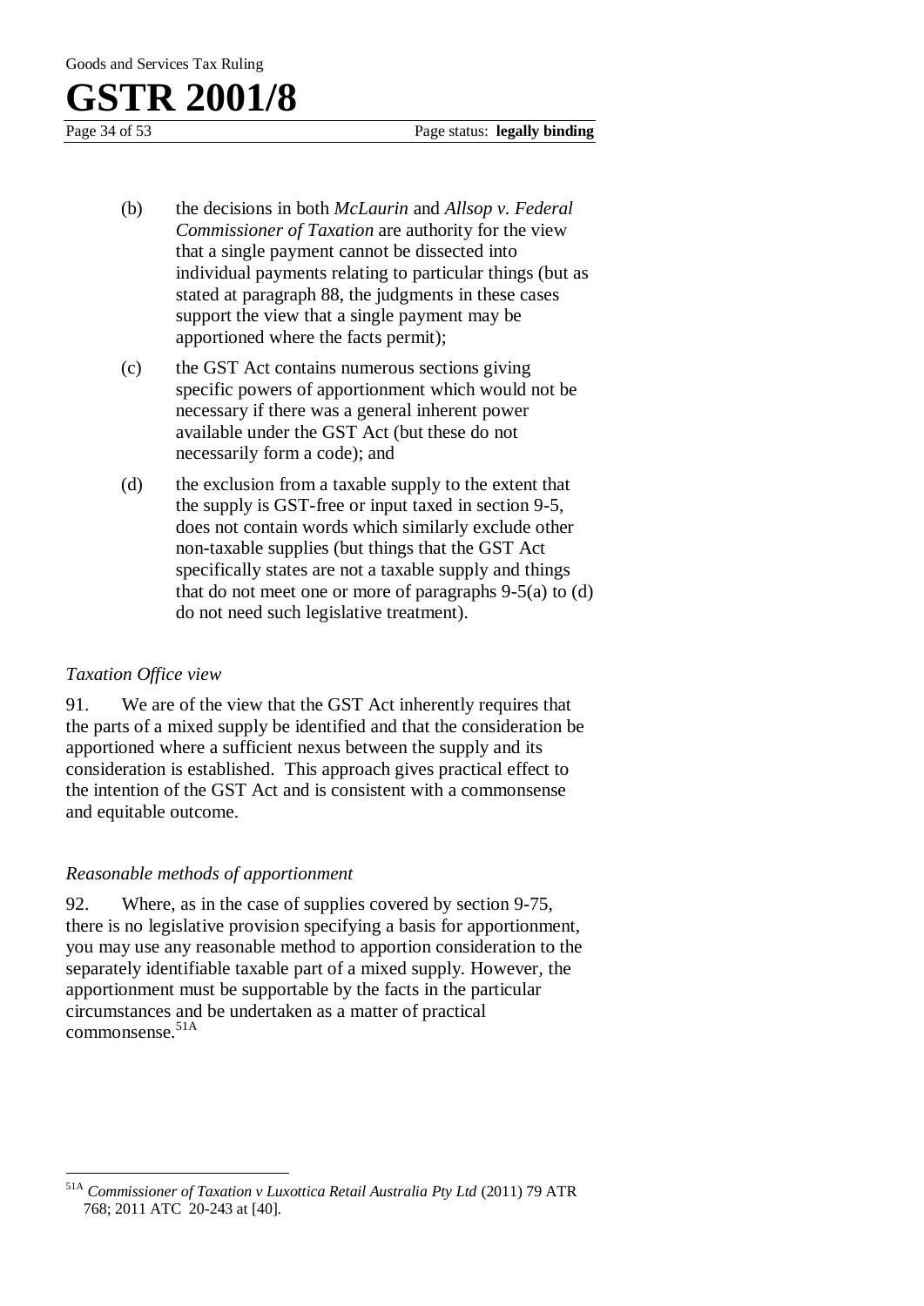(b) the decisions in both *McLaurin* and *Allsop v. Federal Commissioner of Taxation* are authority for the view that a single payment cannot be dissected into individual payments relating to particular things (but as stated at paragraph 88, the judgments in these cases support the view that a single payment may be apportioned where the facts permit);

(c) the GST Act contains numerous sections giving specific powers of apportionment which would not be necessary if there was a general inherent power available under the GST Act (but these do not necessarily form a code); and

(d) the exclusion from a taxable supply to the extent that the supply is GST-free or input taxed in section 9-5, does not contain words which similarly exclude other non-taxable supplies (but things that the GST Act specifically states are not a taxable supply and things that do not meet one or more of paragraphs 9-5(a) to (d) do not need such legislative treatment).

### *Taxation Office view*

91. We are of the view that the GST Act inherently requires that the parts of a mixed supply be identified and that the consideration be apportioned where a sufficient nexus between the supply and its consideration is established. This approach gives practical effect to the intention of the GST Act and is consistent with a commonsense and equitable outcome.

### *Reasonable methods of apportionment*

92. Where, as in the case of supplies covered by section 9-75, there is no legislative provision specifying a basis for apportionment, you may use any reasonable method to apportion consideration to the separately identifiable taxable part of a mixed supply. However, the apportionment must be supportable by the facts in the particular circumstances and be undertaken as a matter of practical commonsense.[51A]

---

[51A] *Commissioner of Taxation v Luxottica Retail Australia Pty Ltd* (2011) 79 ATR 768; 2011 ATC 20-243 at [40].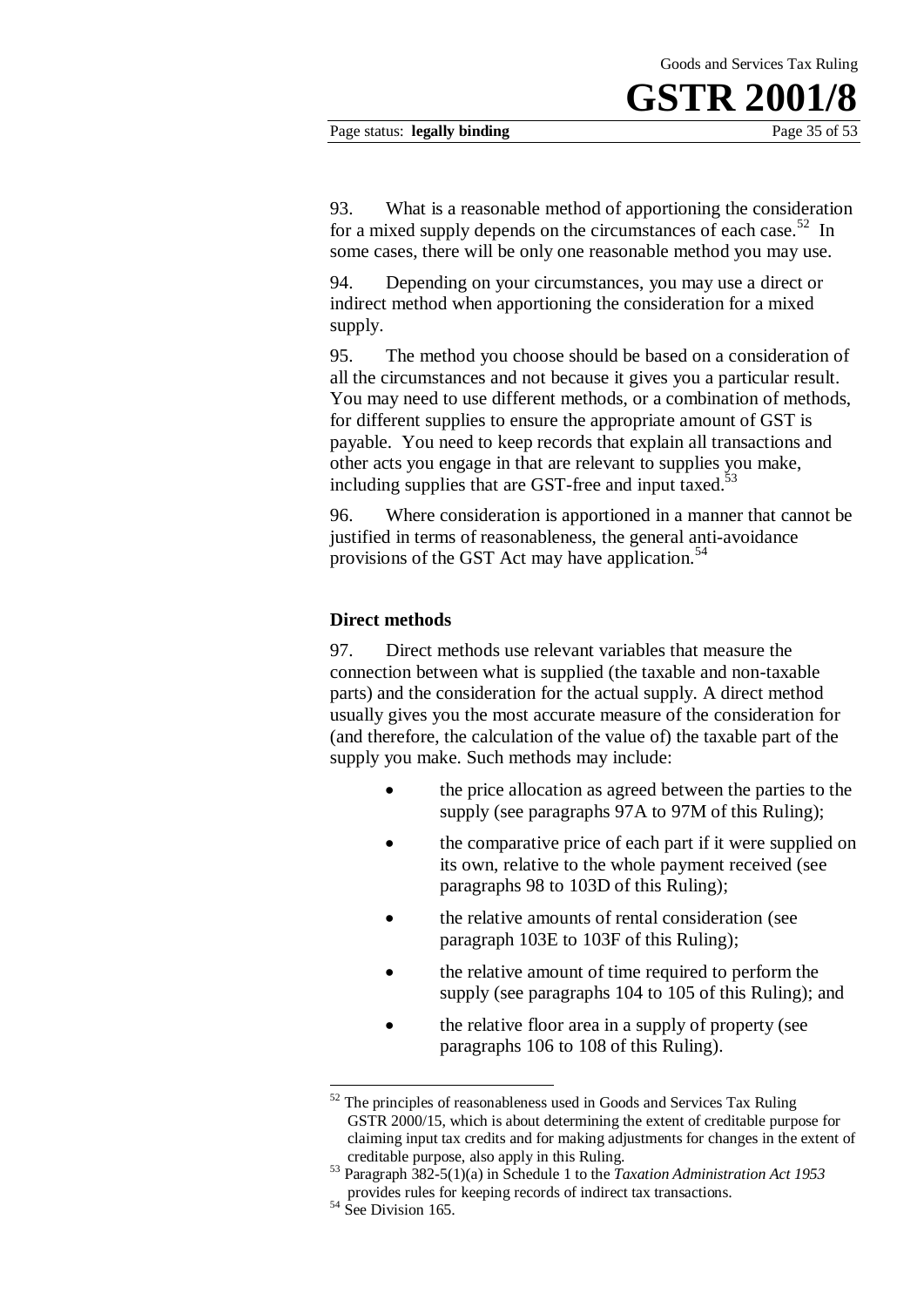93. What is a reasonable method of apportioning the consideration for a mixed supply depends on the circumstances of each case.[52] In some cases, there will be only one reasonable method you may use.

94. Depending on your circumstances, you may use a direct or indirect method when apportioning the consideration for a mixed supply.

95. The method you choose should be based on a consideration of all the circumstances and not because it gives you a particular result. You may need to use different methods, or a combination of methods, for different supplies to ensure the appropriate amount of GST is payable. You need to keep records that explain all transactions and other acts you engage in that are relevant to supplies you make, including supplies that are GST-free and input taxed.[53]

96. Where consideration is apportioned in a manner that cannot be justified in terms of reasonableness, the general anti-avoidance provisions of the GST Act may have application.[54]

### Direct methods

97. Direct methods use relevant variables that measure the connection between what is supplied (the taxable and non-taxable parts) and the consideration for the actual supply. A direct method usually gives you the most accurate measure of the consideration for (and therefore, the calculation of the value of) the taxable part of the supply you make. Such methods may include:

- the price allocation as agreed between the parties to the supply (see paragraphs 97A to 97M of this Ruling);
- the comparative price of each part if it were supplied on its own, relative to the whole payment received (see paragraphs 98 to 103D of this Ruling);
- the relative amounts of rental consideration (see paragraph 103E to 103F of this Ruling);
- the relative amount of time required to perform the supply (see paragraphs 104 to 105 of this Ruling); and
- the relative floor area in a supply of property (see paragraphs 106 to 108 of this Ruling).

---

[52] The principles of reasonableness used in Goods and Services Tax Ruling GSTR 2000/15, which is about determining the extent of creditable purpose for claiming input tax credits and for making adjustments for changes in the extent of creditable purpose, also apply in this Ruling.

[53] Paragraph 382-5(1)(a) in Schedule 1 to the *Taxation Administration Act 1953* provides rules for keeping records of indirect tax transactions.

[54] See Division 165.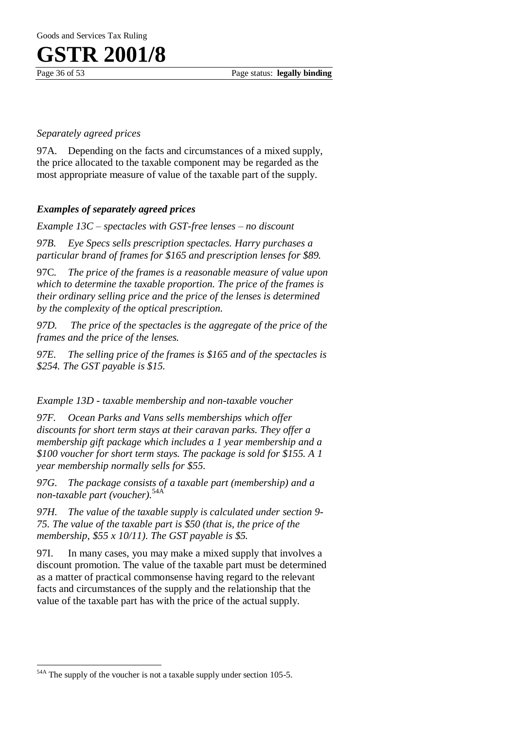*Separately agreed prices*

97A. Depending on the facts and circumstances of a mixed supply, the price allocated to the taxable component may be regarded as the most appropriate measure of value of the taxable part of the supply.

***Examples of separately agreed prices***

*Example 13C – spectacles with GST-free lenses – no discount*

*97B. Eye Specs sells prescription spectacles. Harry purchases a particular brand of frames for $165 and prescription lenses for $89.*

97C. *The price of the frames is a reasonable measure of value upon which to determine the taxable proportion. The price of the frames is their ordinary selling price and the price of the lenses is determined by the complexity of the optical prescription.*

*97D. The price of the spectacles is the aggregate of the price of the frames and the price of the lenses.*

*97E. The selling price of the frames is $165 and of the spectacles is $254. The GST payable is $15.*

*Example 13D - taxable membership and non-taxable voucher*

*97F. Ocean Parks and Vans sells memberships which offer discounts for short term stays at their caravan parks. They offer a membership gift package which includes a 1 year membership and a $100 voucher for short term stays. The package is sold for $155. A 1 year membership normally sells for $55.*

*97G. The package consists of a taxable part (membership) and a non-taxable part (voucher).*[54A]

*97H. The value of the taxable supply is calculated under section 9-75. The value of the taxable part is $50 (that is, the price of the membership, $55 x 10/11). The GST payable is $5.*

97I. In many cases, you may make a mixed supply that involves a discount promotion. The value of the taxable part must be determined as a matter of practical commonsense having regard to the relevant facts and circumstances of the supply and the relationship that the value of the taxable part has with the price of the actual supply.

---

[54A] The supply of the voucher is not a taxable supply under section 105-5.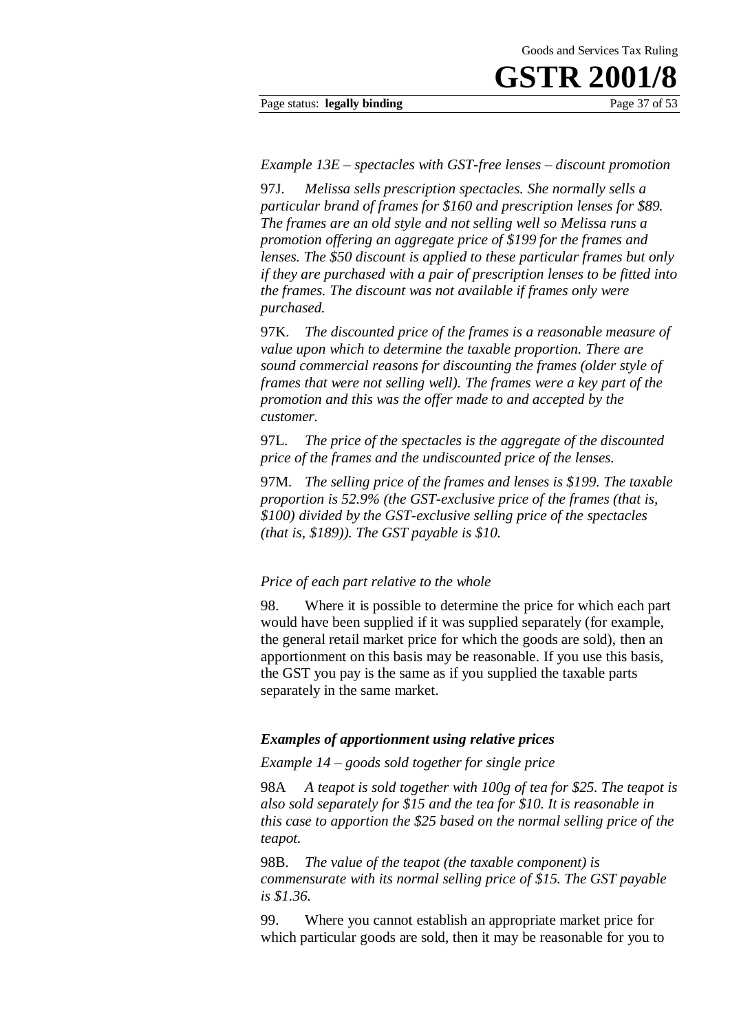*Example 13E – spectacles with GST-free lenses – discount promotion*

97J. *Melissa sells prescription spectacles. She normally sells a particular brand of frames for $160 and prescription lenses for $89. The frames are an old style and not selling well so Melissa runs a promotion offering an aggregate price of $199 for the frames and lenses. The $50 discount is applied to these particular frames but only if they are purchased with a pair of prescription lenses to be fitted into the frames. The discount was not available if frames only were purchased.*

97K. *The discounted price of the frames is a reasonable measure of value upon which to determine the taxable proportion. There are sound commercial reasons for discounting the frames (older style of frames that were not selling well). The frames were a key part of the promotion and this was the offer made to and accepted by the customer.*

97L. *The price of the spectacles is the aggregate of the discounted price of the frames and the undiscounted price of the lenses.*

97M. *The selling price of the frames and lenses is $199. The taxable proportion is 52.9% (the GST-exclusive price of the frames (that is, $100) divided by the GST-exclusive selling price of the spectacles (that is, $189)). The GST payable is $10.*

*Price of each part relative to the whole*

98. Where it is possible to determine the price for which each part would have been supplied if it was supplied separately (for example, the general retail market price for which the goods are sold), then an apportionment on this basis may be reasonable. If you use this basis, the GST you pay is the same as if you supplied the taxable parts separately in the same market.

***Examples of apportionment using relative prices***

*Example 14 – goods sold together for single price*

98A *A teapot is sold together with 100g of tea for $25. The teapot is also sold separately for $15 and the tea for $10. It is reasonable in this case to apportion the $25 based on the normal selling price of the teapot.*

98B. *The value of the teapot (the taxable component) is commensurate with its normal selling price of $15. The GST payable is $1.36.*

99. Where you cannot establish an appropriate market price for which particular goods are sold, then it may be reasonable for you to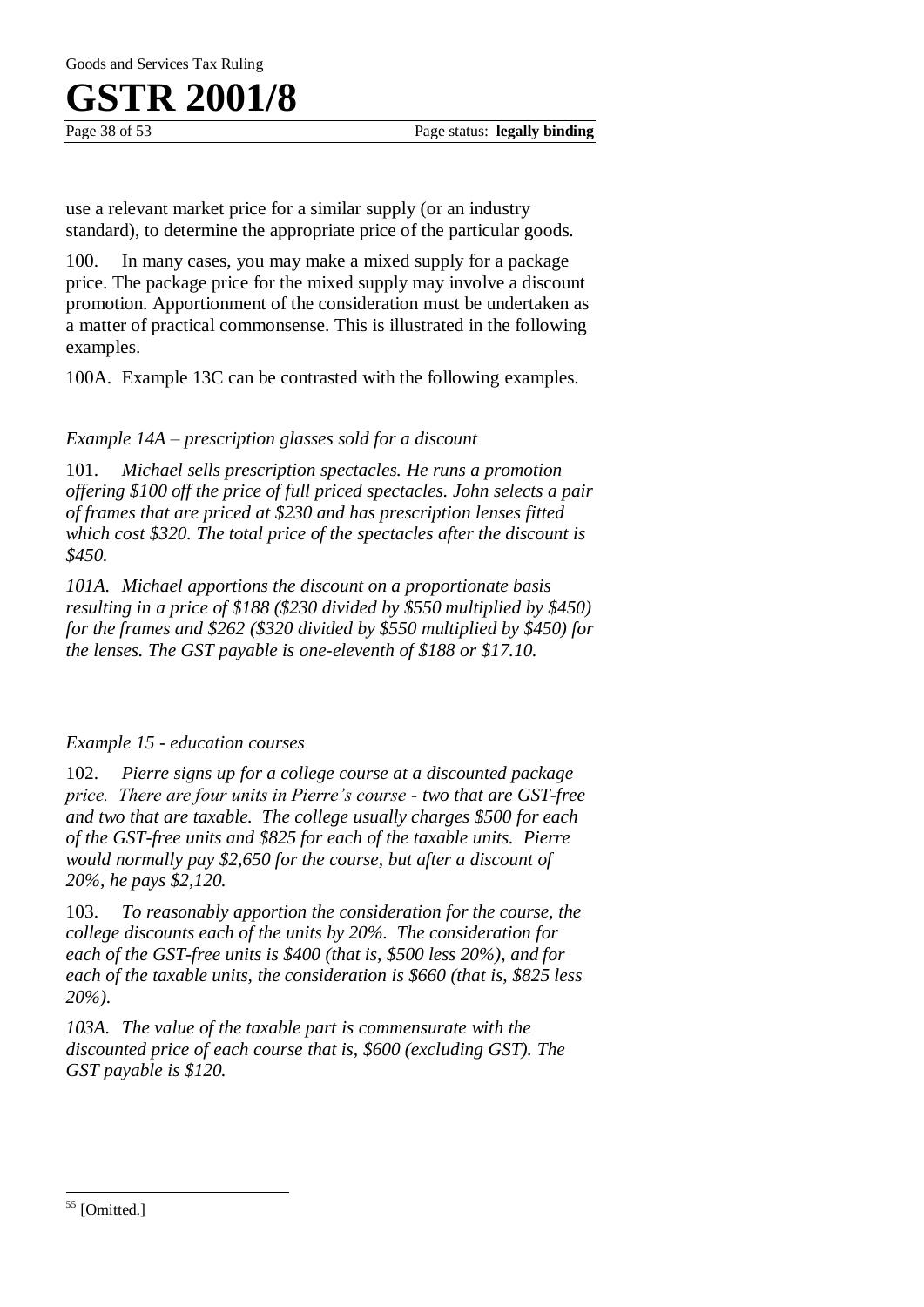use a relevant market price for a similar supply (or an industry standard), to determine the appropriate price of the particular goods.

100. In many cases, you may make a mixed supply for a package price. The package price for the mixed supply may involve a discount promotion. Apportionment of the consideration must be undertaken as a matter of practical commonsense. This is illustrated in the following examples.

100A. Example 13C can be contrasted with the following examples.

*Example 14A – prescription glasses sold for a discount*

101. *Michael sells prescription spectacles. He runs a promotion offering $100 off the price of full priced spectacles. John selects a pair of frames that are priced at $230 and has prescription lenses fitted which cost $320. The total price of the spectacles after the discount is $450.*

*101A. Michael apportions the discount on a proportionate basis resulting in a price of $188 ($230 divided by $550 multiplied by $450) for the frames and $262 ($320 divided by $550 multiplied by $450) for the lenses. The GST payable is one-eleventh of $188 or $17.10.*

*Example 15 - education courses*

102. *Pierre signs up for a college course at a discounted package price. There are four units in Pierre's course - two that are GST-free and two that are taxable. The college usually charges $500 for each of the GST-free units and $825 for each of the taxable units. Pierre would normally pay $2,650 for the course, but after a discount of 20%, he pays $2,120.*

103. *To reasonably apportion the consideration for the course, the college discounts each of the units by 20%. The consideration for each of the GST-free units is $400 (that is, $500 less 20%), and for each of the taxable units, the consideration is $660 (that is, $825 less 20%).*

*103A. The value of the taxable part is commensurate with the discounted price of each course that is, $600 (excluding GST). The GST payable is $120.*

---

[55] [Omitted.]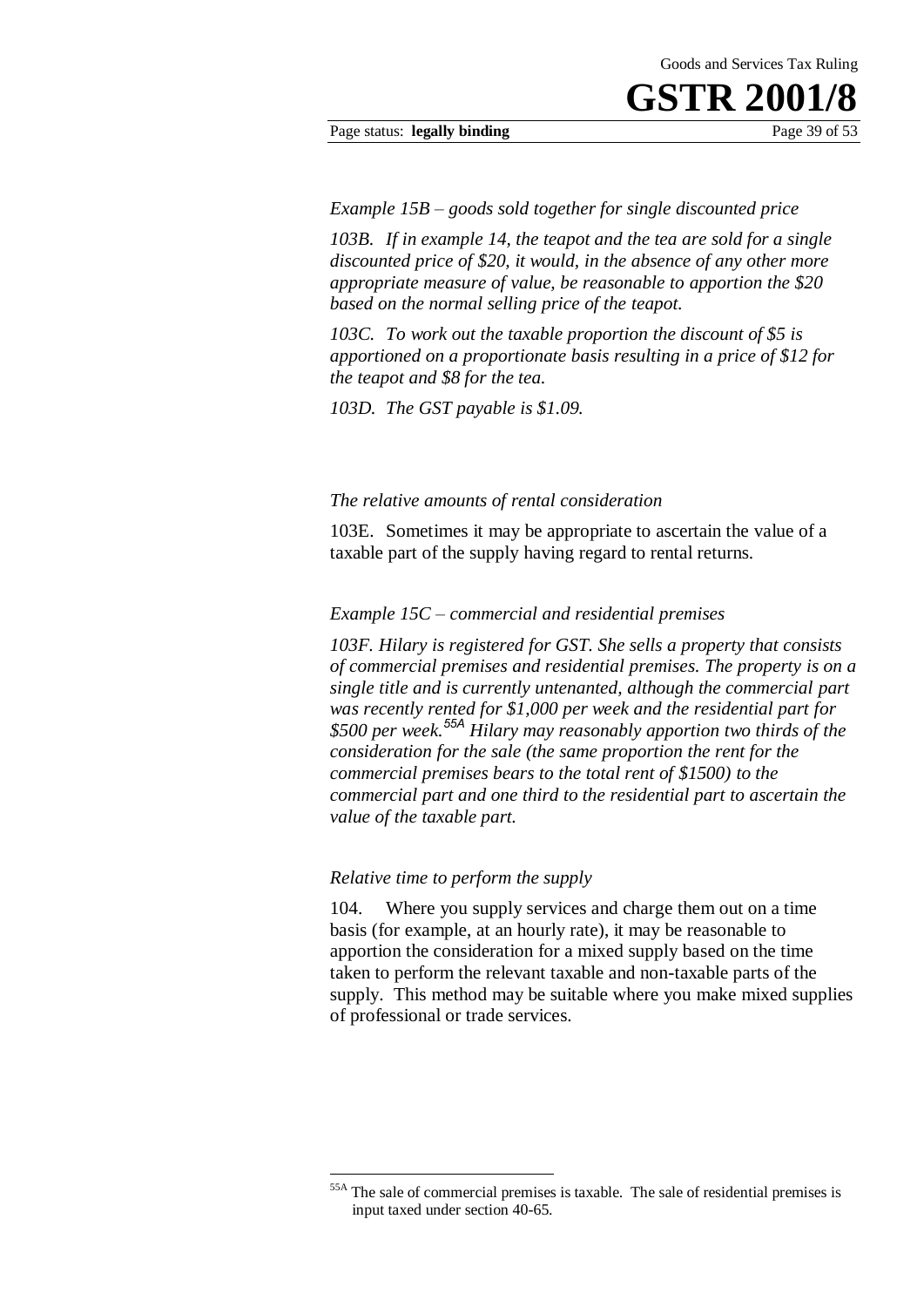*Example 15B – goods sold together for single discounted price*

*103B. If in example 14, the teapot and the tea are sold for a single discounted price of $20, it would, in the absence of any other more appropriate measure of value, be reasonable to apportion the $20 based on the normal selling price of the teapot.*

*103C. To work out the taxable proportion the discount of $5 is apportioned on a proportionate basis resulting in a price of $12 for the teapot and $8 for the tea.*

*103D. The GST payable is $1.09.*

*The relative amounts of rental consideration*

103E. Sometimes it may be appropriate to ascertain the value of a taxable part of the supply having regard to rental returns.

*Example 15C – commercial and residential premises*

*103F. Hilary is registered for GST. She sells a property that consists of commercial premises and residential premises. The property is on a single title and is currently untenanted, although the commercial part was recently rented for $1,000 per week and the residential part for $500 per week.[55A] Hilary may reasonably apportion two thirds of the consideration for the sale (the same proportion the rent for the commercial premises bears to the total rent of $1500) to the commercial part and one third to the residential part to ascertain the value of the taxable part.*

*Relative time to perform the supply*

104. Where you supply services and charge them out on a time basis (for example, at an hourly rate), it may be reasonable to apportion the consideration for a mixed supply based on the time taken to perform the relevant taxable and non-taxable parts of the supply. This method may be suitable where you make mixed supplies of professional or trade services.

[55A] The sale of commercial premises is taxable. The sale of residential premises is input taxed under section 40-65.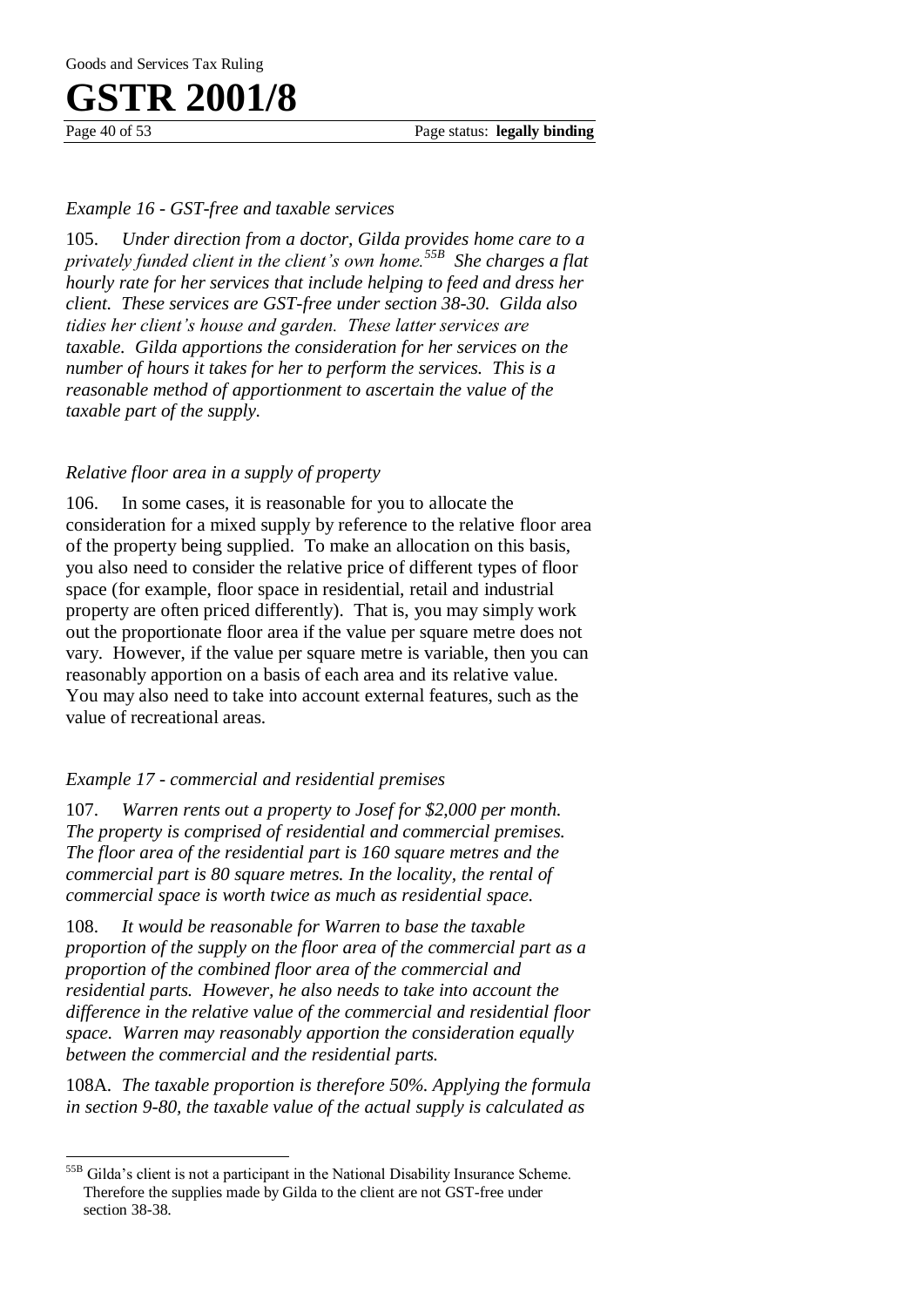*Example 16 - GST-free and taxable services*

105. *Under direction from a doctor, Gilda provides home care to a privately funded client in the client's own home.*[55B] *She charges a flat hourly rate for her services that include helping to feed and dress her client. These services are GST-free under section 38-30. Gilda also tidies her client's house and garden. These latter services are taxable. Gilda apportions the consideration for her services on the number of hours it takes for her to perform the services. This is a reasonable method of apportionment to ascertain the value of the taxable part of the supply.*

*Relative floor area in a supply of property*

106. In some cases, it is reasonable for you to allocate the consideration for a mixed supply by reference to the relative floor area of the property being supplied. To make an allocation on this basis, you also need to consider the relative price of different types of floor space (for example, floor space in residential, retail and industrial property are often priced differently). That is, you may simply work out the proportionate floor area if the value per square metre does not vary. However, if the value per square metre is variable, then you can reasonably apportion on a basis of each area and its relative value. You may also need to take into account external features, such as the value of recreational areas.

*Example 17 - commercial and residential premises*

107. *Warren rents out a property to Josef for $2,000 per month. The property is comprised of residential and commercial premises. The floor area of the residential part is 160 square metres and the commercial part is 80 square metres. In the locality, the rental of commercial space is worth twice as much as residential space.*

108. *It would be reasonable for Warren to base the taxable proportion of the supply on the floor area of the commercial part as a proportion of the combined floor area of the commercial and residential parts. However, he also needs to take into account the difference in the relative value of the commercial and residential floor space. Warren may reasonably apportion the consideration equally between the commercial and the residential parts.*

108A. *The taxable proportion is therefore 50%. Applying the formula in section 9-80, the taxable value of the actual supply is calculated as*

---

[55B] Gilda's client is not a participant in the National Disability Insurance Scheme. Therefore the supplies made by Gilda to the client are not GST-free under section 38-38.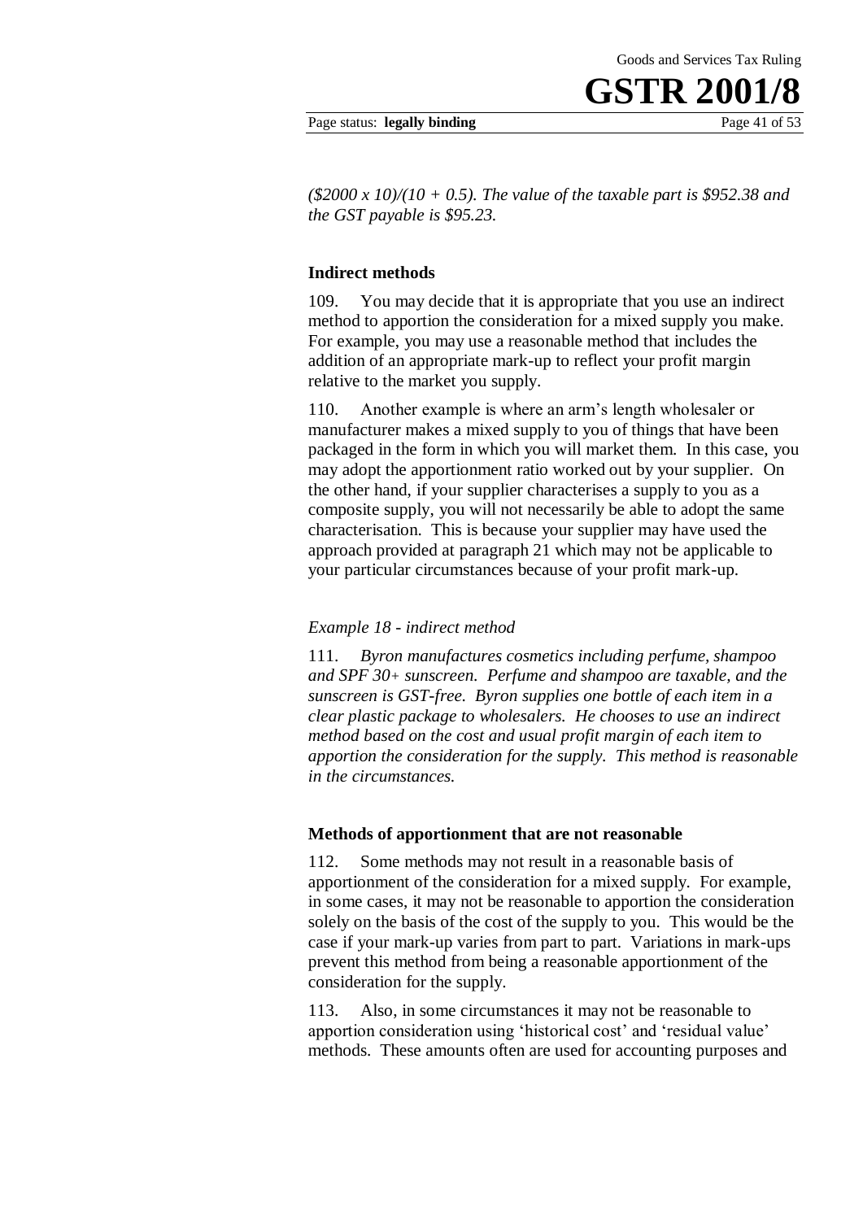*(\$2000 x 10)/(10 + 0.5). The value of the taxable part is \$952.38 and the GST payable is \$95.23.*

### Indirect methods

109. You may decide that it is appropriate that you use an indirect method to apportion the consideration for a mixed supply you make. For example, you may use a reasonable method that includes the addition of an appropriate mark-up to reflect your profit margin relative to the market you supply.

110. Another example is where an arm's length wholesaler or manufacturer makes a mixed supply to you of things that have been packaged in the form in which you will market them. In this case, you may adopt the apportionment ratio worked out by your supplier. On the other hand, if your supplier characterises a supply to you as a composite supply, you will not necessarily be able to adopt the same characterisation. This is because your supplier may have used the approach provided at paragraph 21 which may not be applicable to your particular circumstances because of your profit mark-up.

*Example 18 - indirect method*

111. *Byron manufactures cosmetics including perfume, shampoo and SPF 30+ sunscreen. Perfume and shampoo are taxable, and the sunscreen is GST-free. Byron supplies one bottle of each item in a clear plastic package to wholesalers. He chooses to use an indirect method based on the cost and usual profit margin of each item to apportion the consideration for the supply. This method is reasonable in the circumstances.*

### Methods of apportionment that are not reasonable

112. Some methods may not result in a reasonable basis of apportionment of the consideration for a mixed supply. For example, in some cases, it may not be reasonable to apportion the consideration solely on the basis of the cost of the supply to you. This would be the case if your mark-up varies from part to part. Variations in mark-ups prevent this method from being a reasonable apportionment of the consideration for the supply.

113. Also, in some circumstances it may not be reasonable to apportion consideration using 'historical cost' and 'residual value' methods. These amounts often are used for accounting purposes and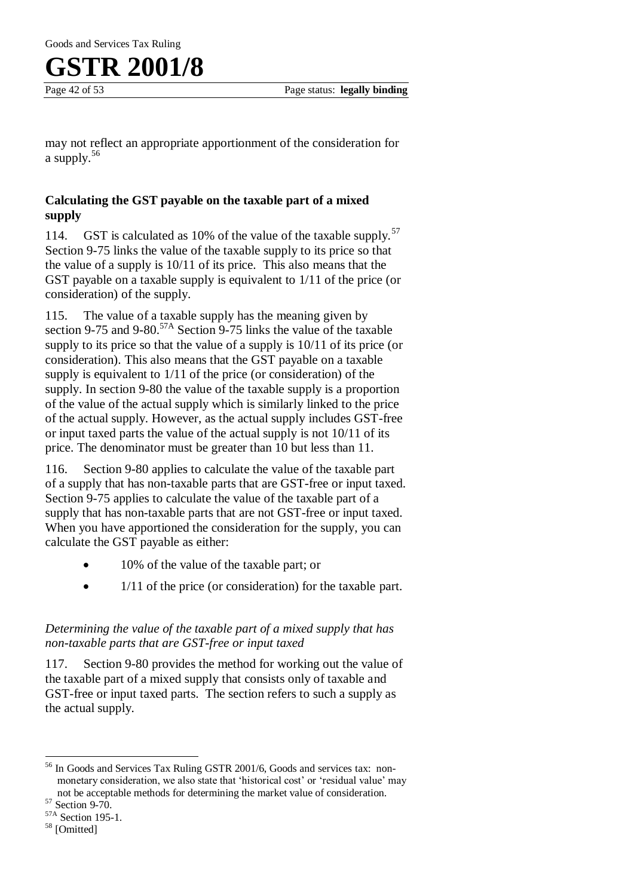may not reflect an appropriate apportionment of the consideration for a supply.[56]

**Calculating the GST payable on the taxable part of a mixed supply**

114. GST is calculated as 10% of the value of the taxable supply.[57] Section 9-75 links the value of the taxable supply to its price so that the value of a supply is 10/11 of its price. This also means that the GST payable on a taxable supply is equivalent to 1/11 of the price (or consideration) of the supply.

115. The value of a taxable supply has the meaning given by section 9-75 and 9-80.[57A] Section 9-75 links the value of the taxable supply to its price so that the value of a supply is 10/11 of its price (or consideration). This also means that the GST payable on a taxable supply is equivalent to 1/11 of the price (or consideration) of the supply. In section 9-80 the value of the taxable supply is a proportion of the value of the actual supply which is similarly linked to the price of the actual supply. However, as the actual supply includes GST-free or input taxed parts the value of the actual supply is not 10/11 of its price. The denominator must be greater than 10 but less than 11.

116. Section 9-80 applies to calculate the value of the taxable part of a supply that has non-taxable parts that are GST-free or input taxed. Section 9-75 applies to calculate the value of the taxable part of a supply that has non-taxable parts that are not GST-free or input taxed. When you have apportioned the consideration for the supply, you can calculate the GST payable as either:

- 10% of the value of the taxable part; or
- 1/11 of the price (or consideration) for the taxable part.

*Determining the value of the taxable part of a mixed supply that has non-taxable parts that are GST-free or input taxed*

117. Section 9-80 provides the method for working out the value of the taxable part of a mixed supply that consists only of taxable and GST-free or input taxed parts. The section refers to such a supply as the actual supply.

---

[56] In Goods and Services Tax Ruling GSTR 2001/6, Goods and services tax: non-monetary consideration, we also state that 'historical cost' or 'residual value' may not be acceptable methods for determining the market value of consideration.

[57] Section 9-70.

[57A] Section 195-1.

[58] [Omitted]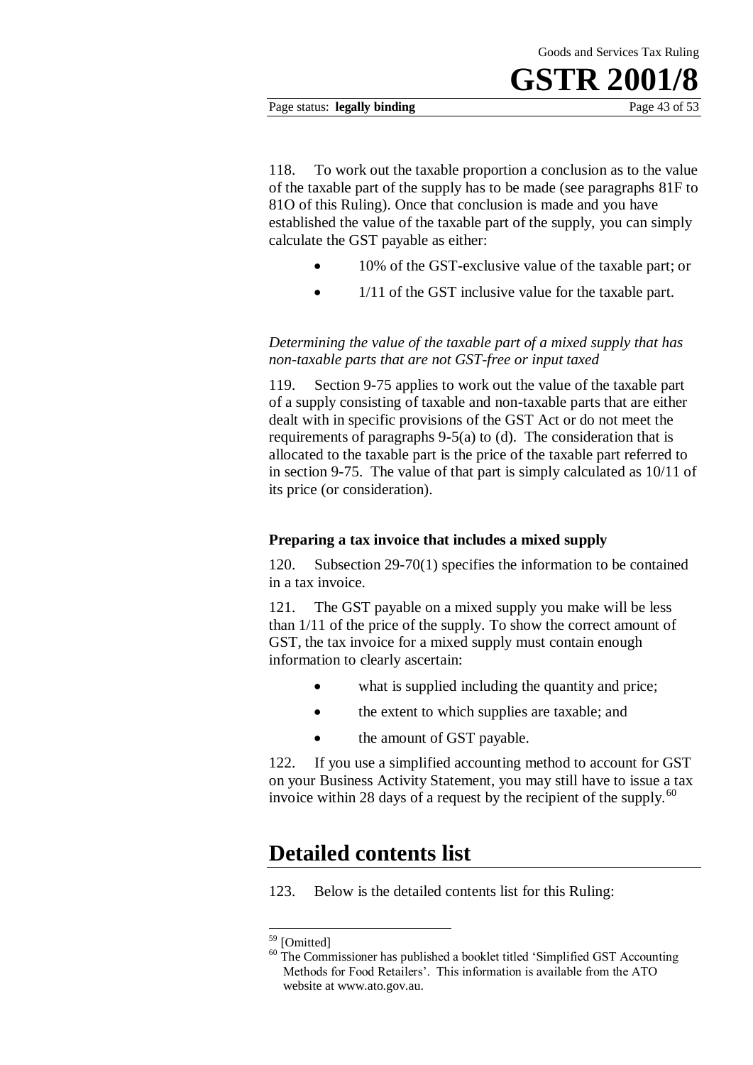118. To work out the taxable proportion a conclusion as to the value of the taxable part of the supply has to be made (see paragraphs 81F to 81O of this Ruling). Once that conclusion is made and you have established the value of the taxable part of the supply, you can simply calculate the GST payable as either:

- 10% of the GST-exclusive value of the taxable part; or
- 1/11 of the GST inclusive value for the taxable part.

*Determining the value of the taxable part of a mixed supply that has non-taxable parts that are not GST-free or input taxed*

119. Section 9-75 applies to work out the value of the taxable part of a supply consisting of taxable and non-taxable parts that are either dealt with in specific provisions of the GST Act or do not meet the requirements of paragraphs 9-5(a) to (d). The consideration that is allocated to the taxable part is the price of the taxable part referred to in section 9-75. The value of that part is simply calculated as 10/11 of its price (or consideration).

**Preparing a tax invoice that includes a mixed supply**

120. Subsection 29-70(1) specifies the information to be contained in a tax invoice.

121. The GST payable on a mixed supply you make will be less than 1/11 of the price of the supply. To show the correct amount of GST, the tax invoice for a mixed supply must contain enough information to clearly ascertain:

- what is supplied including the quantity and price;
- the extent to which supplies are taxable; and
- the amount of GST payable.

122. If you use a simplified accounting method to account for GST on your Business Activity Statement, you may still have to issue a tax invoice within 28 days of a request by the recipient of the supply.[60]

# Detailed contents list

123. Below is the detailed contents list for this Ruling:

---

[59] [Omitted]

[60] The Commissioner has published a booklet titled 'Simplified GST Accounting Methods for Food Retailers'. This information is available from the ATO website at www.ato.gov.au.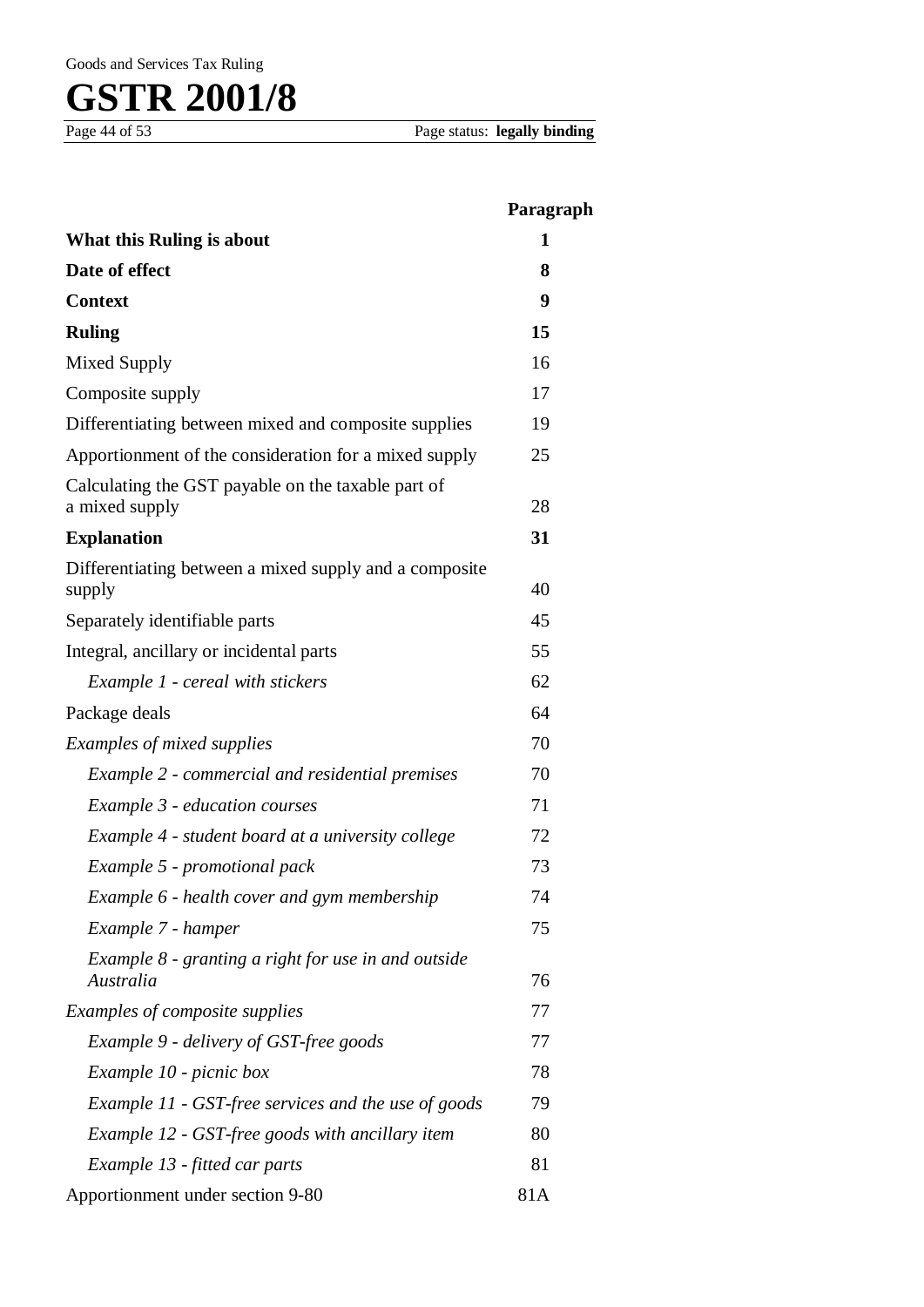| | Paragraph |
|---|---|
| **What this Ruling is about** | **1** |
| **Date of effect** | **8** |
| **Context** | **9** |
| **Ruling** | **15** |
| Mixed Supply | 16 |
| Composite supply | 17 |
| Differentiating between mixed and composite supplies | 19 |
| Apportionment of the consideration for a mixed supply | 25 |
| Calculating the GST payable on the taxable part of a mixed supply | 28 |
| **Explanation** | **31** |
| Differentiating between a mixed supply and a composite supply | 40 |
| Separately identifiable parts | 45 |
| Integral, ancillary or incidental parts | 55 |
| *Example 1 - cereal with stickers* | 62 |
| Package deals | 64 |
| *Examples of mixed supplies* | 70 |
| *Example 2 - commercial and residential premises* | 70 |
| *Example 3 - education courses* | 71 |
| *Example 4 - student board at a university college* | 72 |
| *Example 5 - promotional pack* | 73 |
| *Example 6 - health cover and gym membership* | 74 |
| *Example 7 - hamper* | 75 |
| *Example 8 - granting a right for use in and outside Australia* | 76 |
| *Examples of composite supplies* | 77 |
| *Example 9 - delivery of GST-free goods* | 77 |
| *Example 10 - picnic box* | 78 |
| *Example 11 - GST-free services and the use of goods* | 79 |
| *Example 12 - GST-free goods with ancillary item* | 80 |
| *Example 13 - fitted car parts* | 81 |
| Apportionment under section 9-80 | 81A |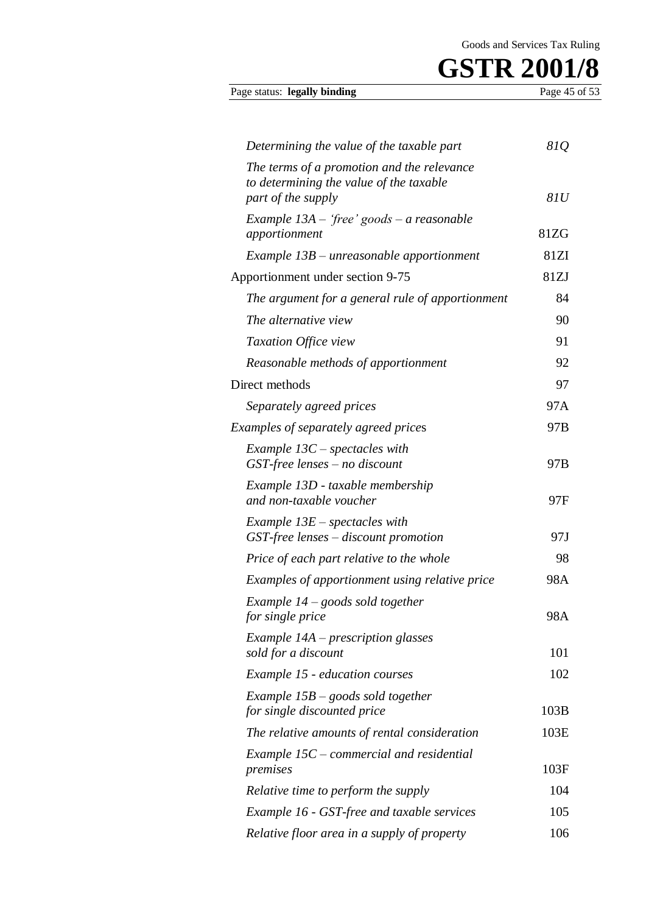| | |
|---|---|
| *Determining the value of the taxable part* | *81Q* |
| *The terms of a promotion and the relevance to determining the value of the taxable part of the supply* | *81U* |
| *Example 13A – 'free' goods – a reasonable apportionment* | 81ZG |
| *Example 13B – unreasonable apportionment* | 81ZI |
| Apportionment under section 9-75 | 81ZJ |
| *The argument for a general rule of apportionment* | 84 |
| *The alternative view* | 90 |
| *Taxation Office view* | 91 |
| *Reasonable methods of apportionment* | 92 |
| Direct methods | 97 |
| *Separately agreed prices* | 97A |
| *Examples of separately agreed price*s | 97B |
| *Example 13C – spectacles with GST-free lenses – no discount* | 97B |
| *Example 13D - taxable membership and non-taxable voucher* | 97F |
| *Example 13E – spectacles with GST-free lenses – discount promotion* | 97J |
| *Price of each part relative to the whole* | 98 |
| *Examples of apportionment using relative price* | 98A |
| *Example 14 – goods sold together for single price* | 98A |
| *Example 14A – prescription glasses sold for a discount* | 101 |
| *Example 15 - education courses* | 102 |
| *Example 15B – goods sold together for single discounted price* | 103B |
| *The relative amounts of rental consideration* | 103E |
| *Example 15C – commercial and residential premises* | 103F |
| *Relative time to perform the supply* | 104 |
| *Example 16 - GST-free and taxable services* | 105 |
| *Relative floor area in a supply of property* | 106 |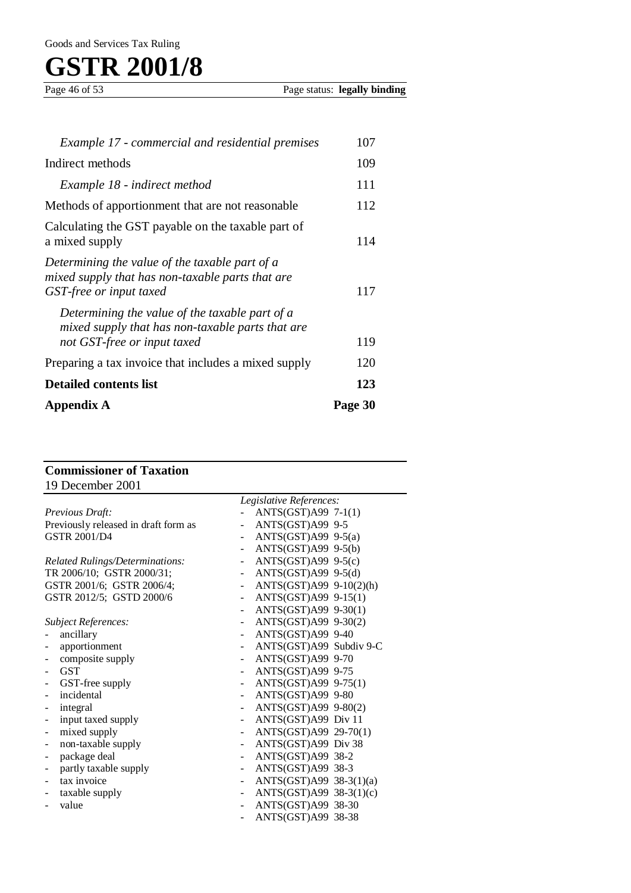| | |
|---|---|
| *Example 17 - commercial and residential premises* | 107 |
| Indirect methods | 109 |
| *Example 18 - indirect method* | 111 |
| Methods of apportionment that are not reasonable | 112 |
| Calculating the GST payable on the taxable part of a mixed supply | 114 |
| *Determining the value of the taxable part of a mixed supply that has non-taxable parts that are GST-free or input taxed* | 117 |
| *Determining the value of the taxable part of a mixed supply that has non-taxable parts that are not GST-free or input taxed* | 119 |
| Preparing a tax invoice that includes a mixed supply | 120 |
| **Detailed contents list** | **123** |
| **Appendix A** | **Page 30** |

**Commissioner of Taxation**
19 December 2001

*Previous Draft:*
Previously released in draft form as GSTR 2001/D4

*Related Rulings/Determinations:*
TR 2006/10; GSTR 2000/31; GSTR 2001/6; GSTR 2006/4; GSTR 2012/5; GSTD 2000/6

*Subject References:*
- ancillary
- apportionment
- composite supply
- GST
- GST-free supply
- incidental
- integral
- input taxed supply
- mixed supply
- non-taxable supply
- package deal
- partly taxable supply
- tax invoice
- taxable supply
- value

*Legislative References:*
- ANTS(GST)A99 7-1(1)
- ANTS(GST)A99 9-5
- ANTS(GST)A99 9-5(a)
- ANTS(GST)A99 9-5(b)
- ANTS(GST)A99 9-5(c)
- ANTS(GST)A99 9-5(d)
- ANTS(GST)A99 9-10(2)(h)
- ANTS(GST)A99 9-15(1)
- ANTS(GST)A99 9-30(1)
- ANTS(GST)A99 9-30(2)
- ANTS(GST)A99 9-40
- ANTS(GST)A99 Subdiv 9-C
- ANTS(GST)A99 9-70
- ANTS(GST)A99 9-75
- ANTS(GST)A99 9-75(1)
- ANTS(GST)A99 9-80
- ANTS(GST)A99 9-80(2)
- ANTS(GST)A99 Div 11
- ANTS(GST)A99 29-70(1)
- ANTS(GST)A99 Div 38
- ANTS(GST)A99 38-2
- ANTS(GST)A99 38-3
- ANTS(GST)A99 38-3(1)(a)
- ANTS(GST)A99 38-3(1)(c)
- ANTS(GST)A99 38-30
- ANTS(GST)A99 38-38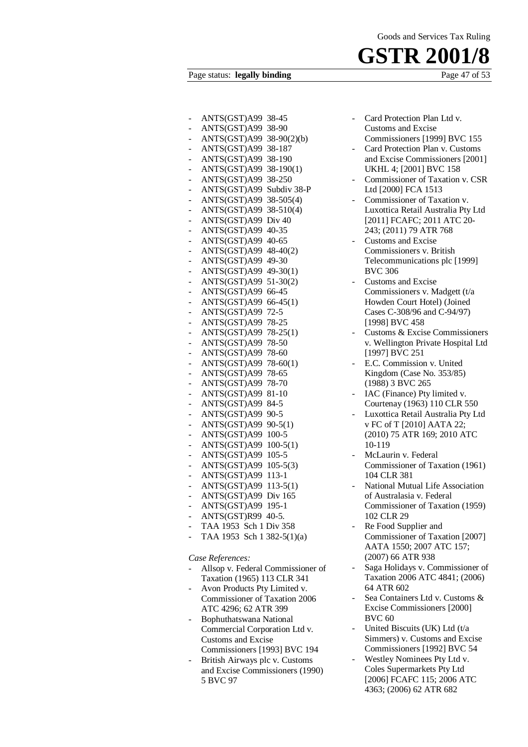- ANTS(GST)A99 38-45
- ANTS(GST)A99 38-90
- ANTS(GST)A99 38-90(2)(b)
- ANTS(GST)A99 38-187
- ANTS(GST)A99 38-190
- ANTS(GST)A99 38-190(1)
- ANTS(GST)A99 38-250
- ANTS(GST)A99 Subdiv 38-P
- ANTS(GST)A99 38-505(4)
- ANTS(GST)A99 38-510(4)
- ANTS(GST)A99 Div 40
- ANTS(GST)A99 40-35
- ANTS(GST)A99 40-65
- ANTS(GST)A99 48-40(2)
- ANTS(GST)A99 49-30
- ANTS(GST)A99 49-30(1)
- ANTS(GST)A99 51-30(2)
- ANTS(GST)A99 66-45
- ANTS(GST)A99 66-45(1)
- ANTS(GST)A99 72-5
- ANTS(GST)A99 78-25
- ANTS(GST)A99 78-25(1)
- ANTS(GST)A99 78-50
- ANTS(GST)A99 78-60
- ANTS(GST)A99 78-60(1)
- ANTS(GST)A99 78-65
- ANTS(GST)A99 78-70
- ANTS(GST)A99 81-10
- ANTS(GST)A99 84-5
- ANTS(GST)A99 90-5
- ANTS(GST)A99 90-5(1)
- ANTS(GST)A99 100-5
- ANTS(GST)A99 100-5(1)
- ANTS(GST)A99 105-5
- ANTS(GST)A99 105-5(3)
- ANTS(GST)A99 113-1
- ANTS(GST)A99 113-5(1)
- ANTS(GST)A99 Div 165
- ANTS(GST)A99 195-1
- ANTS(GST)R99 40-5.
- TAA 1953 Sch 1 Div 358
- TAA 1953 Sch 1 382-5(1)(a)

*Case References:*

- Allsop v. Federal Commissioner of Taxation (1965) 113 CLR 341
- Avon Products Pty Limited v. Commissioner of Taxation 2006 ATC 4296; 62 ATR 399
- Bophuthatswana National Commercial Corporation Ltd v. Customs and Excise Commissioners [1993] BVC 194
- British Airways plc v. Customs and Excise Commissioners (1990) 5 BVC 97
- Card Protection Plan Ltd v. Customs and Excise Commissioners [1999] BVC 155
- Card Protection Plan v. Customs and Excise Commissioners [2001] UKHL 4; [2001] BVC 158
- Commissioner of Taxation v. CSR Ltd [2000] FCA 1513
- Commissioner of Taxation v. Luxottica Retail Australia Pty Ltd [2011] FCAFC; 2011 ATC 20-243; (2011) 79 ATR 768
- Customs and Excise Commissioners v. British Telecommunications plc [1999] BVC 306
- Customs and Excise Commissioners v. Madgett (t/a Howden Court Hotel) (Joined Cases C-308/96 and C-94/97) [1998] BVC 458
- Customs & Excise Commissioners v. Wellington Private Hospital Ltd [1997] BVC 251
- E.C. Commission v. United Kingdom (Case No. 353/85) (1988) 3 BVC 265
- IAC (Finance) Pty limited v. Courtenay (1963) 110 CLR 550
- Luxottica Retail Australia Pty Ltd v FC of T [2010] AATA 22; (2010) 75 ATR 169; 2010 ATC 10-119
- McLaurin v. Federal Commissioner of Taxation (1961) 104 CLR 381
- National Mutual Life Association of Australasia v. Federal Commissioner of Taxation (1959) 102 CLR 29
- Re Food Supplier and Commissioner of Taxation [2007] AATA 1550; 2007 ATC 157; (2007) 66 ATR 938
- Saga Holidays v. Commissioner of Taxation 2006 ATC 4841; (2006) 64 ATR 602
- Sea Containers Ltd v. Customs & Excise Commissioners [2000] BVC 60
- United Biscuits (UK) Ltd (t/a Simmers) v. Customs and Excise Commissioners [1992] BVC 54
- Westley Nominees Pty Ltd v. Coles Supermarkets Pty Ltd [2006] FCAFC 115; 2006 ATC 4363; (2006) 62 ATR 682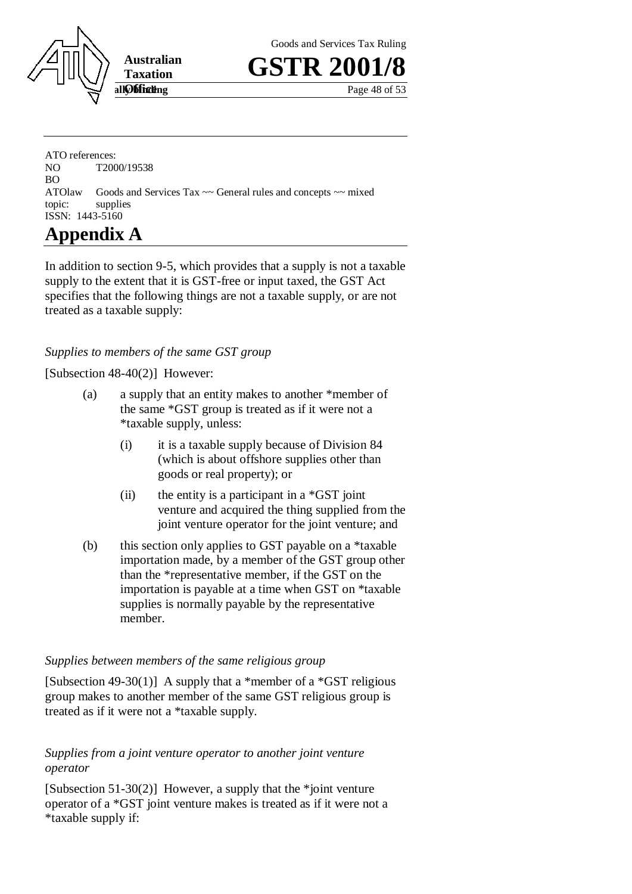ATO references:
NO T2000/19538
BO
ATOlaw topic: Goods and Services Tax ~~ General rules and concepts ~~ mixed supplies
ISSN: 1443-5160

# Appendix A

In addition to section 9-5, which provides that a supply is not a taxable supply to the extent that it is GST-free or input taxed, the GST Act specifies that the following things are not a taxable supply, or are not treated as a taxable supply:

*Supplies to members of the same GST group*

[Subsection 48-40(2)] However:

- (a) a supply that an entity makes to another *member of the same *GST group is treated as if it were not a *taxable supply, unless:
  - (i) it is a taxable supply because of Division 84 (which is about offshore supplies other than goods or real property); or
  - (ii) the entity is a participant in a *GST joint venture and acquired the thing supplied from the joint venture operator for the joint venture; and
- (b) this section only applies to GST payable on a *taxable importation made, by a member of the GST group other than the *representative member, if the GST on the importation is payable at a time when GST on *taxable supplies is normally payable by the representative member.

*Supplies between members of the same religious group*

[Subsection 49-30(1)] A supply that a *member of a *GST religious group makes to another member of the same GST religious group is treated as if it were not a *taxable supply.

*Supplies from a joint venture operator to another joint venture operator*

[Subsection 51-30(2)] However, a supply that the *joint venture operator of a *GST joint venture makes is treated as if it were not a *taxable supply if: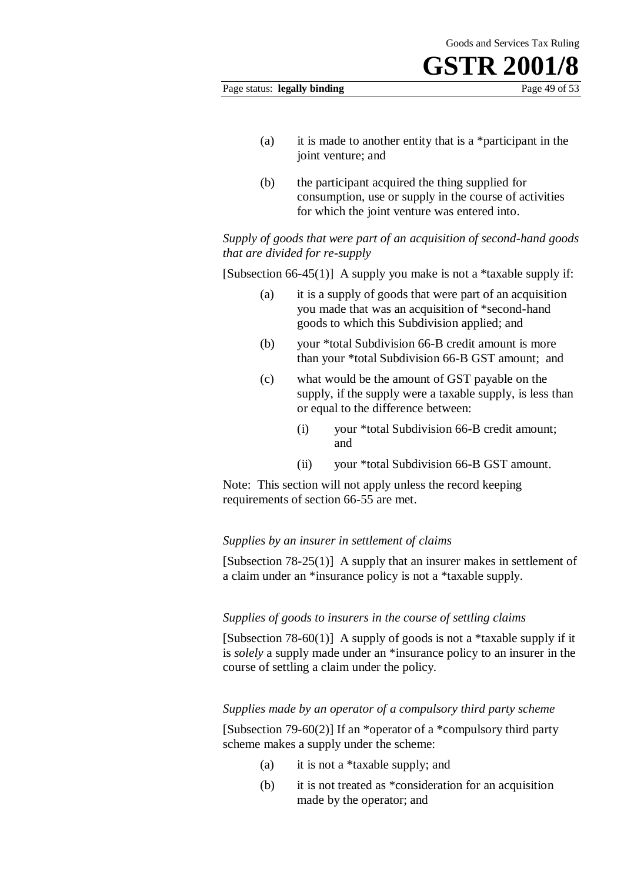(a) it is made to another entity that is a *participant in the joint venture; and

(b) the participant acquired the thing supplied for consumption, use or supply in the course of activities for which the joint venture was entered into.

*Supply of goods that were part of an acquisition of second-hand goods that are divided for re-supply*

[Subsection 66-45(1)] A supply you make is not a *taxable supply if:

(a) it is a supply of goods that were part of an acquisition you made that was an acquisition of *second-hand goods to which this Subdivision applied; and

(b) your *total Subdivision 66-B credit amount is more than your *total Subdivision 66-B GST amount; and

(c) what would be the amount of GST payable on the supply, if the supply were a taxable supply, is less than or equal to the difference between:

   (i) your *total Subdivision 66-B credit amount; and

   (ii) your *total Subdivision 66-B GST amount.

Note: This section will not apply unless the record keeping requirements of section 66-55 are met.

*Supplies by an insurer in settlement of claims*

[Subsection 78-25(1)] A supply that an insurer makes in settlement of a claim under an *insurance policy is not a *taxable supply.

*Supplies of goods to insurers in the course of settling claims*

[Subsection 78-60(1)] A supply of goods is not a *taxable supply if it is *solely* a supply made under an *insurance policy to an insurer in the course of settling a claim under the policy.

*Supplies made by an operator of a compulsory third party scheme*

[Subsection 79-60(2)] If an *operator of a *compulsory third party scheme makes a supply under the scheme:

(a) it is not a *taxable supply; and

(b) it is not treated as *consideration for an acquisition made by the operator; and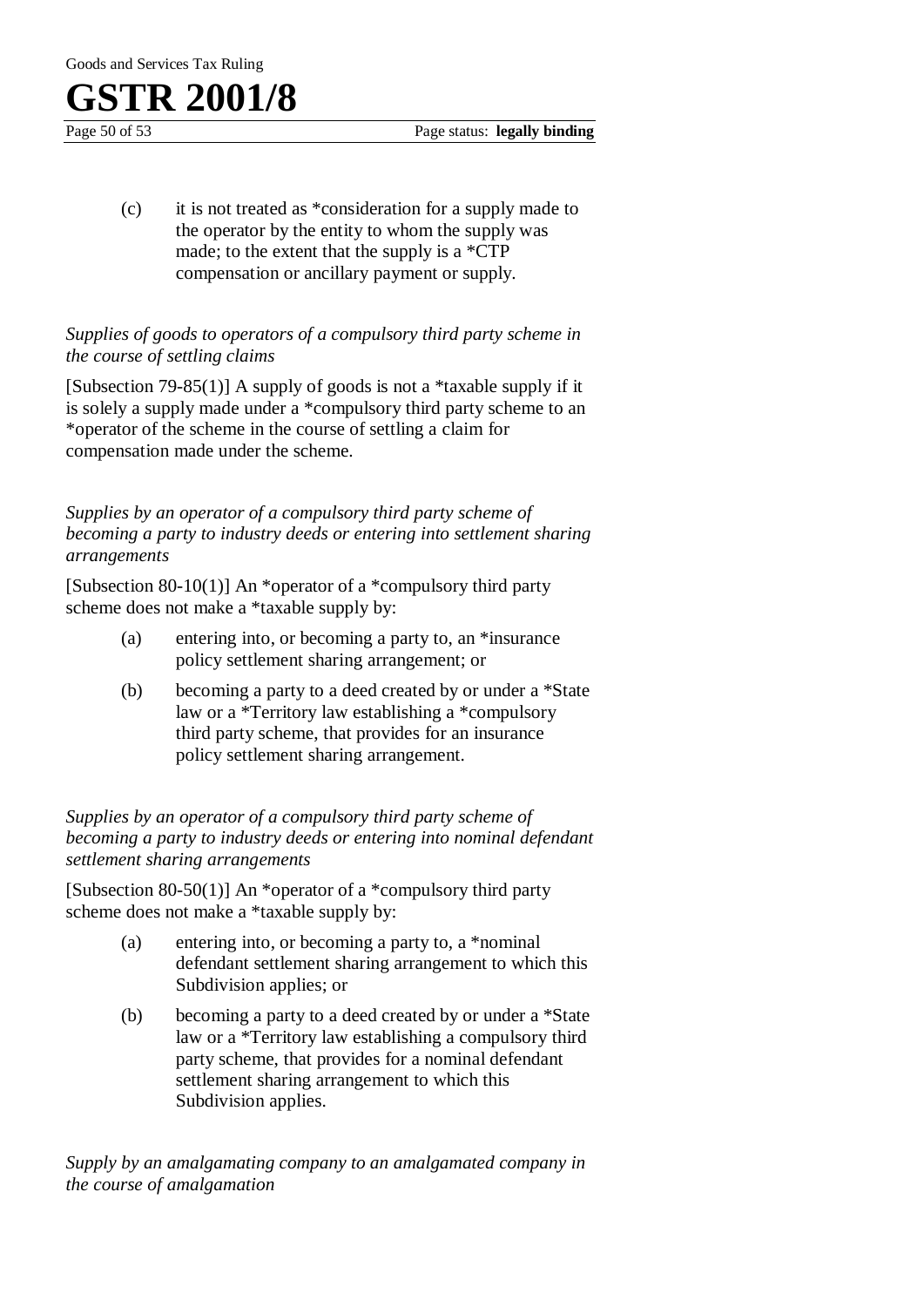(c) it is not treated as *consideration for a supply made to the operator by the entity to whom the supply was made; to the extent that the supply is a *CTP compensation or ancillary payment or supply.

*Supplies of goods to operators of a compulsory third party scheme in the course of settling claims*

[Subsection 79-85(1)] A supply of goods is not a *taxable supply if it is solely a supply made under a *compulsory third party scheme to an *operator of the scheme in the course of settling a claim for compensation made under the scheme.

*Supplies by an operator of a compulsory third party scheme of becoming a party to industry deeds or entering into settlement sharing arrangements*

[Subsection 80-10(1)] An *operator of a *compulsory third party scheme does not make a *taxable supply by:

(a) entering into, or becoming a party to, an *insurance policy settlement sharing arrangement; or

(b) becoming a party to a deed created by or under a *State law or a *Territory law establishing a *compulsory third party scheme, that provides for an insurance policy settlement sharing arrangement.

*Supplies by an operator of a compulsory third party scheme of becoming a party to industry deeds or entering into nominal defendant settlement sharing arrangements*

[Subsection 80-50(1)] An *operator of a *compulsory third party scheme does not make a *taxable supply by:

(a) entering into, or becoming a party to, a *nominal defendant settlement sharing arrangement to which this Subdivision applies; or

(b) becoming a party to a deed created by or under a *State law or a *Territory law establishing a compulsory third party scheme, that provides for a nominal defendant settlement sharing arrangement to which this Subdivision applies.

*Supply by an amalgamating company to an amalgamated company in the course of amalgamation*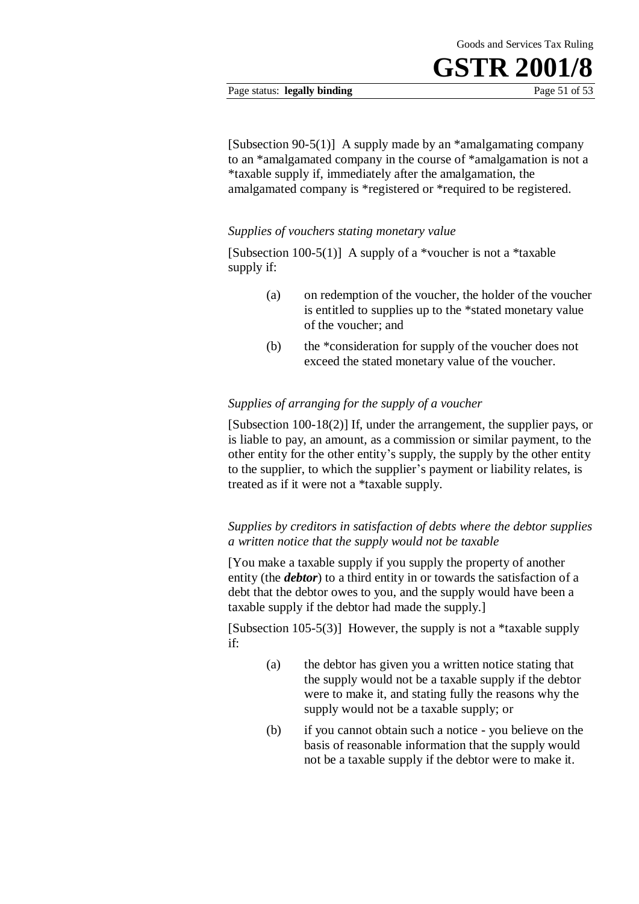[Subsection 90-5(1)] A supply made by an *amalgamating company to an *amalgamated company in the course of *amalgamation is not a *taxable supply if, immediately after the amalgamation, the amalgamated company is *registered or *required to be registered.

*Supplies of vouchers stating monetary value*

[Subsection 100-5(1)] A supply of a *voucher is not a *taxable supply if:

(a) on redemption of the voucher, the holder of the voucher is entitled to supplies up to the *stated monetary value of the voucher; and

(b) the *consideration for supply of the voucher does not exceed the stated monetary value of the voucher.

*Supplies of arranging for the supply of a voucher*

[Subsection 100-18(2)] If, under the arrangement, the supplier pays, or is liable to pay, an amount, as a commission or similar payment, to the other entity for the other entity's supply, the supply by the other entity to the supplier, to which the supplier's payment or liability relates, is treated as if it were not a *taxable supply.

*Supplies by creditors in satisfaction of debts where the debtor supplies a written notice that the supply would not be taxable*

[You make a taxable supply if you supply the property of another entity (the ***debtor***) to a third entity in or towards the satisfaction of a debt that the debtor owes to you, and the supply would have been a taxable supply if the debtor had made the supply.]

[Subsection 105-5(3)] However, the supply is not a *taxable supply if:

(a) the debtor has given you a written notice stating that the supply would not be a taxable supply if the debtor were to make it, and stating fully the reasons why the supply would not be a taxable supply; or

(b) if you cannot obtain such a notice - you believe on the basis of reasonable information that the supply would not be a taxable supply if the debtor were to make it.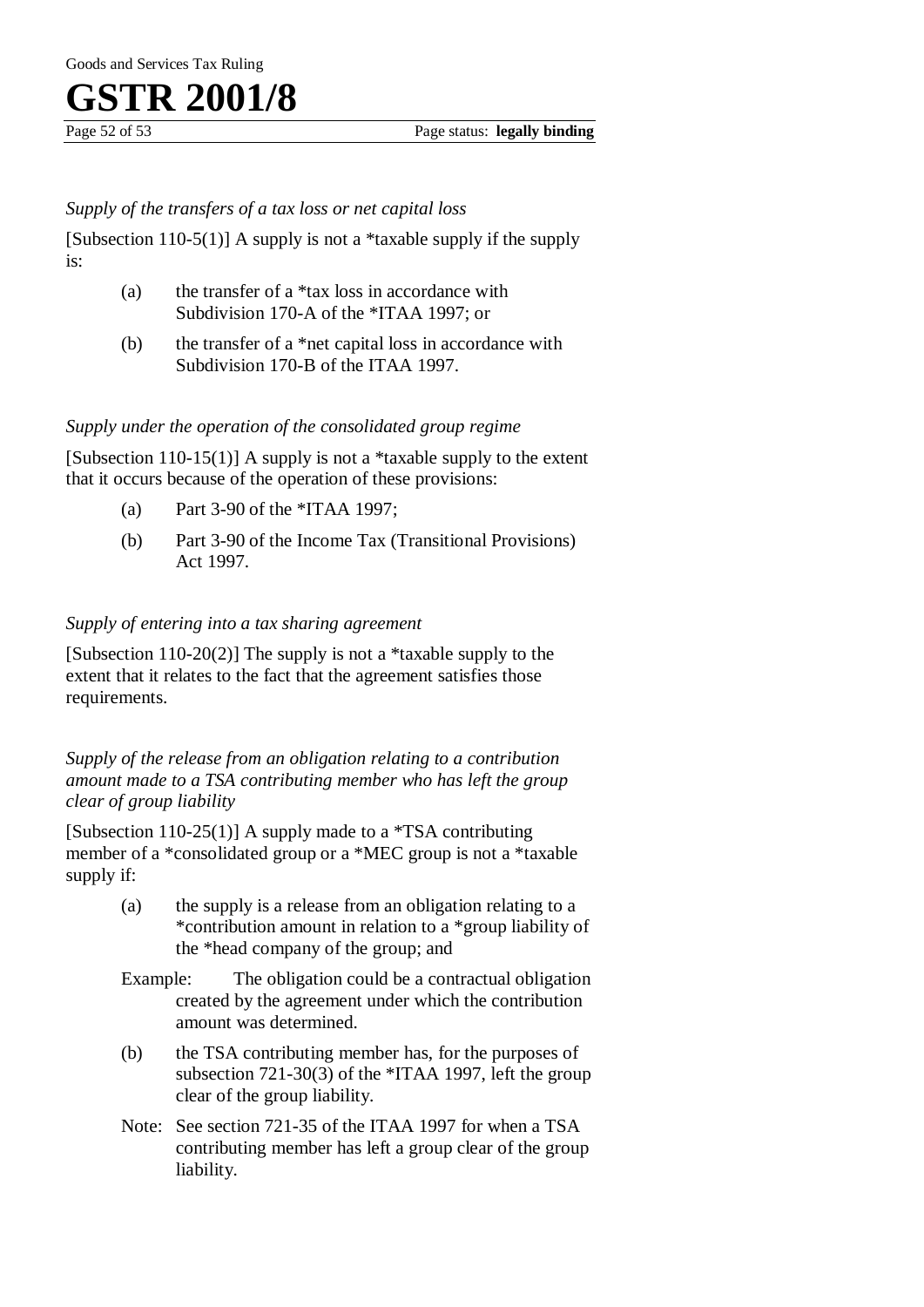*Supply of the transfers of a tax loss or net capital loss*

[Subsection 110-5(1)] A supply is not a *taxable supply if the supply is:

(a) the transfer of a *tax loss in accordance with Subdivision 170-A of the *ITAA 1997; or

(b) the transfer of a *net capital loss in accordance with Subdivision 170-B of the ITAA 1997.

*Supply under the operation of the consolidated group regime*

[Subsection 110-15(1)] A supply is not a *taxable supply to the extent that it occurs because of the operation of these provisions:

(a) Part 3-90 of the *ITAA 1997;

(b) Part 3-90 of the Income Tax (Transitional Provisions) Act 1997.

*Supply of entering into a tax sharing agreement*

[Subsection 110-20(2)] The supply is not a *taxable supply to the extent that it relates to the fact that the agreement satisfies those requirements.

*Supply of the release from an obligation relating to a contribution amount made to a TSA contributing member who has left the group clear of group liability*

[Subsection 110-25(1)] A supply made to a *TSA contributing member of a *consolidated group or a *MEC group is not a *taxable supply if:

(a) the supply is a release from an obligation relating to a *contribution amount in relation to a *group liability of the *head company of the group; and

Example: The obligation could be a contractual obligation created by the agreement under which the contribution amount was determined.

(b) the TSA contributing member has, for the purposes of subsection 721-30(3) of the *ITAA 1997, left the group clear of the group liability.

Note: See section 721-35 of the ITAA 1997 for when a TSA contributing member has left a group clear of the group liability.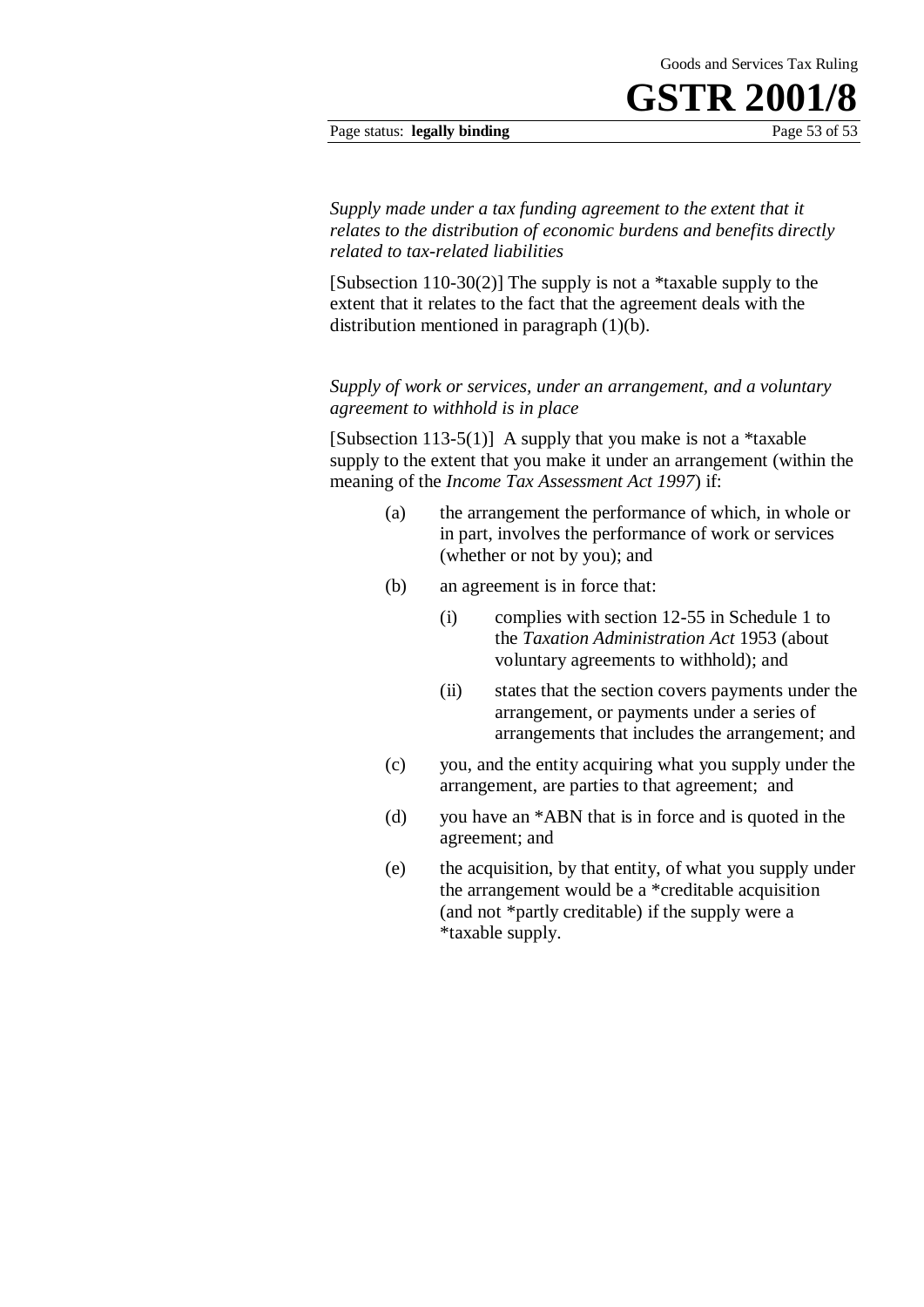*Supply made under a tax funding agreement to the extent that it relates to the distribution of economic burdens and benefits directly related to tax-related liabilities*

[Subsection 110-30(2)] The supply is not a *taxable supply to the extent that it relates to the fact that the agreement deals with the distribution mentioned in paragraph (1)(b).

*Supply of work or services, under an arrangement, and a voluntary agreement to withhold is in place*

[Subsection 113-5(1)] A supply that you make is not a *taxable supply to the extent that you make it under an arrangement (within the meaning of the *Income Tax Assessment Act 1997*) if:

- (a) the arrangement the performance of which, in whole or in part, involves the performance of work or services (whether or not by you); and
- (b) an agreement is in force that:
  - (i) complies with section 12-55 in Schedule 1 to the *Taxation Administration Act* 1953 (about voluntary agreements to withhold); and
  - (ii) states that the section covers payments under the arrangement, or payments under a series of arrangements that includes the arrangement; and
- (c) you, and the entity acquiring what you supply under the arrangement, are parties to that agreement; and
- (d) you have an *ABN that is in force and is quoted in the agreement; and
- (e) the acquisition, by that entity, of what you supply under the arrangement would be a *creditable acquisition (and not *partly creditable) if the supply were a *taxable supply.